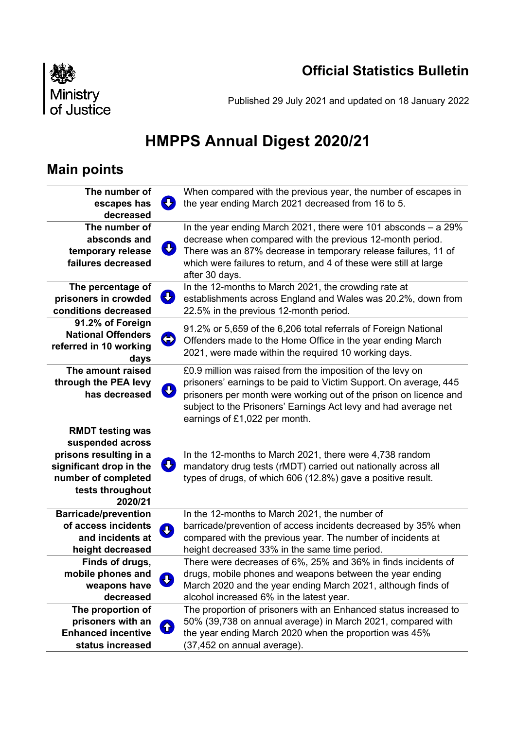Ministry of Justice

**Official Statistics Bulletin**

Published 29 July 2021 and updated on 18 January 2022

# HMPPS Annual Digest 2020/21

## Main points

| | | |
|---|---|---|
| **The number of escapes has decreased** | ⬇ | When compared with the previous year, the number of escapes in the year ending March 2021 decreased from 16 to 5. |
| **The number of absconds and temporary release failures decreased** | ⬇ | In the year ending March 2021, there were 101 absconds – a 29% decrease when compared with the previous 12-month period. There was an 87% decrease in temporary release failures, 11 of which were failures to return, and 4 of these were still at large after 30 days. |
| **The percentage of prisoners in crowded conditions decreased** | ⬇ | In the 12-months to March 2021, the crowding rate at establishments across England and Wales was 20.2%, down from 22.5% in the previous 12-month period. |
| **91.2% of Foreign National Offenders referred in 10 working days** | ⬌ | 91.2% or 5,659 of the 6,206 total referrals of Foreign National Offenders made to the Home Office in the year ending March 2021, were made within the required 10 working days. |
| **The amount raised through the PEA levy has decreased** | ⬇ | £0.9 million was raised from the imposition of the levy on prisoners' earnings to be paid to Victim Support. On average, 445 prisoners per month were working out of the prison on licence and subject to the Prisoners' Earnings Act levy and had average net earnings of £1,022 per month. |
| **RMDT testing was suspended across prisons resulting in a significant drop in the number of completed tests throughout 2020/21** | ⬇ | In the 12-months to March 2021, there were 4,738 random mandatory drug tests (rMDT) carried out nationally across all types of drugs, of which 606 (12.8%) gave a positive result. |
| **Barricade/prevention of access incidents and incidents at height decreased** | ⬇ | In the 12-months to March 2021, the number of barricade/prevention of access incidents decreased by 35% when compared with the previous year. The number of incidents at height decreased 33% in the same time period. |
| **Finds of drugs, mobile phones and weapons have decreased** | ⬇ | There were decreases of 6%, 25% and 36% in finds incidents of drugs, mobile phones and weapons between the year ending March 2020 and the year ending March 2021, although finds of alcohol increased 6% in the latest year. |
| **The proportion of prisoners with an Enhanced incentive status increased** | ⬆ | The proportion of prisoners with an Enhanced status increased to 50% (39,738 on annual average) in March 2021, compared with the year ending March 2020 when the proportion was 45% (37,452 on annual average). |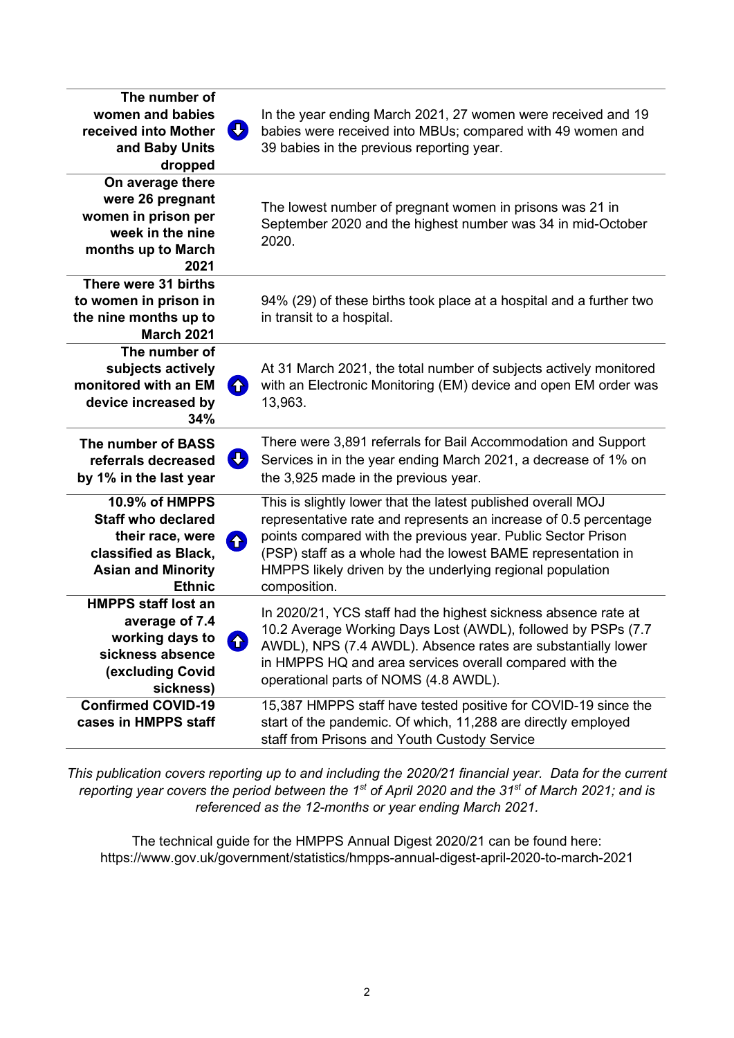| | | |
|---|---|---|
| **The number of women and babies received into Mother and Baby Units dropped** | ⬇ | In the year ending March 2021, 27 women were received and 19 babies were received into MBUs; compared with 49 women and 39 babies in the previous reporting year. |
| **On average there were 26 pregnant women in prison per week in the nine months up to March 2021** | | The lowest number of pregnant women in prisons was 21 in September 2020 and the highest number was 34 in mid-October 2020. |
| **There were 31 births to women in prison in the nine months up to March 2021** | | 94% (29) of these births took place at a hospital and a further two in transit to a hospital. |
| **The number of subjects actively monitored with an EM device increased by 34%** | ⬆ | At 31 March 2021, the total number of subjects actively monitored with an Electronic Monitoring (EM) device and open EM order was 13,963. |
| **The number of BASS referrals decreased by 1% in the last year** | ⬇ | There were 3,891 referrals for Bail Accommodation and Support Services in in the year ending March 2021, a decrease of 1% on the 3,925 made in the previous year. |
| **10.9% of HMPPS Staff who declared their race, were classified as Black, Asian and Minority Ethnic** | ⬆ | This is slightly lower that the latest published overall MOJ representative rate and represents an increase of 0.5 percentage points compared with the previous year. Public Sector Prison (PSP) staff as a whole had the lowest BAME representation in HMPPS likely driven by the underlying regional population composition. |
| **HMPPS staff lost an average of 7.4 working days to sickness absence (excluding Covid sickness)** | ⬆ | In 2020/21, YCS staff had the highest sickness absence rate at 10.2 Average Working Days Lost (AWDL), followed by PSPs (7.7 AWDL), NPS (7.4 AWDL). Absence rates are substantially lower in HMPPS HQ and area services overall compared with the operational parts of NOMS (4.8 AWDL). |
| **Confirmed COVID-19 cases in HMPPS staff** | | 15,387 HMPPS staff have tested positive for COVID-19 since the start of the pandemic. Of which, 11,288 are directly employed staff from Prisons and Youth Custody Service |

*This publication covers reporting up to and including the 2020/21 financial year. Data for the current reporting year covers the period between the 1st of April 2020 and the 31st of March 2021; and is referenced as the 12-months or year ending March 2021.*

The technical guide for the HMPPS Annual Digest 2020/21 can be found here: https://www.gov.uk/government/statistics/hmpps-annual-digest-april-2020-to-march-2021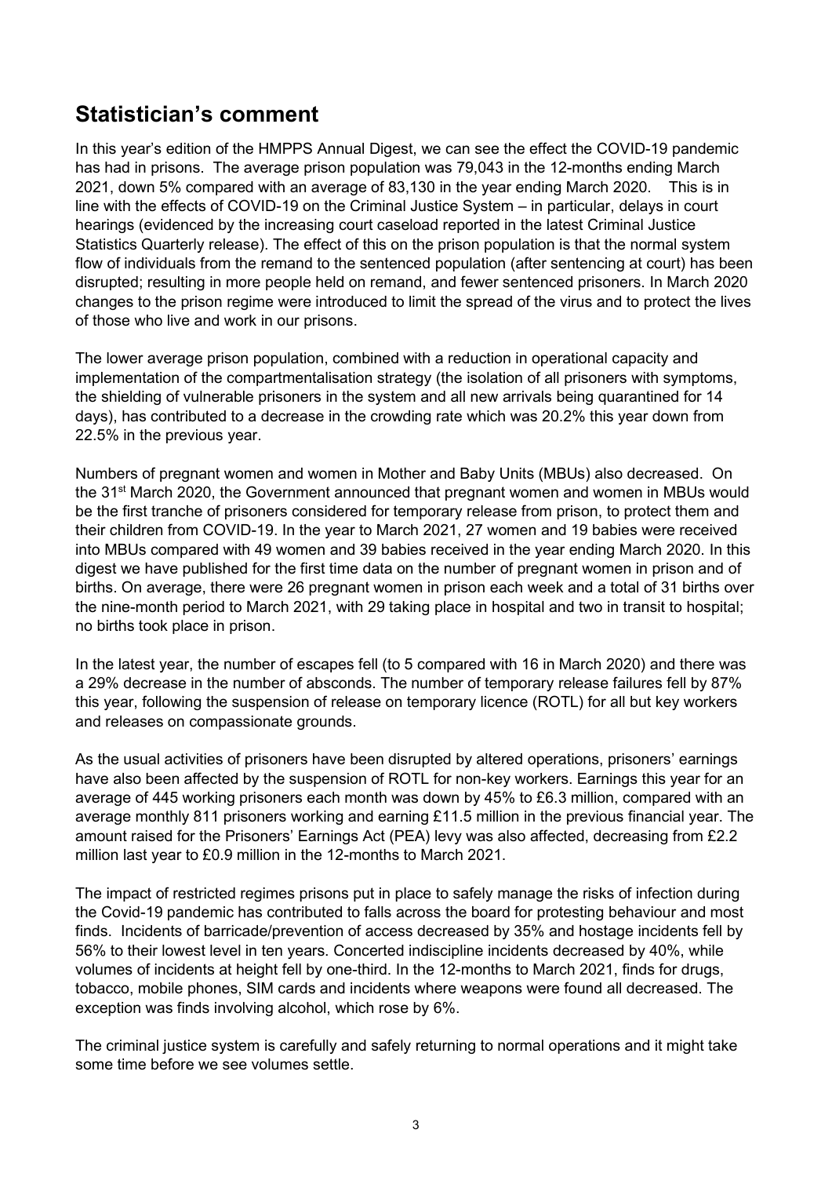## Statistician's comment

In this year's edition of the HMPPS Annual Digest, we can see the effect the COVID-19 pandemic has had in prisons. The average prison population was 79,043 in the 12-months ending March 2021, down 5% compared with an average of 83,130 in the year ending March 2020. This is in line with the effects of COVID-19 on the Criminal Justice System – in particular, delays in court hearings (evidenced by the increasing court caseload reported in the latest Criminal Justice Statistics Quarterly release). The effect of this on the prison population is that the normal system flow of individuals from the remand to the sentenced population (after sentencing at court) has been disrupted; resulting in more people held on remand, and fewer sentenced prisoners. In March 2020 changes to the prison regime were introduced to limit the spread of the virus and to protect the lives of those who live and work in our prisons.

The lower average prison population, combined with a reduction in operational capacity and implementation of the compartmentalisation strategy (the isolation of all prisoners with symptoms, the shielding of vulnerable prisoners in the system and all new arrivals being quarantined for 14 days), has contributed to a decrease in the crowding rate which was 20.2% this year down from 22.5% in the previous year.

Numbers of pregnant women and women in Mother and Baby Units (MBUs) also decreased. On the 31st March 2020, the Government announced that pregnant women and women in MBUs would be the first tranche of prisoners considered for temporary release from prison, to protect them and their children from COVID-19. In the year to March 2021, 27 women and 19 babies were received into MBUs compared with 49 women and 39 babies received in the year ending March 2020. In this digest we have published for the first time data on the number of pregnant women in prison and of births. On average, there were 26 pregnant women in prison each week and a total of 31 births over the nine-month period to March 2021, with 29 taking place in hospital and two in transit to hospital; no births took place in prison.

In the latest year, the number of escapes fell (to 5 compared with 16 in March 2020) and there was a 29% decrease in the number of absconds. The number of temporary release failures fell by 87% this year, following the suspension of release on temporary licence (ROTL) for all but key workers and releases on compassionate grounds.

As the usual activities of prisoners have been disrupted by altered operations, prisoners' earnings have also been affected by the suspension of ROTL for non-key workers. Earnings this year for an average of 445 working prisoners each month was down by 45% to £6.3 million, compared with an average monthly 811 prisoners working and earning £11.5 million in the previous financial year. The amount raised for the Prisoners' Earnings Act (PEA) levy was also affected, decreasing from £2.2 million last year to £0.9 million in the 12-months to March 2021.

The impact of restricted regimes prisons put in place to safely manage the risks of infection during the Covid-19 pandemic has contributed to falls across the board for protesting behaviour and most finds. Incidents of barricade/prevention of access decreased by 35% and hostage incidents fell by 56% to their lowest level in ten years. Concerted indiscipline incidents decreased by 40%, while volumes of incidents at height fell by one-third. In the 12-months to March 2021, finds for drugs, tobacco, mobile phones, SIM cards and incidents where weapons were found all decreased. The exception was finds involving alcohol, which rose by 6%.

The criminal justice system is carefully and safely returning to normal operations and it might take some time before we see volumes settle.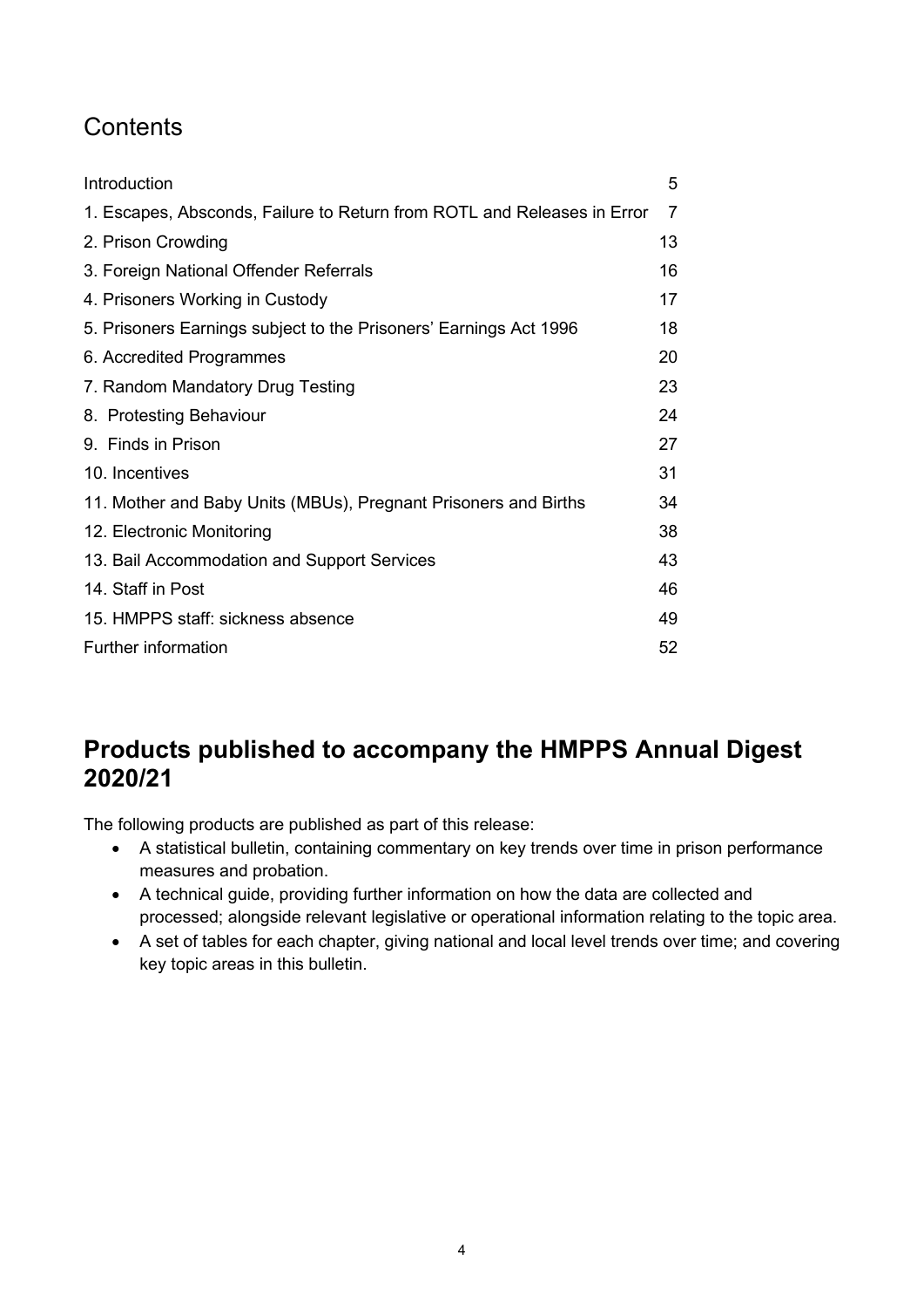## Contents

| | |
|---|---|
| Introduction | 5 |
| 1. Escapes, Absconds, Failure to Return from ROTL and Releases in Error | 7 |
| 2. Prison Crowding | 13 |
| 3. Foreign National Offender Referrals | 16 |
| 4. Prisoners Working in Custody | 17 |
| 5. Prisoners Earnings subject to the Prisoners' Earnings Act 1996 | 18 |
| 6. Accredited Programmes | 20 |
| 7. Random Mandatory Drug Testing | 23 |
| 8. Protesting Behaviour | 24 |
| 9. Finds in Prison | 27 |
| 10. Incentives | 31 |
| 11. Mother and Baby Units (MBUs), Pregnant Prisoners and Births | 34 |
| 12. Electronic Monitoring | 38 |
| 13. Bail Accommodation and Support Services | 43 |
| 14. Staff in Post | 46 |
| 15. HMPPS staff: sickness absence | 49 |
| Further information | 52 |

## Products published to accompany the HMPPS Annual Digest 2020/21

The following products are published as part of this release:

- A statistical bulletin, containing commentary on key trends over time in prison performance measures and probation.
- A technical guide, providing further information on how the data are collected and processed; alongside relevant legislative or operational information relating to the topic area.
- A set of tables for each chapter, giving national and local level trends over time; and covering key topic areas in this bulletin.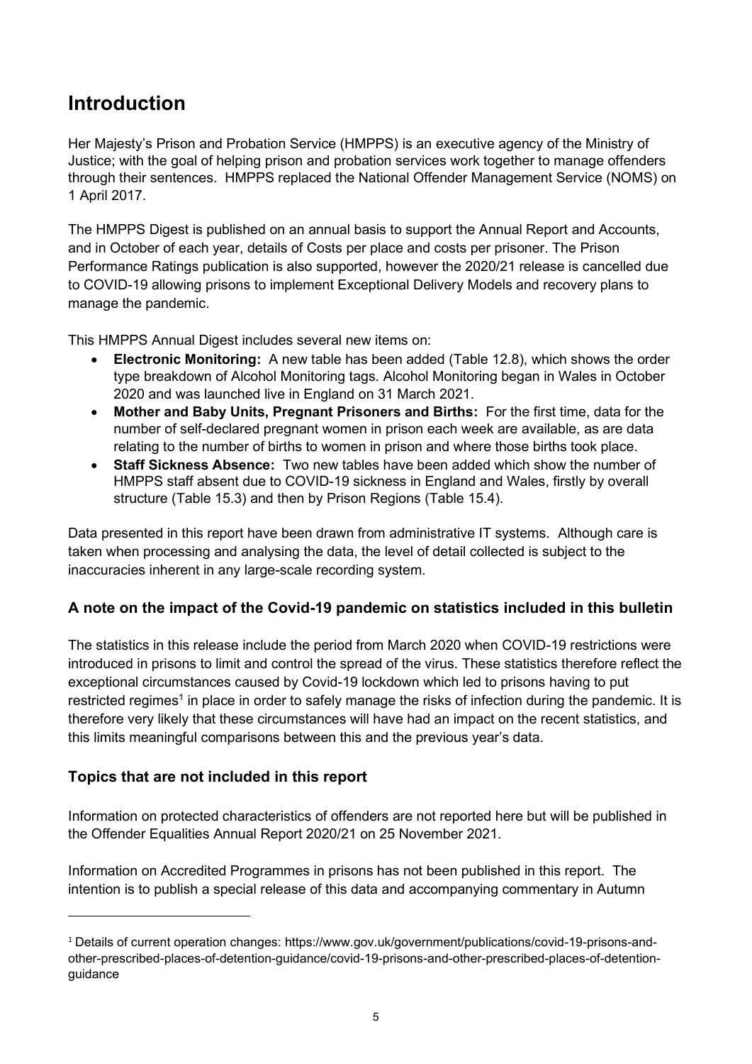# Introduction

Her Majesty's Prison and Probation Service (HMPPS) is an executive agency of the Ministry of Justice; with the goal of helping prison and probation services work together to manage offenders through their sentences. HMPPS replaced the National Offender Management Service (NOMS) on 1 April 2017.

The HMPPS Digest is published on an annual basis to support the Annual Report and Accounts, and in October of each year, details of Costs per place and costs per prisoner. The Prison Performance Ratings publication is also supported, however the 2020/21 release is cancelled due to COVID-19 allowing prisons to implement Exceptional Delivery Models and recovery plans to manage the pandemic.

This HMPPS Annual Digest includes several new items on:

- **Electronic Monitoring:** A new table has been added (Table 12.8), which shows the order type breakdown of Alcohol Monitoring tags. Alcohol Monitoring began in Wales in October 2020 and was launched live in England on 31 March 2021.
- **Mother and Baby Units, Pregnant Prisoners and Births:** For the first time, data for the number of self-declared pregnant women in prison each week are available, as are data relating to the number of births to women in prison and where those births took place.
- **Staff Sickness Absence:** Two new tables have been added which show the number of HMPPS staff absent due to COVID-19 sickness in England and Wales, firstly by overall structure (Table 15.3) and then by Prison Regions (Table 15.4).

Data presented in this report have been drawn from administrative IT systems. Although care is taken when processing and analysing the data, the level of detail collected is subject to the inaccuracies inherent in any large-scale recording system.

## A note on the impact of the Covid-19 pandemic on statistics included in this bulletin

The statistics in this release include the period from March 2020 when COVID-19 restrictions were introduced in prisons to limit and control the spread of the virus. These statistics therefore reflect the exceptional circumstances caused by Covid-19 lockdown which led to prisons having to put restricted regimes[1] in place in order to safely manage the risks of infection during the pandemic. It is therefore very likely that these circumstances will have had an impact on the recent statistics, and this limits meaningful comparisons between this and the previous year's data.

## Topics that are not included in this report

Information on protected characteristics of offenders are not reported here but will be published in the Offender Equalities Annual Report 2020/21 on 25 November 2021.

Information on Accredited Programmes in prisons has not been published in this report. The intention is to publish a special release of this data and accompanying commentary in Autumn

[1] Details of current operation changes: https://www.gov.uk/government/publications/covid-19-prisons-and-other-prescribed-places-of-detention-guidance/covid-19-prisons-and-other-prescribed-places-of-detention-guidance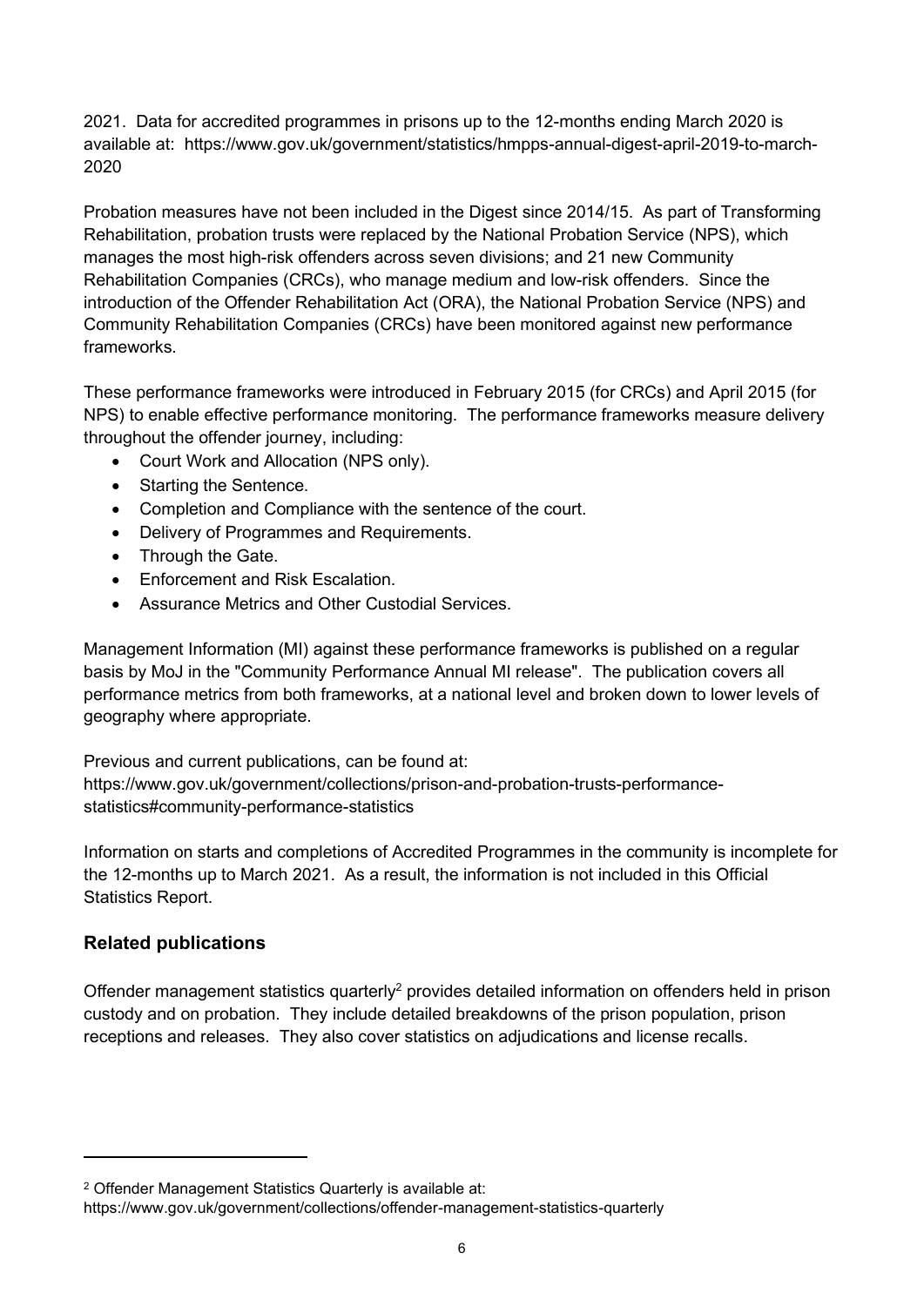2021. Data for accredited programmes in prisons up to the 12-months ending March 2020 is available at: https://www.gov.uk/government/statistics/hmpps-annual-digest-april-2019-to-march-2020

Probation measures have not been included in the Digest since 2014/15. As part of Transforming Rehabilitation, probation trusts were replaced by the National Probation Service (NPS), which manages the most high-risk offenders across seven divisions; and 21 new Community Rehabilitation Companies (CRCs), who manage medium and low-risk offenders. Since the introduction of the Offender Rehabilitation Act (ORA), the National Probation Service (NPS) and Community Rehabilitation Companies (CRCs) have been monitored against new performance frameworks.

These performance frameworks were introduced in February 2015 (for CRCs) and April 2015 (for NPS) to enable effective performance monitoring. The performance frameworks measure delivery throughout the offender journey, including:

- Court Work and Allocation (NPS only).
- Starting the Sentence.
- Completion and Compliance with the sentence of the court.
- Delivery of Programmes and Requirements.
- Through the Gate.
- Enforcement and Risk Escalation.
- Assurance Metrics and Other Custodial Services.

Management Information (MI) against these performance frameworks is published on a regular basis by MoJ in the "Community Performance Annual MI release". The publication covers all performance metrics from both frameworks, at a national level and broken down to lower levels of geography where appropriate.

Previous and current publications, can be found at:
https://www.gov.uk/government/collections/prison-and-probation-trusts-performance-statistics#community-performance-statistics

Information on starts and completions of Accredited Programmes in the community is incomplete for the 12-months up to March 2021. As a result, the information is not included in this Official Statistics Report.

## Related publications

Offender management statistics quarterly[2] provides detailed information on offenders held in prison custody and on probation. They include detailed breakdowns of the prison population, prison receptions and releases. They also cover statistics on adjudications and license recalls.

---

[2] Offender Management Statistics Quarterly is available at:
https://www.gov.uk/government/collections/offender-management-statistics-quarterly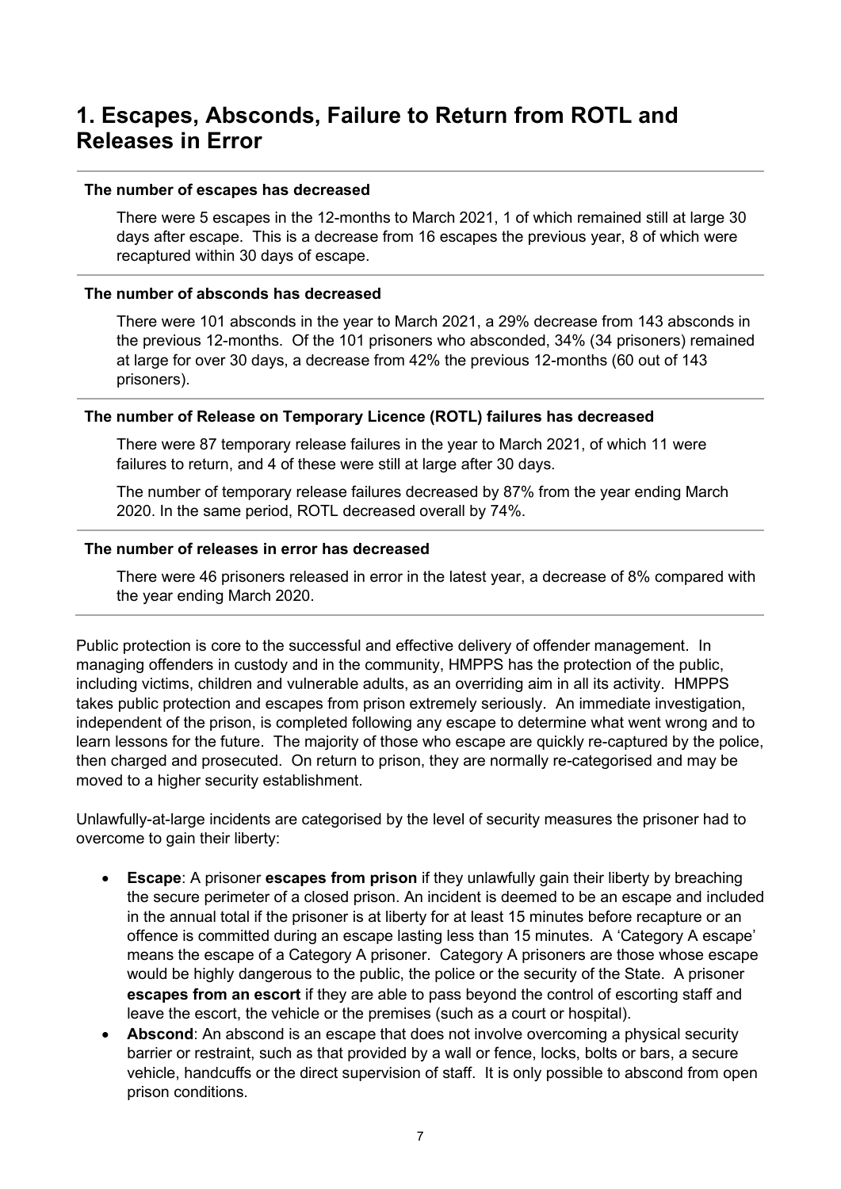## 1. Escapes, Absconds, Failure to Return from ROTL and Releases in Error

**The number of escapes has decreased**

There were 5 escapes in the 12-months to March 2021, 1 of which remained still at large 30 days after escape. This is a decrease from 16 escapes the previous year, 8 of which were recaptured within 30 days of escape.

**The number of absconds has decreased**

There were 101 absconds in the year to March 2021, a 29% decrease from 143 absconds in the previous 12-months. Of the 101 prisoners who absconded, 34% (34 prisoners) remained at large for over 30 days, a decrease from 42% the previous 12-months (60 out of 143 prisoners).

**The number of Release on Temporary Licence (ROTL) failures has decreased**

There were 87 temporary release failures in the year to March 2021, of which 11 were failures to return, and 4 of these were still at large after 30 days.

The number of temporary release failures decreased by 87% from the year ending March 2020. In the same period, ROTL decreased overall by 74%.

**The number of releases in error has decreased**

There were 46 prisoners released in error in the latest year, a decrease of 8% compared with the year ending March 2020.

Public protection is core to the successful and effective delivery of offender management. In managing offenders in custody and in the community, HMPPS has the protection of the public, including victims, children and vulnerable adults, as an overriding aim in all its activity. HMPPS takes public protection and escapes from prison extremely seriously. An immediate investigation, independent of the prison, is completed following any escape to determine what went wrong and to learn lessons for the future. The majority of those who escape are quickly re-captured by the police, then charged and prosecuted. On return to prison, they are normally re-categorised and may be moved to a higher security establishment.

Unlawfully-at-large incidents are categorised by the level of security measures the prisoner had to overcome to gain their liberty:

- **Escape**: A prisoner **escapes from prison** if they unlawfully gain their liberty by breaching the secure perimeter of a closed prison. An incident is deemed to be an escape and included in the annual total if the prisoner is at liberty for at least 15 minutes before recapture or an offence is committed during an escape lasting less than 15 minutes. A 'Category A escape' means the escape of a Category A prisoner. Category A prisoners are those whose escape would be highly dangerous to the public, the police or the security of the State. A prisoner **escapes from an escort** if they are able to pass beyond the control of escorting staff and leave the escort, the vehicle or the premises (such as a court or hospital).
- **Abscond**: An abscond is an escape that does not involve overcoming a physical security barrier or restraint, such as that provided by a wall or fence, locks, bolts or bars, a secure vehicle, handcuffs or the direct supervision of staff. It is only possible to abscond from open prison conditions.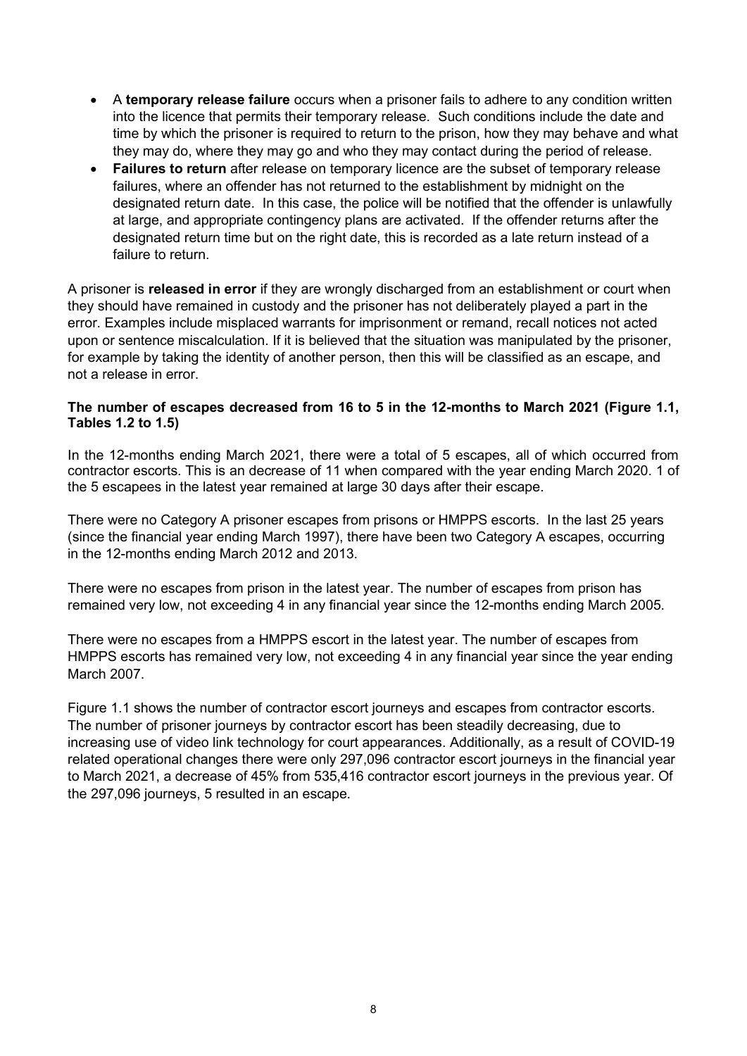- A **temporary release failure** occurs when a prisoner fails to adhere to any condition written into the licence that permits their temporary release. Such conditions include the date and time by which the prisoner is required to return to the prison, how they may behave and what they may do, where they may go and who they may contact during the period of release.
- **Failures to return** after release on temporary licence are the subset of temporary release failures, where an offender has not returned to the establishment by midnight on the designated return date. In this case, the police will be notified that the offender is unlawfully at large, and appropriate contingency plans are activated. If the offender returns after the designated return time but on the right date, this is recorded as a late return instead of a failure to return.

A prisoner is **released in error** if they are wrongly discharged from an establishment or court when they should have remained in custody and the prisoner has not deliberately played a part in the error. Examples include misplaced warrants for imprisonment or remand, recall notices not acted upon or sentence miscalculation. If it is believed that the situation was manipulated by the prisoner, for example by taking the identity of another person, then this will be classified as an escape, and not a release in error.

**The number of escapes decreased from 16 to 5 in the 12-months to March 2021 (Figure 1.1, Tables 1.2 to 1.5)**

In the 12-months ending March 2021, there were a total of 5 escapes, all of which occurred from contractor escorts. This is an decrease of 11 when compared with the year ending March 2020. 1 of the 5 escapees in the latest year remained at large 30 days after their escape.

There were no Category A prisoner escapes from prisons or HMPPS escorts. In the last 25 years (since the financial year ending March 1997), there have been two Category A escapes, occurring in the 12-months ending March 2012 and 2013.

There were no escapes from prison in the latest year. The number of escapes from prison has remained very low, not exceeding 4 in any financial year since the 12-months ending March 2005.

There were no escapes from a HMPPS escort in the latest year. The number of escapes from HMPPS escorts has remained very low, not exceeding 4 in any financial year since the year ending March 2007.

Figure 1.1 shows the number of contractor escort journeys and escapes from contractor escorts. The number of prisoner journeys by contractor escort has been steadily decreasing, due to increasing use of video link technology for court appearances. Additionally, as a result of COVID-19 related operational changes there were only 297,096 contractor escort journeys in the financial year to March 2021, a decrease of 45% from 535,416 contractor escort journeys in the previous year. Of the 297,096 journeys, 5 resulted in an escape.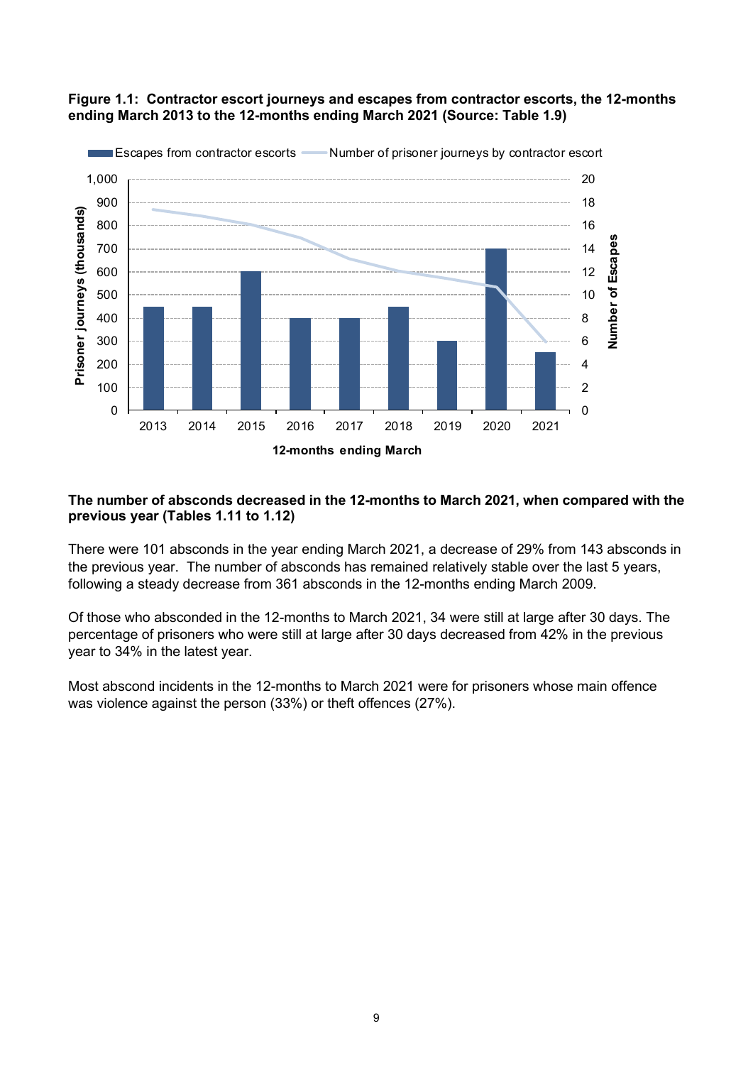**Figure 1.1: Contractor escort journeys and escapes from contractor escorts, the 12-months ending March 2013 to the 12-months ending March 2021 (Source: Table 1.9)**

**The number of absconds decreased in the 12-months to March 2021, when compared with the previous year (Tables 1.11 to 1.12)**

There were 101 absconds in the year ending March 2021, a decrease of 29% from 143 absconds in the previous year. The number of absconds has remained relatively stable over the last 5 years, following a steady decrease from 361 absconds in the 12-months ending March 2009.

Of those who absconded in the 12-months to March 2021, 34 were still at large after 30 days. The percentage of prisoners who were still at large after 30 days decreased from 42% in the previous year to 34% in the latest year.

Most abscond incidents in the 12-months to March 2021 were for prisoners whose main offence was violence against the person (33%) or theft offences (27%).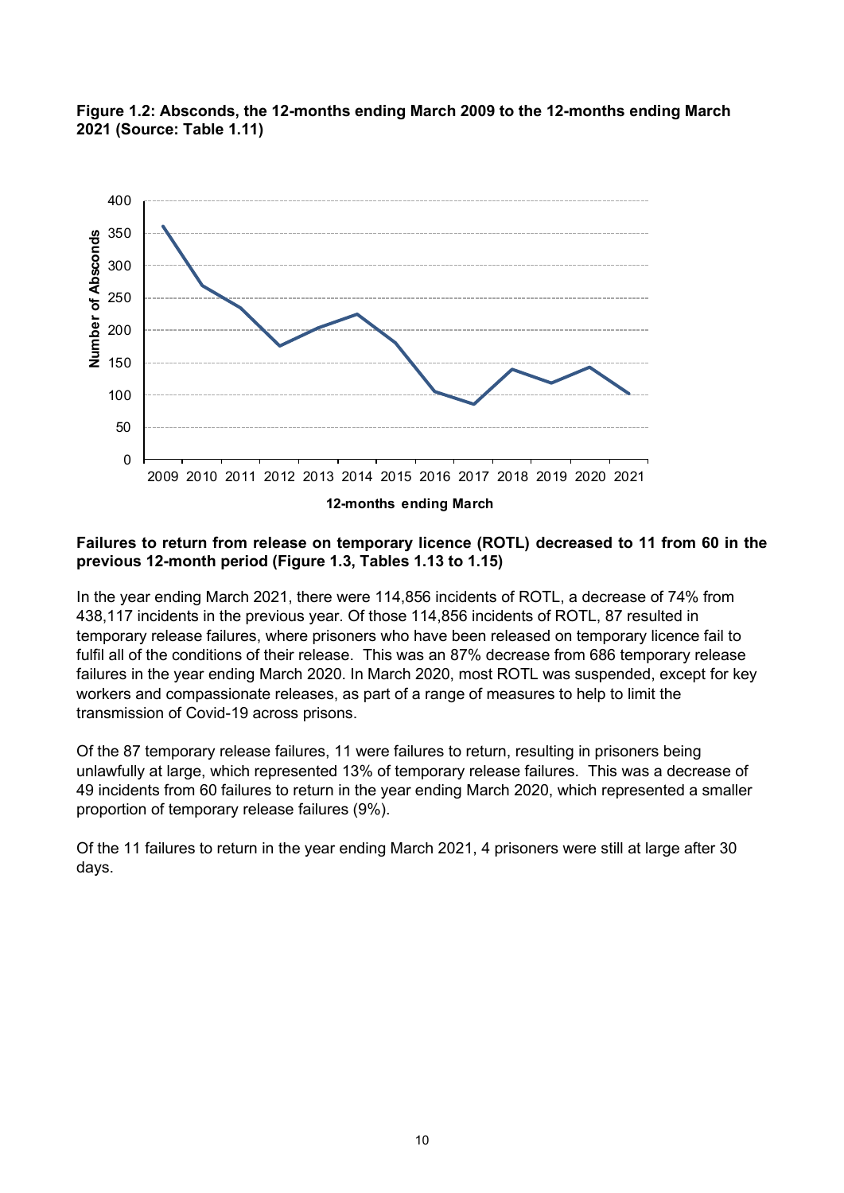**Figure 1.2: Absconds, the 12-months ending March 2009 to the 12-months ending March 2021 (Source: Table 1.11)**

**Failures to return from release on temporary licence (ROTL) decreased to 11 from 60 in the previous 12-month period (Figure 1.3, Tables 1.13 to 1.15)**

In the year ending March 2021, there were 114,856 incidents of ROTL, a decrease of 74% from 438,117 incidents in the previous year. Of those 114,856 incidents of ROTL, 87 resulted in temporary release failures, where prisoners who have been released on temporary licence fail to fulfil all of the conditions of their release. This was an 87% decrease from 686 temporary release failures in the year ending March 2020. In March 2020, most ROTL was suspended, except for key workers and compassionate releases, as part of a range of measures to help to limit the transmission of Covid-19 across prisons.

Of the 87 temporary release failures, 11 were failures to return, resulting in prisoners being unlawfully at large, which represented 13% of temporary release failures. This was a decrease of 49 incidents from 60 failures to return in the year ending March 2020, which represented a smaller proportion of temporary release failures (9%).

Of the 11 failures to return in the year ending March 2021, 4 prisoners were still at large after 30 days.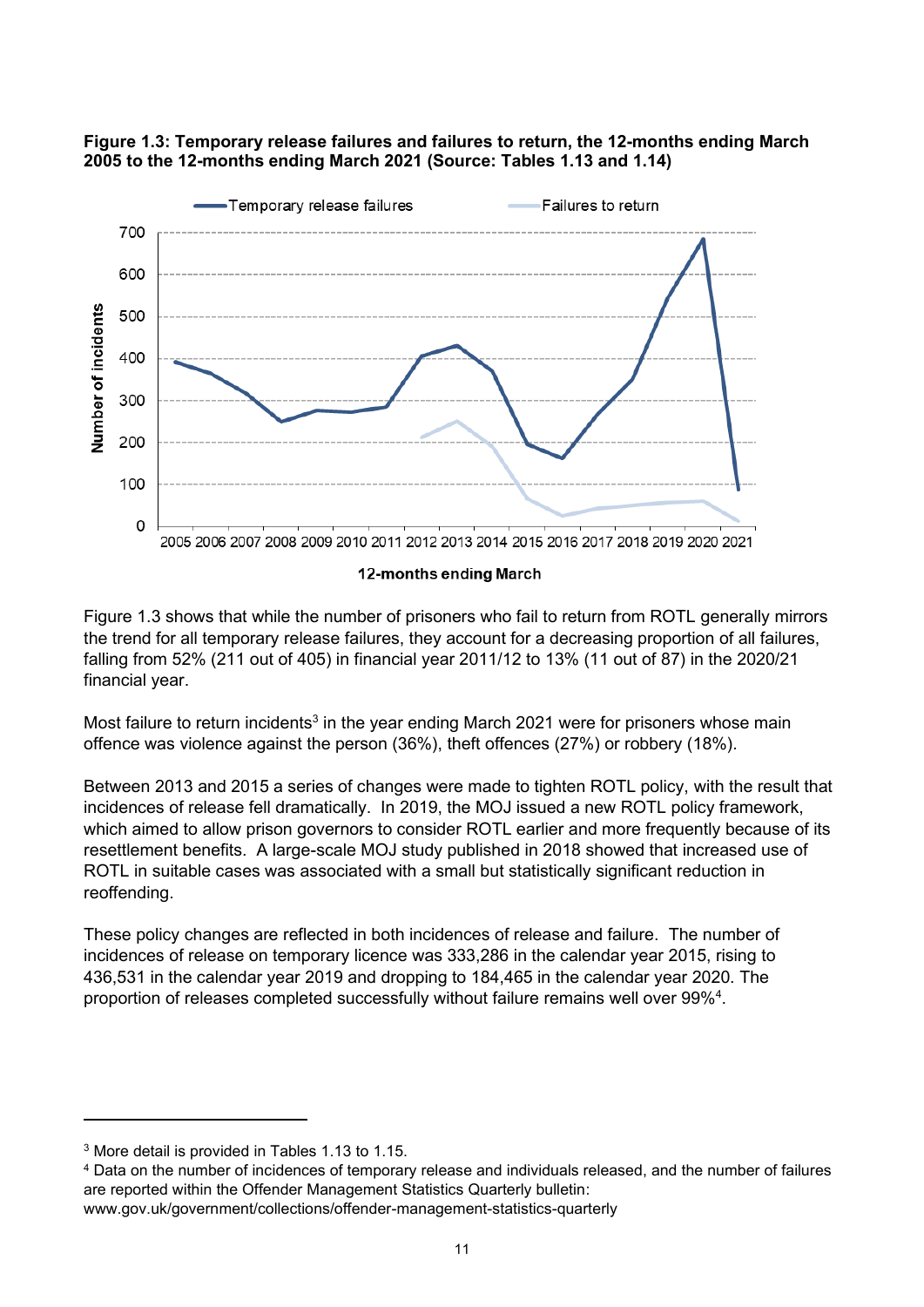**Figure 1.3: Temporary release failures and failures to return, the 12-months ending March 2005 to the 12-months ending March 2021 (Source: Tables 1.13 and 1.14)**

Figure 1.3 shows that while the number of prisoners who fail to return from ROTL generally mirrors the trend for all temporary release failures, they account for a decreasing proportion of all failures, falling from 52% (211 out of 405) in financial year 2011/12 to 13% (11 out of 87) in the 2020/21 financial year.

Most failure to return incidents[3] in the year ending March 2021 were for prisoners whose main offence was violence against the person (36%), theft offences (27%) or robbery (18%).

Between 2013 and 2015 a series of changes were made to tighten ROTL policy, with the result that incidences of release fell dramatically. In 2019, the MOJ issued a new ROTL policy framework, which aimed to allow prison governors to consider ROTL earlier and more frequently because of its resettlement benefits. A large-scale MOJ study published in 2018 showed that increased use of ROTL in suitable cases was associated with a small but statistically significant reduction in reoffending.

These policy changes are reflected in both incidences of release and failure. The number of incidences of release on temporary licence was 333,286 in the calendar year 2015, rising to 436,531 in the calendar year 2019 and dropping to 184,465 in the calendar year 2020. The proportion of releases completed successfully without failure remains well over 99%[4].

[3] More detail is provided in Tables 1.13 to 1.15.

[4] Data on the number of incidences of temporary release and individuals released, and the number of failures are reported within the Offender Management Statistics Quarterly bulletin: www.gov.uk/government/collections/offender-management-statistics-quarterly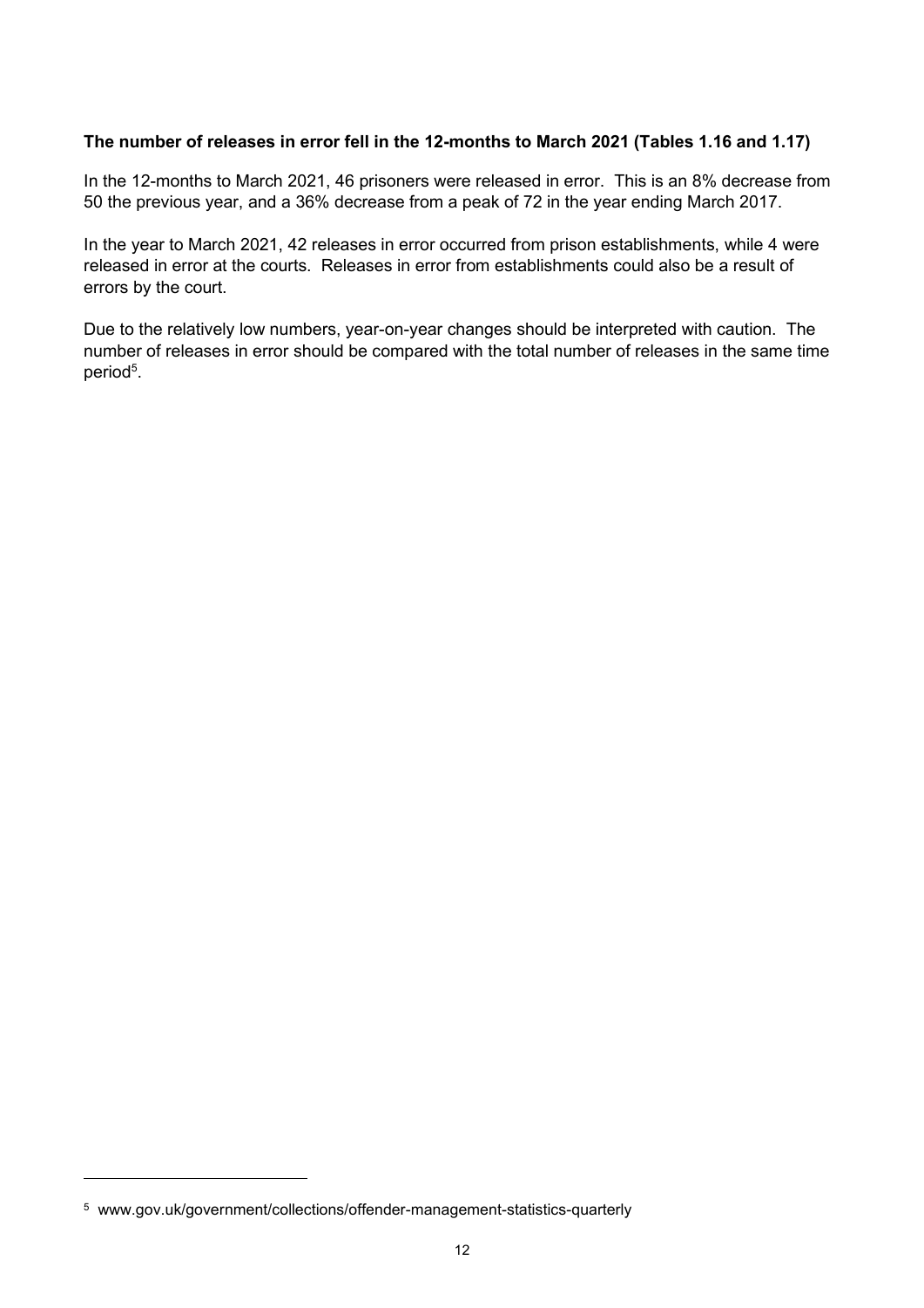**The number of releases in error fell in the 12-months to March 2021 (Tables 1.16 and 1.17)**

In the 12-months to March 2021, 46 prisoners were released in error. This is an 8% decrease from 50 the previous year, and a 36% decrease from a peak of 72 in the year ending March 2017.

In the year to March 2021, 42 releases in error occurred from prison establishments, while 4 were released in error at the courts. Releases in error from establishments could also be a result of errors by the court.

Due to the relatively low numbers, year-on-year changes should be interpreted with caution. The number of releases in error should be compared with the total number of releases in the same time period[5].

---

[5] www.gov.uk/government/collections/offender-management-statistics-quarterly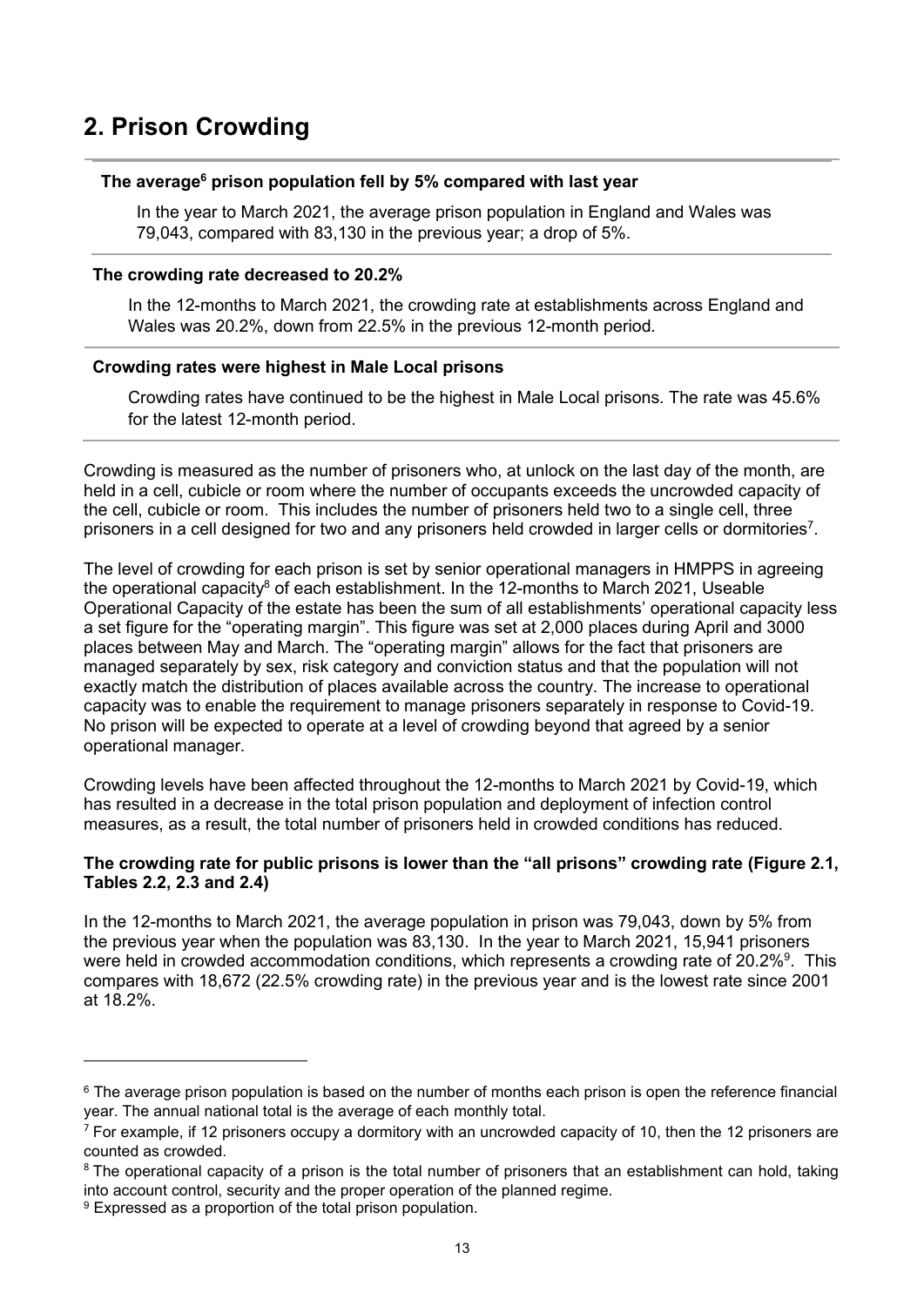## 2. Prison Crowding

**The average[6] prison population fell by 5% compared with last year**

In the year to March 2021, the average prison population in England and Wales was 79,043, compared with 83,130 in the previous year; a drop of 5%.

**The crowding rate decreased to 20.2%**

In the 12-months to March 2021, the crowding rate at establishments across England and Wales was 20.2%, down from 22.5% in the previous 12-month period.

**Crowding rates were highest in Male Local prisons**

Crowding rates have continued to be the highest in Male Local prisons. The rate was 45.6% for the latest 12-month period.

Crowding is measured as the number of prisoners who, at unlock on the last day of the month, are held in a cell, cubicle or room where the number of occupants exceeds the uncrowded capacity of the cell, cubicle or room. This includes the number of prisoners held two to a single cell, three prisoners in a cell designed for two and any prisoners held crowded in larger cells or dormitories[7].

The level of crowding for each prison is set by senior operational managers in HMPPS in agreeing the operational capacity[8] of each establishment. In the 12-months to March 2021, Useable Operational Capacity of the estate has been the sum of all establishments' operational capacity less a set figure for the "operating margin". This figure was set at 2,000 places during April and 3000 places between May and March. The "operating margin" allows for the fact that prisoners are managed separately by sex, risk category and conviction status and that the population will not exactly match the distribution of places available across the country. The increase to operational capacity was to enable the requirement to manage prisoners separately in response to Covid-19. No prison will be expected to operate at a level of crowding beyond that agreed by a senior operational manager.

Crowding levels have been affected throughout the 12-months to March 2021 by Covid-19, which has resulted in a decrease in the total prison population and deployment of infection control measures, as a result, the total number of prisoners held in crowded conditions has reduced.

**The crowding rate for public prisons is lower than the "all prisons" crowding rate (Figure 2.1, Tables 2.2, 2.3 and 2.4)**

In the 12-months to March 2021, the average population in prison was 79,043, down by 5% from the previous year when the population was 83,130. In the year to March 2021, 15,941 prisoners were held in crowded accommodation conditions, which represents a crowding rate of 20.2%[9]. This compares with 18,672 (22.5% crowding rate) in the previous year and is the lowest rate since 2001 at 18.2%.

---

[6] The average prison population is based on the number of months each prison is open the reference financial year. The annual national total is the average of each monthly total.

[7] For example, if 12 prisoners occupy a dormitory with an uncrowded capacity of 10, then the 12 prisoners are counted as crowded.

[8] The operational capacity of a prison is the total number of prisoners that an establishment can hold, taking into account control, security and the proper operation of the planned regime.

[9] Expressed as a proportion of the total prison population.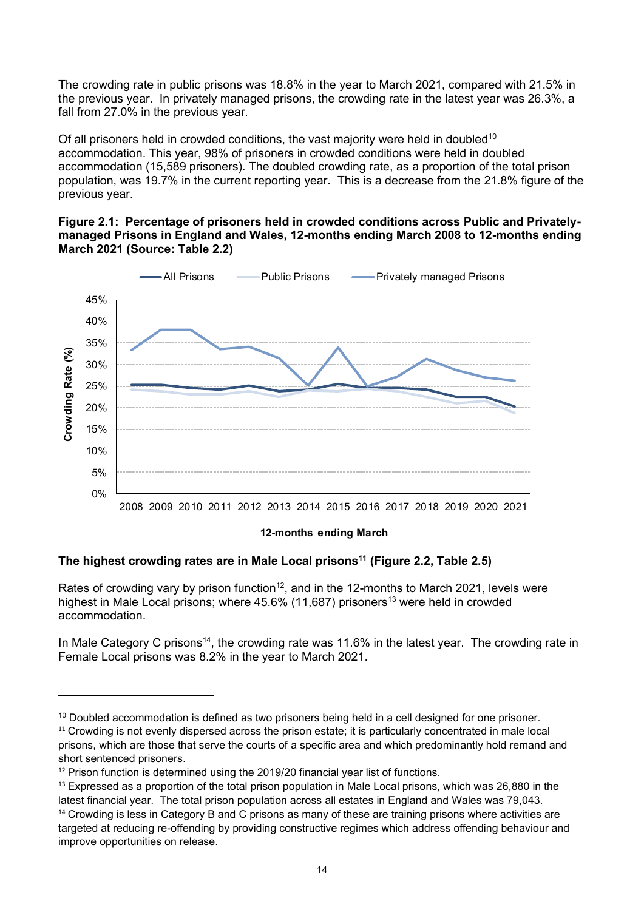The crowding rate in public prisons was 18.8% in the year to March 2021, compared with 21.5% in the previous year. In privately managed prisons, the crowding rate in the latest year was 26.3%, a fall from 27.0% in the previous year.

Of all prisoners held in crowded conditions, the vast majority were held in doubled[10] accommodation. This year, 98% of prisoners in crowded conditions were held in doubled accommodation (15,589 prisoners). The doubled crowding rate, as a proportion of the total prison population, was 19.7% in the current reporting year. This is a decrease from the 21.8% figure of the previous year.

**Figure 2.1: Percentage of prisoners held in crowded conditions across Public and Privately-managed Prisons in England and Wales, 12-months ending March 2008 to 12-months ending March 2021 (Source: Table 2.2)**

### The highest crowding rates are in Male Local prisons[11] (Figure 2.2, Table 2.5)

Rates of crowding vary by prison function[12], and in the 12-months to March 2021, levels were highest in Male Local prisons; where 45.6% (11,687) prisoners[13] were held in crowded accommodation.

In Male Category C prisons[14], the crowding rate was 11.6% in the latest year. The crowding rate in Female Local prisons was 8.2% in the year to March 2021.

---

[10] Doubled accommodation is defined as two prisoners being held in a cell designed for one prisoner.

[11] Crowding is not evenly dispersed across the prison estate; it is particularly concentrated in male local prisons, which are those that serve the courts of a specific area and which predominantly hold remand and short sentenced prisoners.

[12] Prison function is determined using the 2019/20 financial year list of functions.

[13] Expressed as a proportion of the total prison population in Male Local prisons, which was 26,880 in the latest financial year. The total prison population across all estates in England and Wales was 79,043.

[14] Crowding is less in Category B and C prisons as many of these are training prisons where activities are targeted at reducing re-offending by providing constructive regimes which address offending behaviour and improve opportunities on release.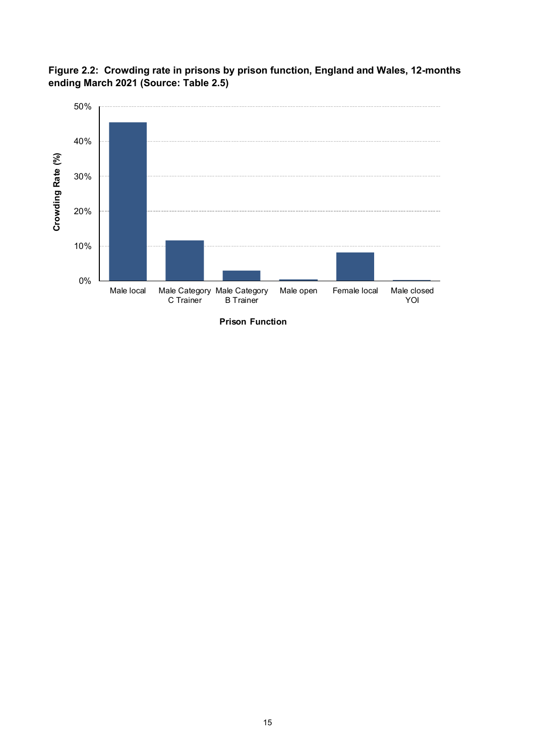**Figure 2.2: Crowding rate in prisons by prison function, England and Wales, 12-months ending March 2021 (Source: Table 2.5)**

Crowding Rate (%)

50%
40%
30%
20%
10%
0%

Male local | Male Category C Trainer | Male Category B Trainer | Male open | Female local | Male closed YOI

Prison Function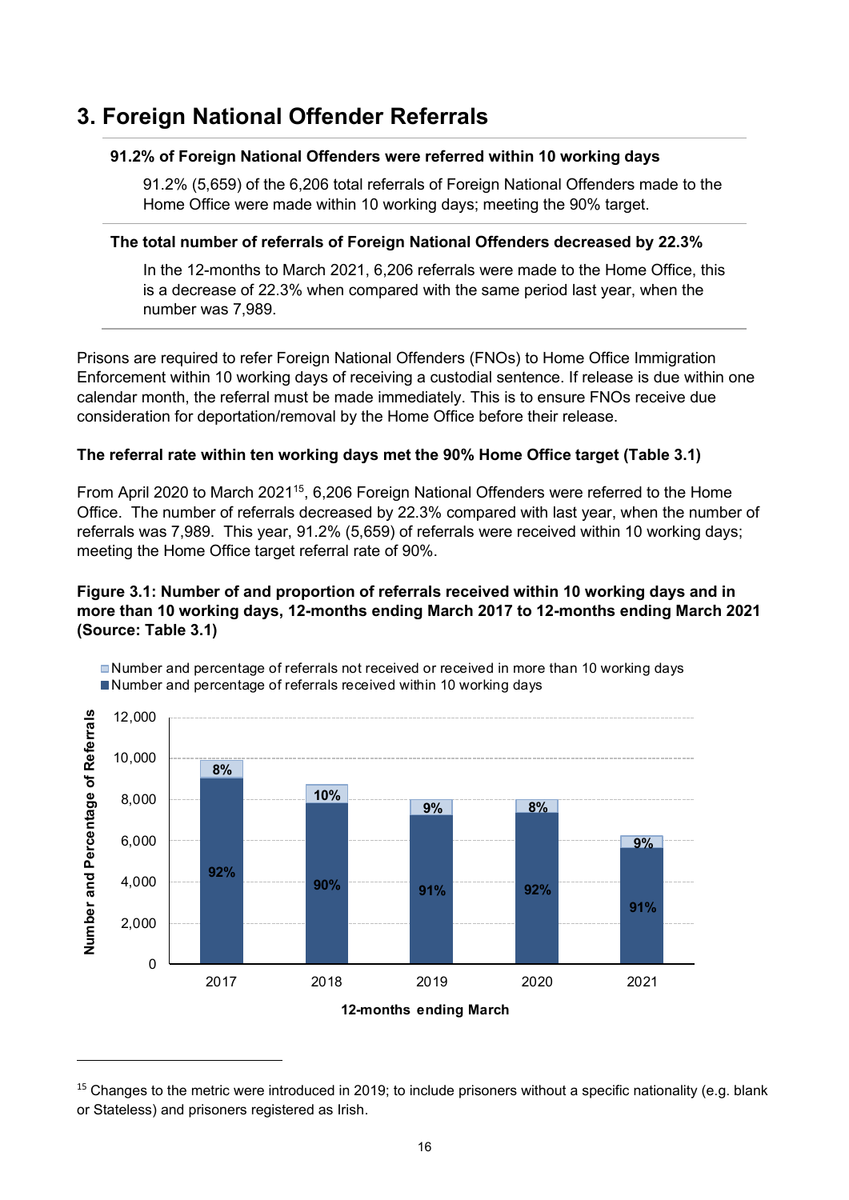# 3. Foreign National Offender Referrals

**91.2% of Foreign National Offenders were referred within 10 working days**

91.2% (5,659) of the 6,206 total referrals of Foreign National Offenders made to the Home Office were made within 10 working days; meeting the 90% target.

**The total number of referrals of Foreign National Offenders decreased by 22.3%**

In the 12-months to March 2021, 6,206 referrals were made to the Home Office, this is a decrease of 22.3% when compared with the same period last year, when the number was 7,989.

Prisons are required to refer Foreign National Offenders (FNOs) to Home Office Immigration Enforcement within 10 working days of receiving a custodial sentence. If release is due within one calendar month, the referral must be made immediately. This is to ensure FNOs receive due consideration for deportation/removal by the Home Office before their release.

**The referral rate within ten working days met the 90% Home Office target (Table 3.1)**

From April 2020 to March 2021[15], 6,206 Foreign National Offenders were referred to the Home Office. The number of referrals decreased by 22.3% compared with last year, when the number of referrals was 7,989. This year, 91.2% (5,659) of referrals were received within 10 working days; meeting the Home Office target referral rate of 90%.

**Figure 3.1: Number of and proportion of referrals received within 10 working days and in more than 10 working days, 12-months ending March 2017 to 12-months ending March 2021 (Source: Table 3.1)**

| 12-months ending March | Number and percentage of referrals received within 10 working days | Number and percentage of referrals not received or received in more than 10 working days |
|---|---|---|
| 2017 | 92% | 8% |
| 2018 | 90% | 10% |
| 2019 | 91% | 9% |
| 2020 | 92% | 8% |
| 2021 | 91% | 9% |

[15] Changes to the metric were introduced in 2019; to include prisoners without a specific nationality (e.g. blank or Stateless) and prisoners registered as Irish.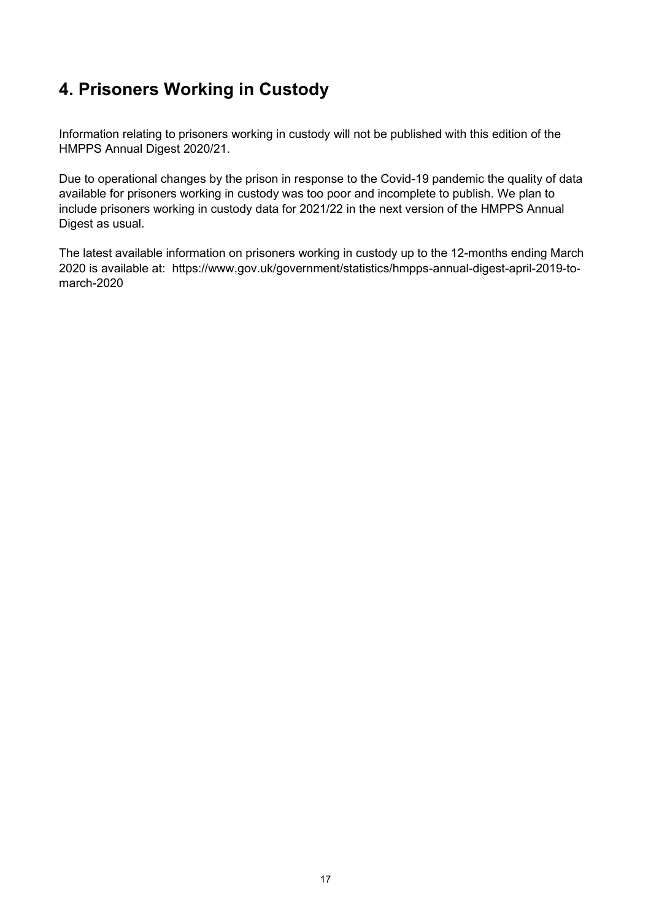# 4. Prisoners Working in Custody

Information relating to prisoners working in custody will not be published with this edition of the HMPPS Annual Digest 2020/21.

Due to operational changes by the prison in response to the Covid-19 pandemic the quality of data available for prisoners working in custody was too poor and incomplete to publish. We plan to include prisoners working in custody data for 2021/22 in the next version of the HMPPS Annual Digest as usual.

The latest available information on prisoners working in custody up to the 12-months ending March 2020 is available at: https://www.gov.uk/government/statistics/hmpps-annual-digest-april-2019-to-march-2020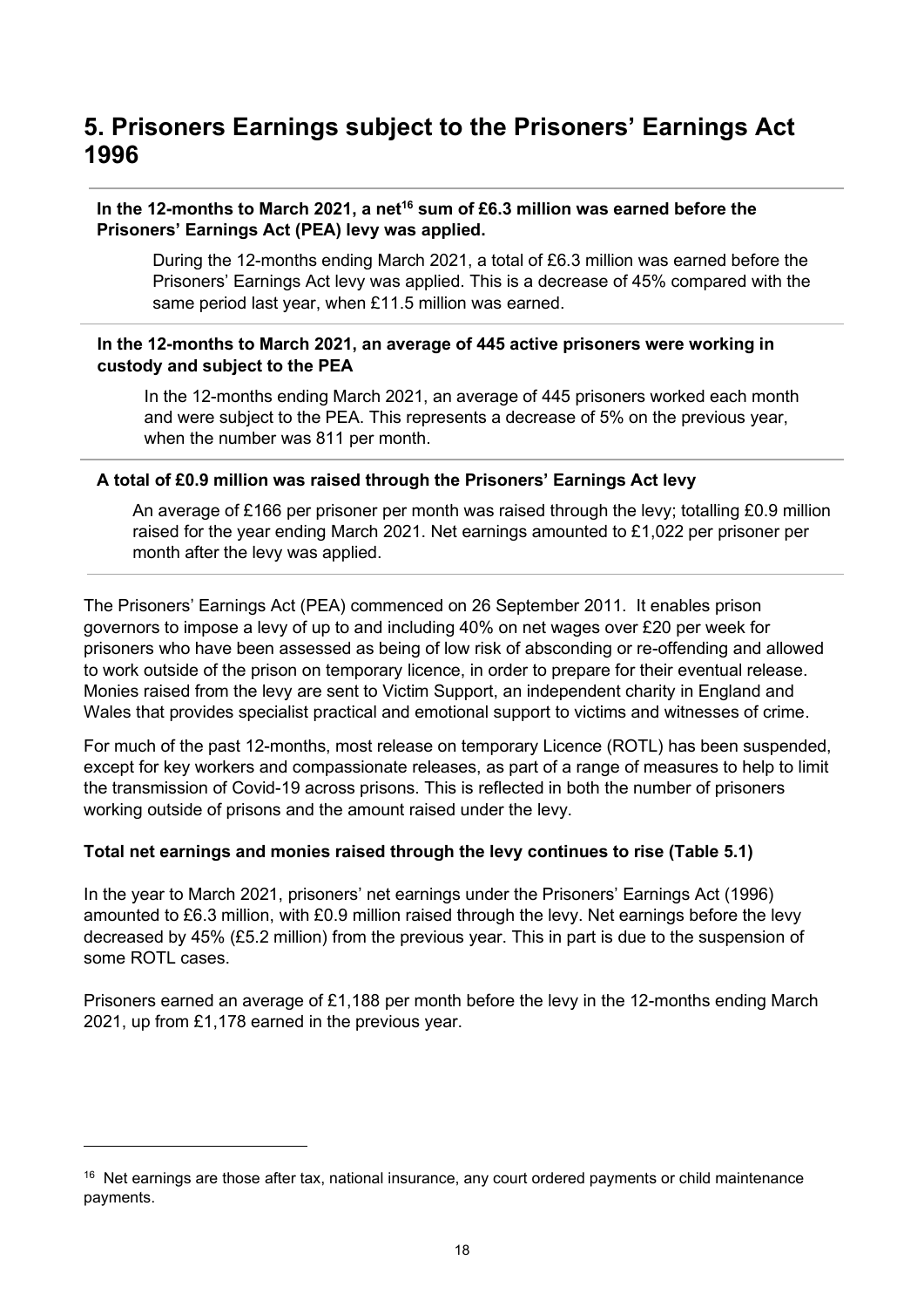# 5. Prisoners Earnings subject to the Prisoners' Earnings Act 1996

**In the 12-months to March 2021, a net[16] sum of £6.3 million was earned before the Prisoners' Earnings Act (PEA) levy was applied.**

During the 12-months ending March 2021, a total of £6.3 million was earned before the Prisoners' Earnings Act levy was applied. This is a decrease of 45% compared with the same period last year, when £11.5 million was earned.

**In the 12-months to March 2021, an average of 445 active prisoners were working in custody and subject to the PEA**

In the 12-months ending March 2021, an average of 445 prisoners worked each month and were subject to the PEA. This represents a decrease of 5% on the previous year, when the number was 811 per month.

**A total of £0.9 million was raised through the Prisoners' Earnings Act levy**

An average of £166 per prisoner per month was raised through the levy; totalling £0.9 million raised for the year ending March 2021. Net earnings amounted to £1,022 per prisoner per month after the levy was applied.

The Prisoners' Earnings Act (PEA) commenced on 26 September 2011. It enables prison governors to impose a levy of up to and including 40% on net wages over £20 per week for prisoners who have been assessed as being of low risk of absconding or re-offending and allowed to work outside of the prison on temporary licence, in order to prepare for their eventual release. Monies raised from the levy are sent to Victim Support, an independent charity in England and Wales that provides specialist practical and emotional support to victims and witnesses of crime.

For much of the past 12-months, most release on temporary Licence (ROTL) has been suspended, except for key workers and compassionate releases, as part of a range of measures to help to limit the transmission of Covid-19 across prisons. This is reflected in both the number of prisoners working outside of prisons and the amount raised under the levy.

**Total net earnings and monies raised through the levy continues to rise (Table 5.1)**

In the year to March 2021, prisoners' net earnings under the Prisoners' Earnings Act (1996) amounted to £6.3 million, with £0.9 million raised through the levy. Net earnings before the levy decreased by 45% (£5.2 million) from the previous year. This in part is due to the suspension of some ROTL cases.

Prisoners earned an average of £1,188 per month before the levy in the 12-months ending March 2021, up from £1,178 earned in the previous year.

[16] Net earnings are those after tax, national insurance, any court ordered payments or child maintenance payments.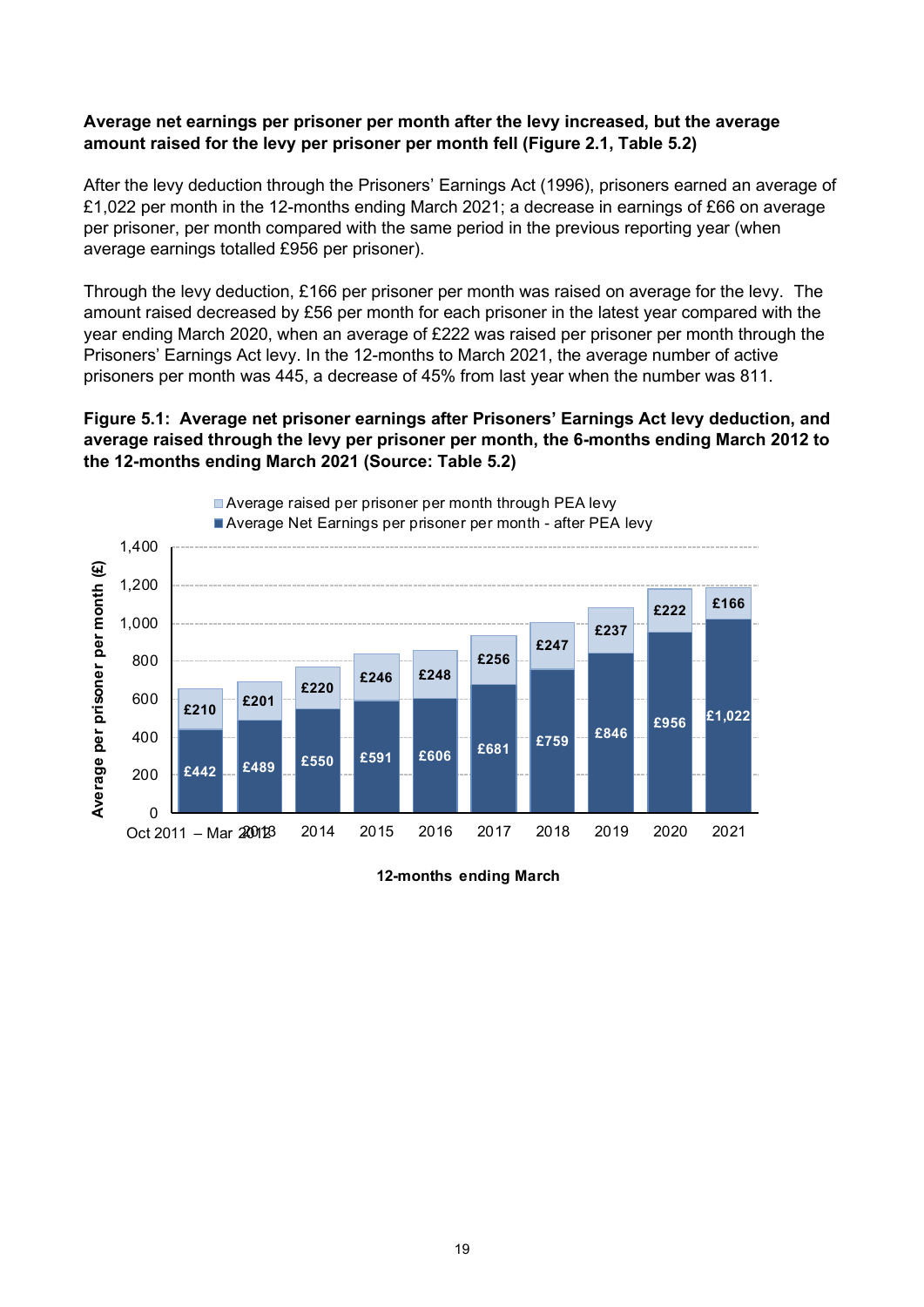**Average net earnings per prisoner per month after the levy increased, but the average amount raised for the levy per prisoner per month fell (Figure 2.1, Table 5.2)**

After the levy deduction through the Prisoners' Earnings Act (1996), prisoners earned an average of £1,022 per month in the 12-months ending March 2021; a decrease in earnings of £66 on average per prisoner, per month compared with the same period in the previous reporting year (when average earnings totalled £956 per prisoner).

Through the levy deduction, £166 per prisoner per month was raised on average for the levy. The amount raised decreased by £56 per month for each prisoner in the latest year compared with the year ending March 2020, when an average of £222 was raised per prisoner per month through the Prisoners' Earnings Act levy. In the 12-months to March 2021, the average number of active prisoners per month was 445, a decrease of 45% from last year when the number was 811.

**Figure 5.1: Average net prisoner earnings after Prisoners' Earnings Act levy deduction, and average raised through the levy per prisoner per month, the 6-months ending March 2012 to the 12-months ending March 2021 (Source: Table 5.2)**

| 12-months ending March | Average Net Earnings per prisoner per month - after PEA levy | Average raised per prisoner per month through PEA levy |
|---|---|---|
| Oct 2011 – Mar 2012 | £442 | £210 |
| 2013 | £489 | £201 |
| 2014 | £550 | £220 |
| 2015 | £591 | £246 |
| 2016 | £606 | £248 |
| 2017 | £681 | £256 |
| 2018 | £759 | £247 |
| 2019 | £846 | £237 |
| 2020 | £956 | £222 |
| 2021 | £1,022 | £166 |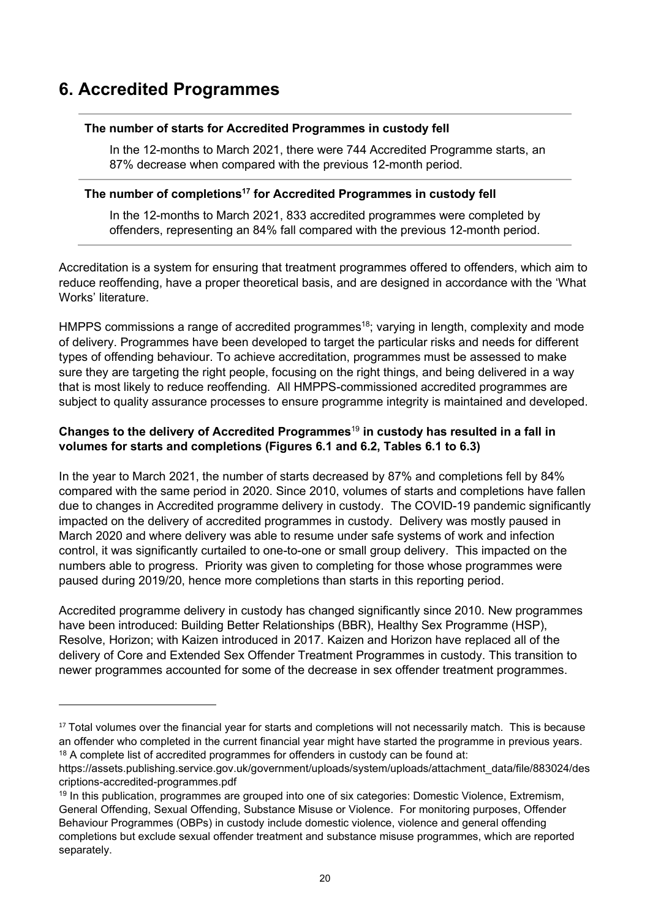# 6. Accredited Programmes

**The number of starts for Accredited Programmes in custody fell**

In the 12-months to March 2021, there were 744 Accredited Programme starts, an 87% decrease when compared with the previous 12-month period.

**The number of completions[17] for Accredited Programmes in custody fell**

In the 12-months to March 2021, 833 accredited programmes were completed by offenders, representing an 84% fall compared with the previous 12-month period.

Accreditation is a system for ensuring that treatment programmes offered to offenders, which aim to reduce reoffending, have a proper theoretical basis, and are designed in accordance with the 'What Works' literature.

HMPPS commissions a range of accredited programmes[18]; varying in length, complexity and mode of delivery. Programmes have been developed to target the particular risks and needs for different types of offending behaviour. To achieve accreditation, programmes must be assessed to make sure they are targeting the right people, focusing on the right things, and being delivered in a way that is most likely to reduce reoffending. All HMPPS-commissioned accredited programmes are subject to quality assurance processes to ensure programme integrity is maintained and developed.

**Changes to the delivery of Accredited Programmes[19] in custody has resulted in a fall in volumes for starts and completions (Figures 6.1 and 6.2, Tables 6.1 to 6.3)**

In the year to March 2021, the number of starts decreased by 87% and completions fell by 84% compared with the same period in 2020. Since 2010, volumes of starts and completions have fallen due to changes in Accredited programme delivery in custody. The COVID-19 pandemic significantly impacted on the delivery of accredited programmes in custody. Delivery was mostly paused in March 2020 and where delivery was able to resume under safe systems of work and infection control, it was significantly curtailed to one-to-one or small group delivery. This impacted on the numbers able to progress. Priority was given to completing for those whose programmes were paused during 2019/20, hence more completions than starts in this reporting period.

Accredited programme delivery in custody has changed significantly since 2010. New programmes have been introduced: Building Better Relationships (BBR), Healthy Sex Programme (HSP), Resolve, Horizon; with Kaizen introduced in 2017. Kaizen and Horizon have replaced all of the delivery of Core and Extended Sex Offender Treatment Programmes in custody. This transition to newer programmes accounted for some of the decrease in sex offender treatment programmes.

---

[17] Total volumes over the financial year for starts and completions will not necessarily match. This is because an offender who completed in the current financial year might have started the programme in previous years.

[18] A complete list of accredited programmes for offenders in custody can be found at: https://assets.publishing.service.gov.uk/government/uploads/system/uploads/attachment_data/file/883024/descriptions-accredited-programmes.pdf

[19] In this publication, programmes are grouped into one of six categories: Domestic Violence, Extremism, General Offending, Sexual Offending, Substance Misuse or Violence. For monitoring purposes, Offender Behaviour Programmes (OBPs) in custody include domestic violence, violence and general offending completions but exclude sexual offender treatment and substance misuse programmes, which are reported separately.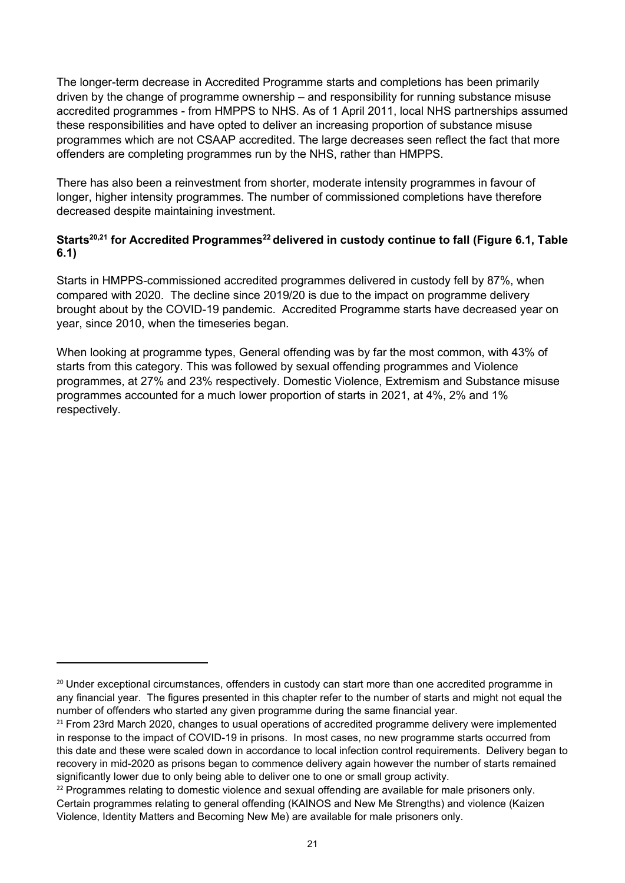The longer-term decrease in Accredited Programme starts and completions has been primarily driven by the change of programme ownership – and responsibility for running substance misuse accredited programmes - from HMPPS to NHS. As of 1 April 2011, local NHS partnerships assumed these responsibilities and have opted to deliver an increasing proportion of substance misuse programmes which are not CSAAP accredited. The large decreases seen reflect the fact that more offenders are completing programmes run by the NHS, rather than HMPPS.

There has also been a reinvestment from shorter, moderate intensity programmes in favour of longer, higher intensity programmes. The number of commissioned completions have therefore decreased despite maintaining investment.

**Starts[20,21] for Accredited Programmes[22] delivered in custody continue to fall (Figure 6.1, Table 6.1)**

Starts in HMPPS-commissioned accredited programmes delivered in custody fell by 87%, when compared with 2020. The decline since 2019/20 is due to the impact on programme delivery brought about by the COVID-19 pandemic. Accredited Programme starts have decreased year on year, since 2010, when the timeseries began.

When looking at programme types, General offending was by far the most common, with 43% of starts from this category. This was followed by sexual offending programmes and Violence programmes, at 27% and 23% respectively. Domestic Violence, Extremism and Substance misuse programmes accounted for a much lower proportion of starts in 2021, at 4%, 2% and 1% respectively.

---

[20] Under exceptional circumstances, offenders in custody can start more than one accredited programme in any financial year. The figures presented in this chapter refer to the number of starts and might not equal the number of offenders who started any given programme during the same financial year.

[21] From 23rd March 2020, changes to usual operations of accredited programme delivery were implemented in response to the impact of COVID-19 in prisons. In most cases, no new programme starts occurred from this date and these were scaled down in accordance to local infection control requirements. Delivery began to recovery in mid-2020 as prisons began to commence delivery again however the number of starts remained significantly lower due to only being able to deliver one to one or small group activity.

[22] Programmes relating to domestic violence and sexual offending are available for male prisoners only. Certain programmes relating to general offending (KAINOS and New Me Strengths) and violence (Kaizen Violence, Identity Matters and Becoming New Me) are available for male prisoners only.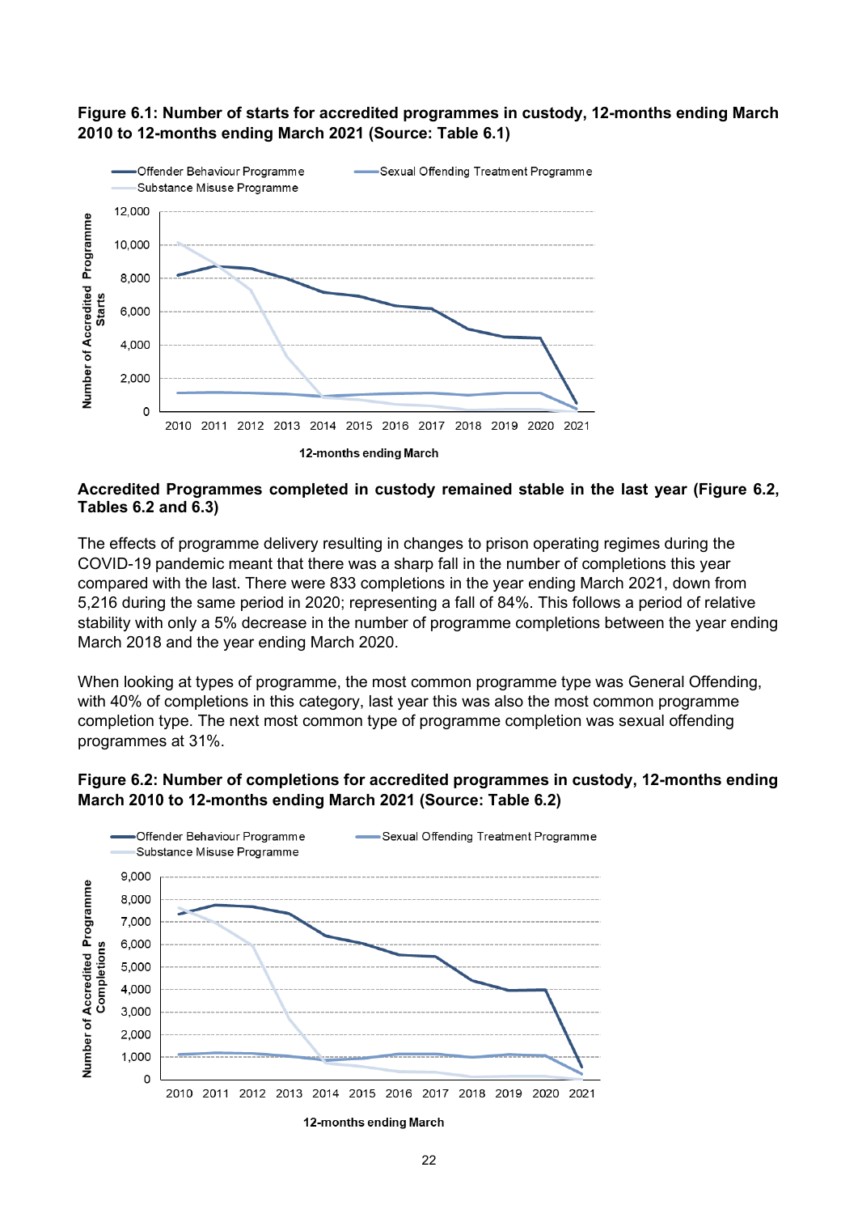**Figure 6.1: Number of starts for accredited programmes in custody, 12-months ending March 2010 to 12-months ending March 2021 (Source: Table 6.1)**

**Accredited Programmes completed in custody remained stable in the last year (Figure 6.2, Tables 6.2 and 6.3)**

The effects of programme delivery resulting in changes to prison operating regimes during the COVID-19 pandemic meant that there was a sharp fall in the number of completions this year compared with the last. There were 833 completions in the year ending March 2021, down from 5,216 during the same period in 2020; representing a fall of 84%. This follows a period of relative stability with only a 5% decrease in the number of programme completions between the year ending March 2018 and the year ending March 2020.

When looking at types of programme, the most common programme type was General Offending, with 40% of completions in this category, last year this was also the most common programme completion type. The next most common type of programme completion was sexual offending programmes at 31%.

**Figure 6.2: Number of completions for accredited programmes in custody, 12-months ending March 2010 to 12-months ending March 2021 (Source: Table 6.2)**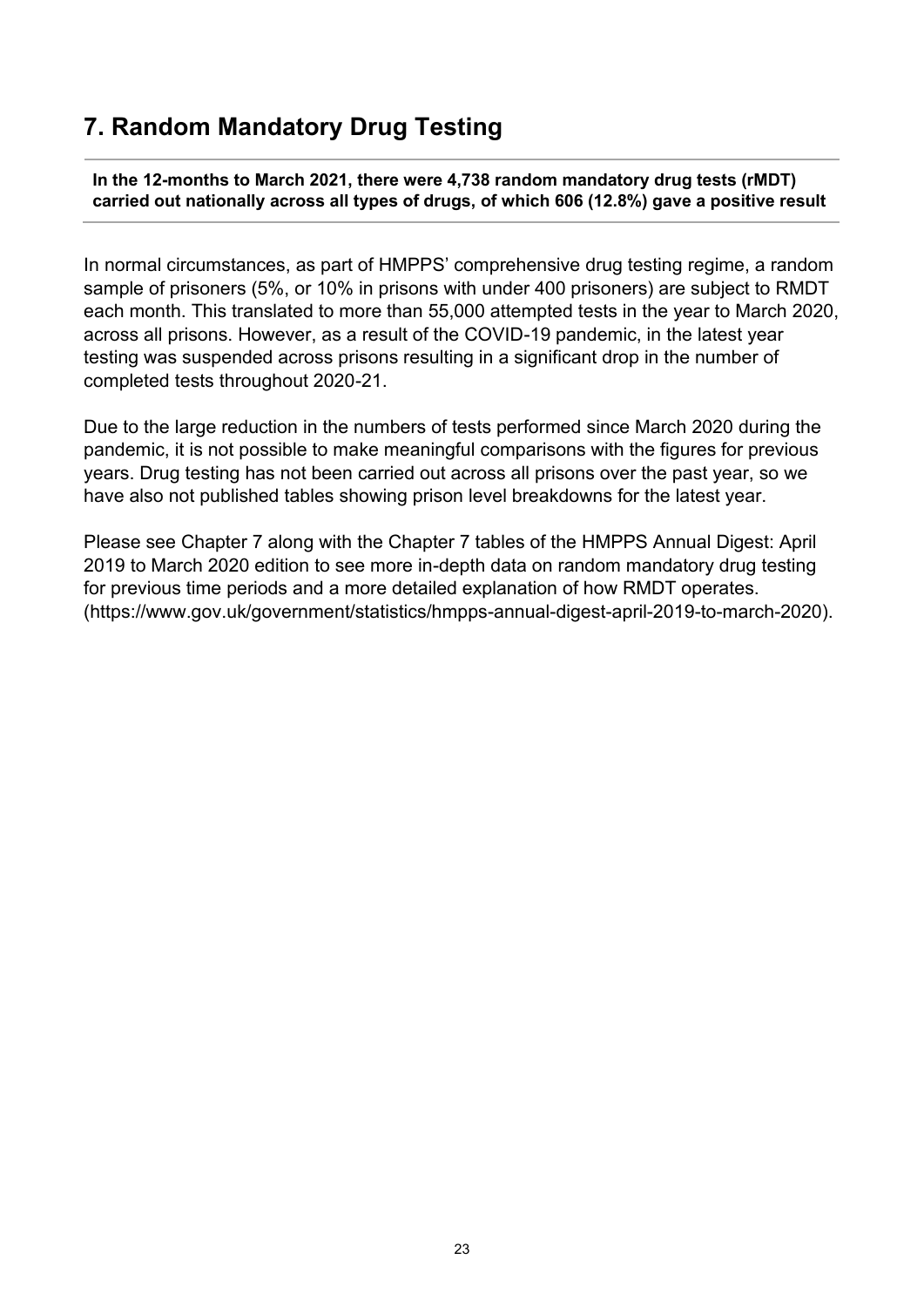## 7. Random Mandatory Drug Testing

**In the 12-months to March 2021, there were 4,738 random mandatory drug tests (rMDT) carried out nationally across all types of drugs, of which 606 (12.8%) gave a positive result**

In normal circumstances, as part of HMPPS' comprehensive drug testing regime, a random sample of prisoners (5%, or 10% in prisons with under 400 prisoners) are subject to RMDT each month. This translated to more than 55,000 attempted tests in the year to March 2020, across all prisons. However, as a result of the COVID-19 pandemic, in the latest year testing was suspended across prisons resulting in a significant drop in the number of completed tests throughout 2020-21.

Due to the large reduction in the numbers of tests performed since March 2020 during the pandemic, it is not possible to make meaningful comparisons with the figures for previous years. Drug testing has not been carried out across all prisons over the past year, so we have also not published tables showing prison level breakdowns for the latest year.

Please see Chapter 7 along with the Chapter 7 tables of the HMPPS Annual Digest: April 2019 to March 2020 edition to see more in-depth data on random mandatory drug testing for previous time periods and a more detailed explanation of how RMDT operates. (https://www.gov.uk/government/statistics/hmpps-annual-digest-april-2019-to-march-2020).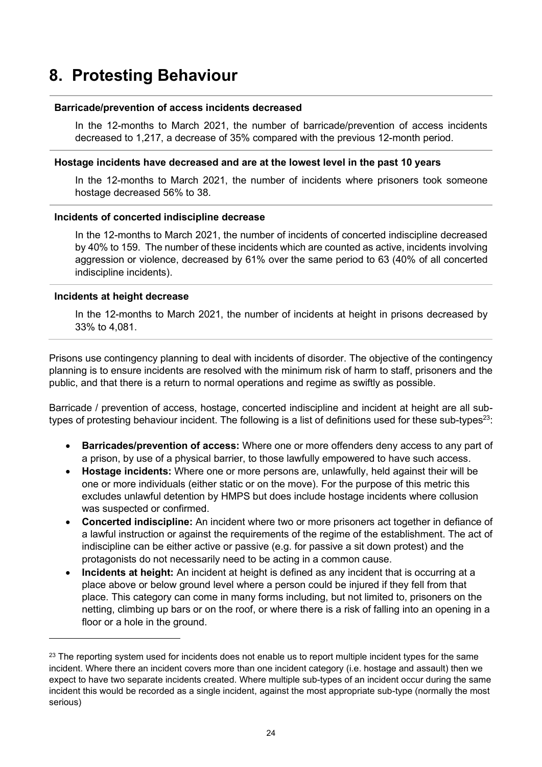# 8. Protesting Behaviour

**Barricade/prevention of access incidents decreased**

In the 12-months to March 2021, the number of barricade/prevention of access incidents decreased to 1,217, a decrease of 35% compared with the previous 12-month period.

**Hostage incidents have decreased and are at the lowest level in the past 10 years**

In the 12-months to March 2021, the number of incidents where prisoners took someone hostage decreased 56% to 38.

**Incidents of concerted indiscipline decrease**

In the 12-months to March 2021, the number of incidents of concerted indiscipline decreased by 40% to 159. The number of these incidents which are counted as active, incidents involving aggression or violence, decreased by 61% over the same period to 63 (40% of all concerted indiscipline incidents).

**Incidents at height decrease**

In the 12-months to March 2021, the number of incidents at height in prisons decreased by 33% to 4,081.

Prisons use contingency planning to deal with incidents of disorder. The objective of the contingency planning is to ensure incidents are resolved with the minimum risk of harm to staff, prisoners and the public, and that there is a return to normal operations and regime as swiftly as possible.

Barricade / prevention of access, hostage, concerted indiscipline and incident at height are all sub-types of protesting behaviour incident. The following is a list of definitions used for these sub-types[23]:

- **Barricades/prevention of access:** Where one or more offenders deny access to any part of a prison, by use of a physical barrier, to those lawfully empowered to have such access.
- **Hostage incidents:** Where one or more persons are, unlawfully, held against their will be one or more individuals (either static or on the move). For the purpose of this metric this excludes unlawful detention by HMPS but does include hostage incidents where collusion was suspected or confirmed.
- **Concerted indiscipline:** An incident where two or more prisoners act together in defiance of a lawful instruction or against the requirements of the regime of the establishment. The act of indiscipline can be either active or passive (e.g. for passive a sit down protest) and the protagonists do not necessarily need to be acting in a common cause.
- **Incidents at height:** An incident at height is defined as any incident that is occurring at a place above or below ground level where a person could be injured if they fell from that place. This category can come in many forms including, but not limited to, prisoners on the netting, climbing up bars or on the roof, or where there is a risk of falling into an opening in a floor or a hole in the ground.

[23] The reporting system used for incidents does not enable us to report multiple incident types for the same incident. Where there an incident covers more than one incident category (i.e. hostage and assault) then we expect to have two separate incidents created. Where multiple sub-types of an incident occur during the same incident this would be recorded as a single incident, against the most appropriate sub-type (normally the most serious)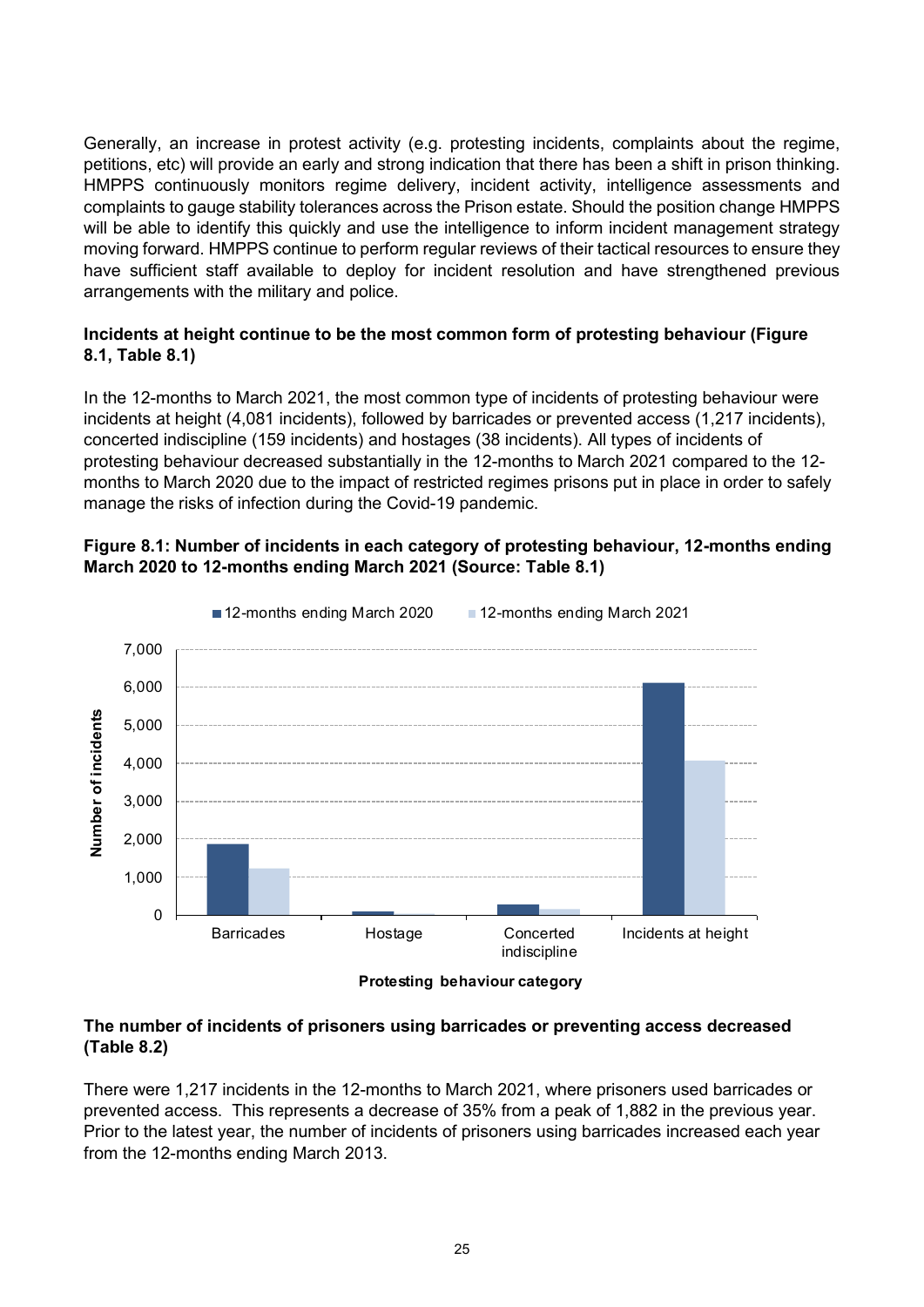Generally, an increase in protest activity (e.g. protesting incidents, complaints about the regime, petitions, etc) will provide an early and strong indication that there has been a shift in prison thinking. HMPPS continuously monitors regime delivery, incident activity, intelligence assessments and complaints to gauge stability tolerances across the Prison estate. Should the position change HMPPS will be able to identify this quickly and use the intelligence to inform incident management strategy moving forward. HMPPS continue to perform regular reviews of their tactical resources to ensure they have sufficient staff available to deploy for incident resolution and have strengthened previous arrangements with the military and police.

**Incidents at height continue to be the most common form of protesting behaviour (Figure 8.1, Table 8.1)**

In the 12-months to March 2021, the most common type of incidents of protesting behaviour were incidents at height (4,081 incidents), followed by barricades or prevented access (1,217 incidents), concerted indiscipline (159 incidents) and hostages (38 incidents). All types of incidents of protesting behaviour decreased substantially in the 12-months to March 2021 compared to the 12-months to March 2020 due to the impact of restricted regimes prisons put in place in order to safely manage the risks of infection during the Covid-19 pandemic.

**Figure 8.1: Number of incidents in each category of protesting behaviour, 12-months ending March 2020 to 12-months ending March 2021 (Source: Table 8.1)**

**The number of incidents of prisoners using barricades or preventing access decreased (Table 8.2)**

There were 1,217 incidents in the 12-months to March 2021, where prisoners used barricades or prevented access. This represents a decrease of 35% from a peak of 1,882 in the previous year. Prior to the latest year, the number of incidents of prisoners using barricades increased each year from the 12-months ending March 2013.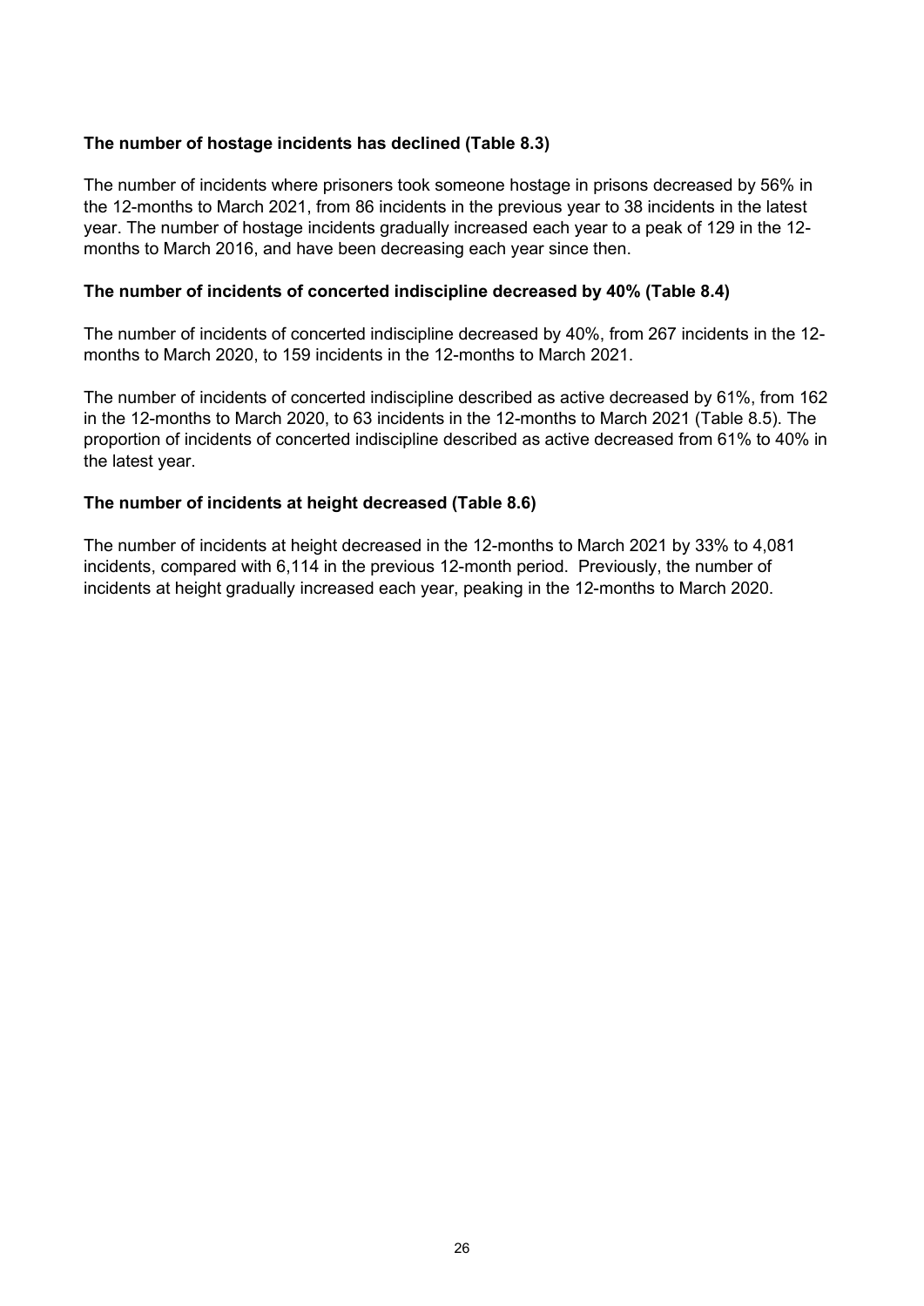### The number of hostage incidents has declined (Table 8.3)

The number of incidents where prisoners took someone hostage in prisons decreased by 56% in the 12-months to March 2021, from 86 incidents in the previous year to 38 incidents in the latest year. The number of hostage incidents gradually increased each year to a peak of 129 in the 12-months to March 2016, and have been decreasing each year since then.

### The number of incidents of concerted indiscipline decreased by 40% (Table 8.4)

The number of incidents of concerted indiscipline decreased by 40%, from 267 incidents in the 12-months to March 2020, to 159 incidents in the 12-months to March 2021.

The number of incidents of concerted indiscipline described as active decreased by 61%, from 162 in the 12-months to March 2020, to 63 incidents in the 12-months to March 2021 (Table 8.5). The proportion of incidents of concerted indiscipline described as active decreased from 61% to 40% in the latest year.

### The number of incidents at height decreased (Table 8.6)

The number of incidents at height decreased in the 12-months to March 2021 by 33% to 4,081 incidents, compared with 6,114 in the previous 12-month period. Previously, the number of incidents at height gradually increased each year, peaking in the 12-months to March 2020.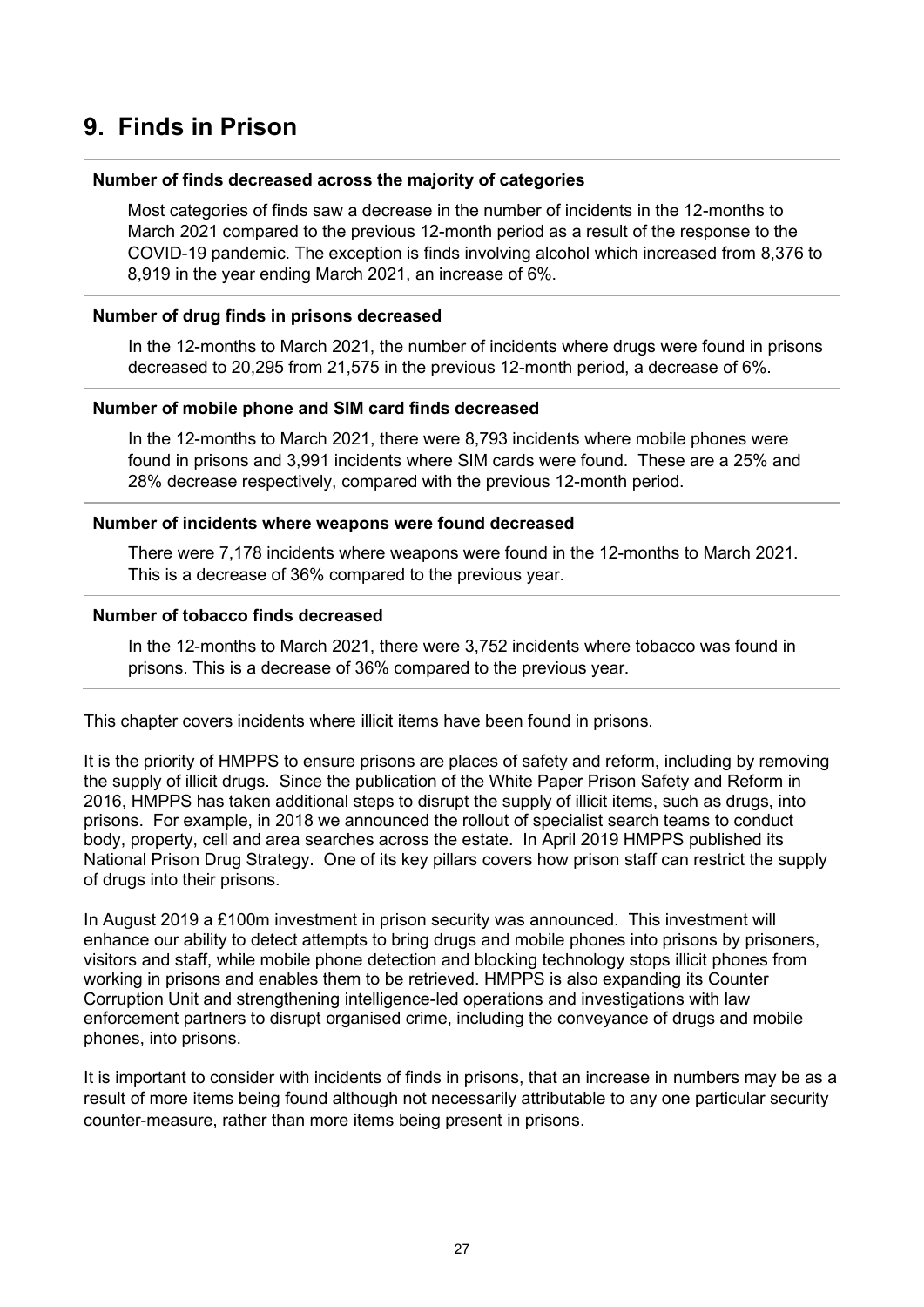# 9. Finds in Prison

**Number of finds decreased across the majority of categories**

Most categories of finds saw a decrease in the number of incidents in the 12-months to March 2021 compared to the previous 12-month period as a result of the response to the COVID-19 pandemic. The exception is finds involving alcohol which increased from 8,376 to 8,919 in the year ending March 2021, an increase of 6%.

**Number of drug finds in prisons decreased**

In the 12-months to March 2021, the number of incidents where drugs were found in prisons decreased to 20,295 from 21,575 in the previous 12-month period, a decrease of 6%.

**Number of mobile phone and SIM card finds decreased**

In the 12-months to March 2021, there were 8,793 incidents where mobile phones were found in prisons and 3,991 incidents where SIM cards were found. These are a 25% and 28% decrease respectively, compared with the previous 12-month period.

**Number of incidents where weapons were found decreased**

There were 7,178 incidents where weapons were found in the 12-months to March 2021. This is a decrease of 36% compared to the previous year.

**Number of tobacco finds decreased**

In the 12-months to March 2021, there were 3,752 incidents where tobacco was found in prisons. This is a decrease of 36% compared to the previous year.

This chapter covers incidents where illicit items have been found in prisons.

It is the priority of HMPPS to ensure prisons are places of safety and reform, including by removing the supply of illicit drugs. Since the publication of the White Paper Prison Safety and Reform in 2016, HMPPS has taken additional steps to disrupt the supply of illicit items, such as drugs, into prisons. For example, in 2018 we announced the rollout of specialist search teams to conduct body, property, cell and area searches across the estate. In April 2019 HMPPS published its National Prison Drug Strategy. One of its key pillars covers how prison staff can restrict the supply of drugs into their prisons.

In August 2019 a £100m investment in prison security was announced. This investment will enhance our ability to detect attempts to bring drugs and mobile phones into prisons by prisoners, visitors and staff, while mobile phone detection and blocking technology stops illicit phones from working in prisons and enables them to be retrieved. HMPPS is also expanding its Counter Corruption Unit and strengthening intelligence-led operations and investigations with law enforcement partners to disrupt organised crime, including the conveyance of drugs and mobile phones, into prisons.

It is important to consider with incidents of finds in prisons, that an increase in numbers may be as a result of more items being found although not necessarily attributable to any one particular security counter-measure, rather than more items being present in prisons.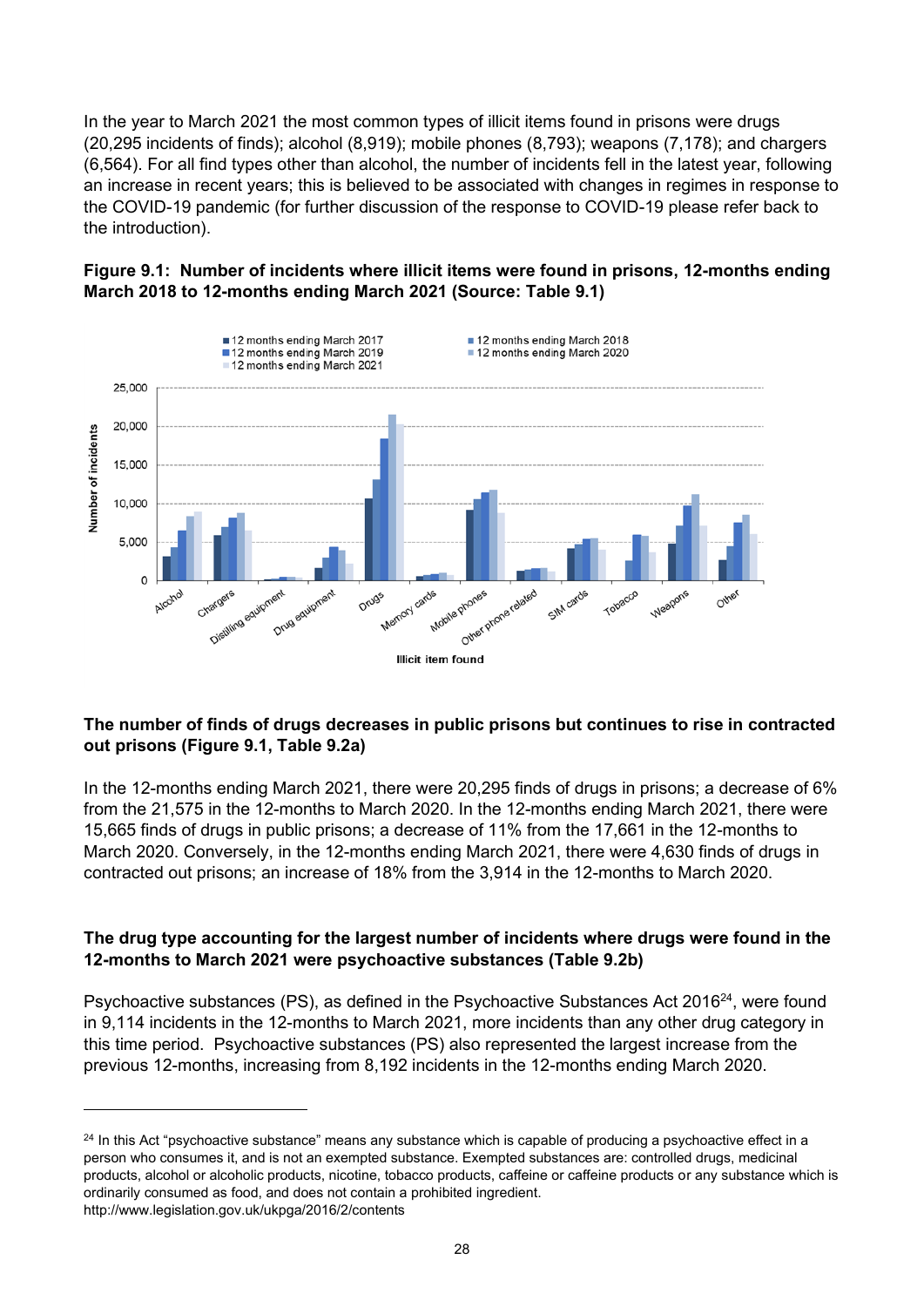In the year to March 2021 the most common types of illicit items found in prisons were drugs (20,295 incidents of finds); alcohol (8,919); mobile phones (8,793); weapons (7,178); and chargers (6,564). For all find types other than alcohol, the number of incidents fell in the latest year, following an increase in recent years; this is believed to be associated with changes in regimes in response to the COVID-19 pandemic (for further discussion of the response to COVID-19 please refer back to the introduction).

**Figure 9.1: Number of incidents where illicit items were found in prisons, 12-months ending March 2018 to 12-months ending March 2021 (Source: Table 9.1)**

### The number of finds of drugs decreases in public prisons but continues to rise in contracted out prisons (Figure 9.1, Table 9.2a)

In the 12-months ending March 2021, there were 20,295 finds of drugs in prisons; a decrease of 6% from the 21,575 in the 12-months to March 2020. In the 12-months ending March 2021, there were 15,665 finds of drugs in public prisons; a decrease of 11% from the 17,661 in the 12-months to March 2020. Conversely, in the 12-months ending March 2021, there were 4,630 finds of drugs in contracted out prisons; an increase of 18% from the 3,914 in the 12-months to March 2020.

### The drug type accounting for the largest number of incidents where drugs were found in the 12-months to March 2021 were psychoactive substances (Table 9.2b)

Psychoactive substances (PS), as defined in the Psychoactive Substances Act 2016[24], were found in 9,114 incidents in the 12-months to March 2021, more incidents than any other drug category in this time period. Psychoactive substances (PS) also represented the largest increase from the previous 12-months, increasing from 8,192 incidents in the 12-months ending March 2020.

---

[24] In this Act "psychoactive substance" means any substance which is capable of producing a psychoactive effect in a person who consumes it, and is not an exempted substance. Exempted substances are: controlled drugs, medicinal products, alcohol or alcoholic products, nicotine, tobacco products, caffeine or caffeine products or any substance which is ordinarily consumed as food, and does not contain a prohibited ingredient. http://www.legislation.gov.uk/ukpga/2016/2/contents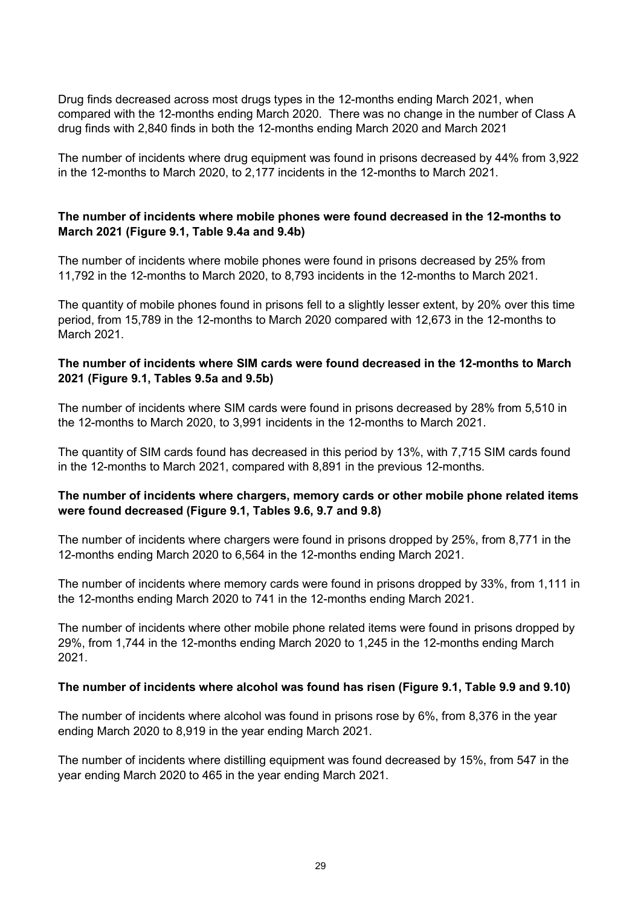Drug finds decreased across most drugs types in the 12-months ending March 2021, when compared with the 12-months ending March 2020. There was no change in the number of Class A drug finds with 2,840 finds in both the 12-months ending March 2020 and March 2021

The number of incidents where drug equipment was found in prisons decreased by 44% from 3,922 in the 12-months to March 2020, to 2,177 incidents in the 12-months to March 2021.

**The number of incidents where mobile phones were found decreased in the 12-months to March 2021 (Figure 9.1, Table 9.4a and 9.4b)**

The number of incidents where mobile phones were found in prisons decreased by 25% from 11,792 in the 12-months to March 2020, to 8,793 incidents in the 12-months to March 2021.

The quantity of mobile phones found in prisons fell to a slightly lesser extent, by 20% over this time period, from 15,789 in the 12-months to March 2020 compared with 12,673 in the 12-months to March 2021.

**The number of incidents where SIM cards were found decreased in the 12-months to March 2021 (Figure 9.1, Tables 9.5a and 9.5b)**

The number of incidents where SIM cards were found in prisons decreased by 28% from 5,510 in the 12-months to March 2020, to 3,991 incidents in the 12-months to March 2021.

The quantity of SIM cards found has decreased in this period by 13%, with 7,715 SIM cards found in the 12-months to March 2021, compared with 8,891 in the previous 12-months.

**The number of incidents where chargers, memory cards or other mobile phone related items were found decreased (Figure 9.1, Tables 9.6, 9.7 and 9.8)**

The number of incidents where chargers were found in prisons dropped by 25%, from 8,771 in the 12-months ending March 2020 to 6,564 in the 12-months ending March 2021.

The number of incidents where memory cards were found in prisons dropped by 33%, from 1,111 in the 12-months ending March 2020 to 741 in the 12-months ending March 2021.

The number of incidents where other mobile phone related items were found in prisons dropped by 29%, from 1,744 in the 12-months ending March 2020 to 1,245 in the 12-months ending March 2021.

**The number of incidents where alcohol was found has risen (Figure 9.1, Table 9.9 and 9.10)**

The number of incidents where alcohol was found in prisons rose by 6%, from 8,376 in the year ending March 2020 to 8,919 in the year ending March 2021.

The number of incidents where distilling equipment was found decreased by 15%, from 547 in the year ending March 2020 to 465 in the year ending March 2021.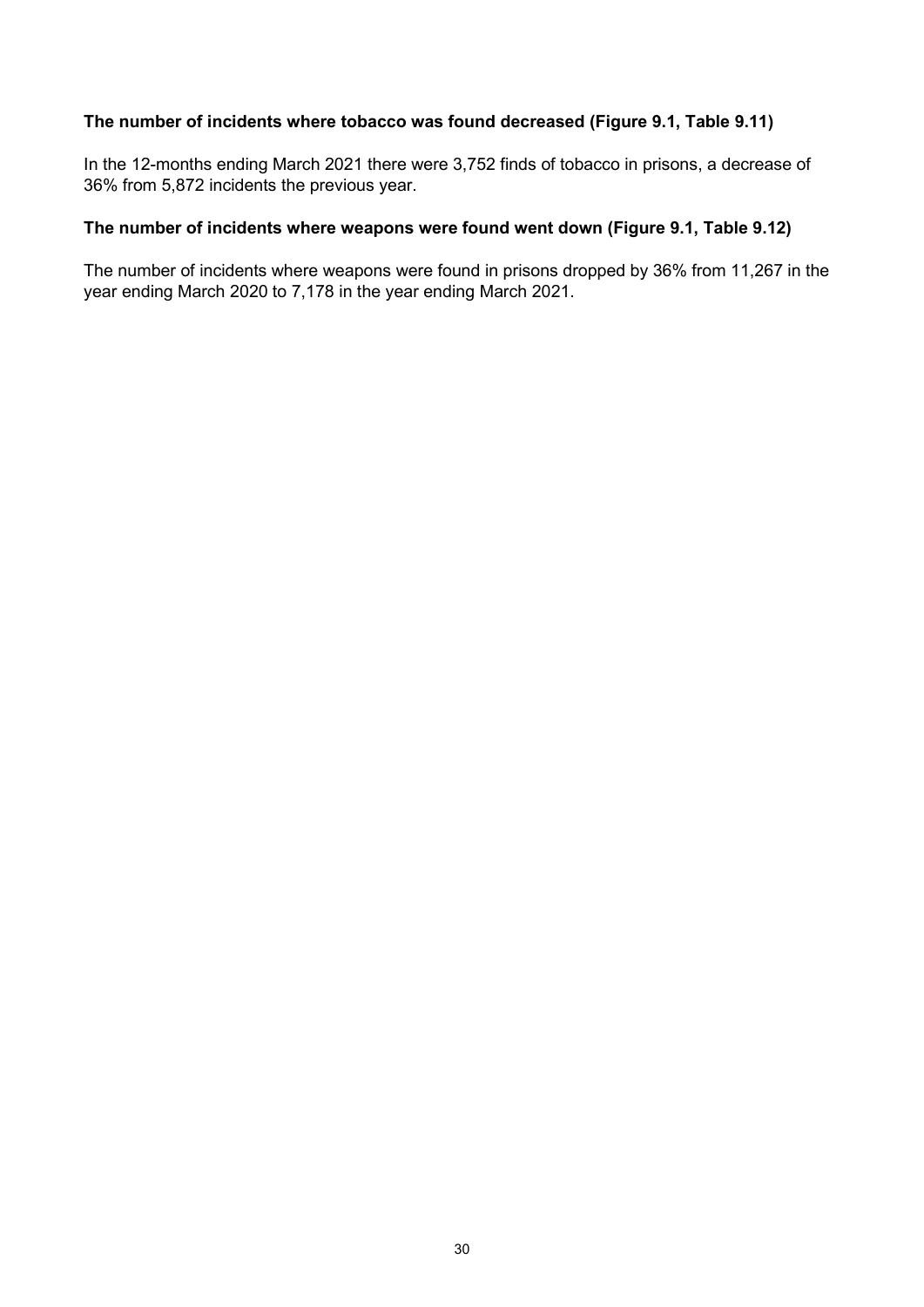**The number of incidents where tobacco was found decreased (Figure 9.1, Table 9.11)**

In the 12-months ending March 2021 there were 3,752 finds of tobacco in prisons, a decrease of 36% from 5,872 incidents the previous year.

**The number of incidents where weapons were found went down (Figure 9.1, Table 9.12)**

The number of incidents where weapons were found in prisons dropped by 36% from 11,267 in the year ending March 2020 to 7,178 in the year ending March 2021.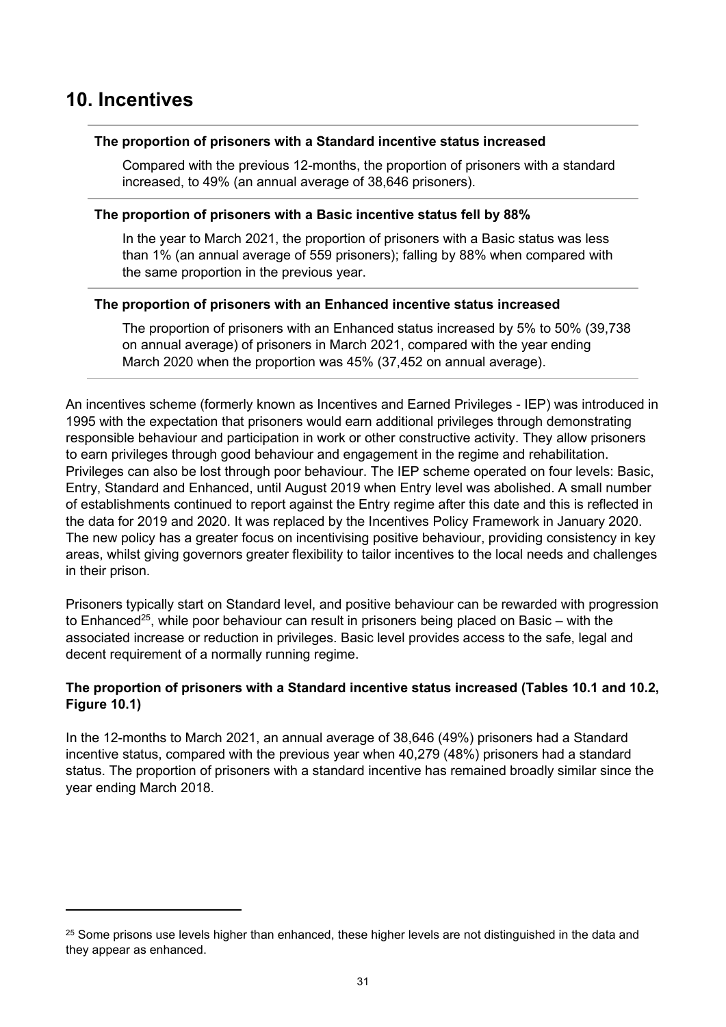## 10. Incentives

**The proportion of prisoners with a Standard incentive status increased**

Compared with the previous 12-months, the proportion of prisoners with a standard increased, to 49% (an annual average of 38,646 prisoners).

**The proportion of prisoners with a Basic incentive status fell by 88%**

In the year to March 2021, the proportion of prisoners with a Basic status was less than 1% (an annual average of 559 prisoners); falling by 88% when compared with the same proportion in the previous year.

**The proportion of prisoners with an Enhanced incentive status increased**

The proportion of prisoners with an Enhanced status increased by 5% to 50% (39,738 on annual average) of prisoners in March 2021, compared with the year ending March 2020 when the proportion was 45% (37,452 on annual average).

An incentives scheme (formerly known as Incentives and Earned Privileges - IEP) was introduced in 1995 with the expectation that prisoners would earn additional privileges through demonstrating responsible behaviour and participation in work or other constructive activity. They allow prisoners to earn privileges through good behaviour and engagement in the regime and rehabilitation. Privileges can also be lost through poor behaviour. The IEP scheme operated on four levels: Basic, Entry, Standard and Enhanced, until August 2019 when Entry level was abolished. A small number of establishments continued to report against the Entry regime after this date and this is reflected in the data for 2019 and 2020. It was replaced by the Incentives Policy Framework in January 2020. The new policy has a greater focus on incentivising positive behaviour, providing consistency in key areas, whilst giving governors greater flexibility to tailor incentives to the local needs and challenges in their prison.

Prisoners typically start on Standard level, and positive behaviour can be rewarded with progression to Enhanced[25], while poor behaviour can result in prisoners being placed on Basic – with the associated increase or reduction in privileges. Basic level provides access to the safe, legal and decent requirement of a normally running regime.

**The proportion of prisoners with a Standard incentive status increased (Tables 10.1 and 10.2, Figure 10.1)**

In the 12-months to March 2021, an annual average of 38,646 (49%) prisoners had a Standard incentive status, compared with the previous year when 40,279 (48%) prisoners had a standard status. The proportion of prisoners with a standard incentive has remained broadly similar since the year ending March 2018.

[25] Some prisons use levels higher than enhanced, these higher levels are not distinguished in the data and they appear as enhanced.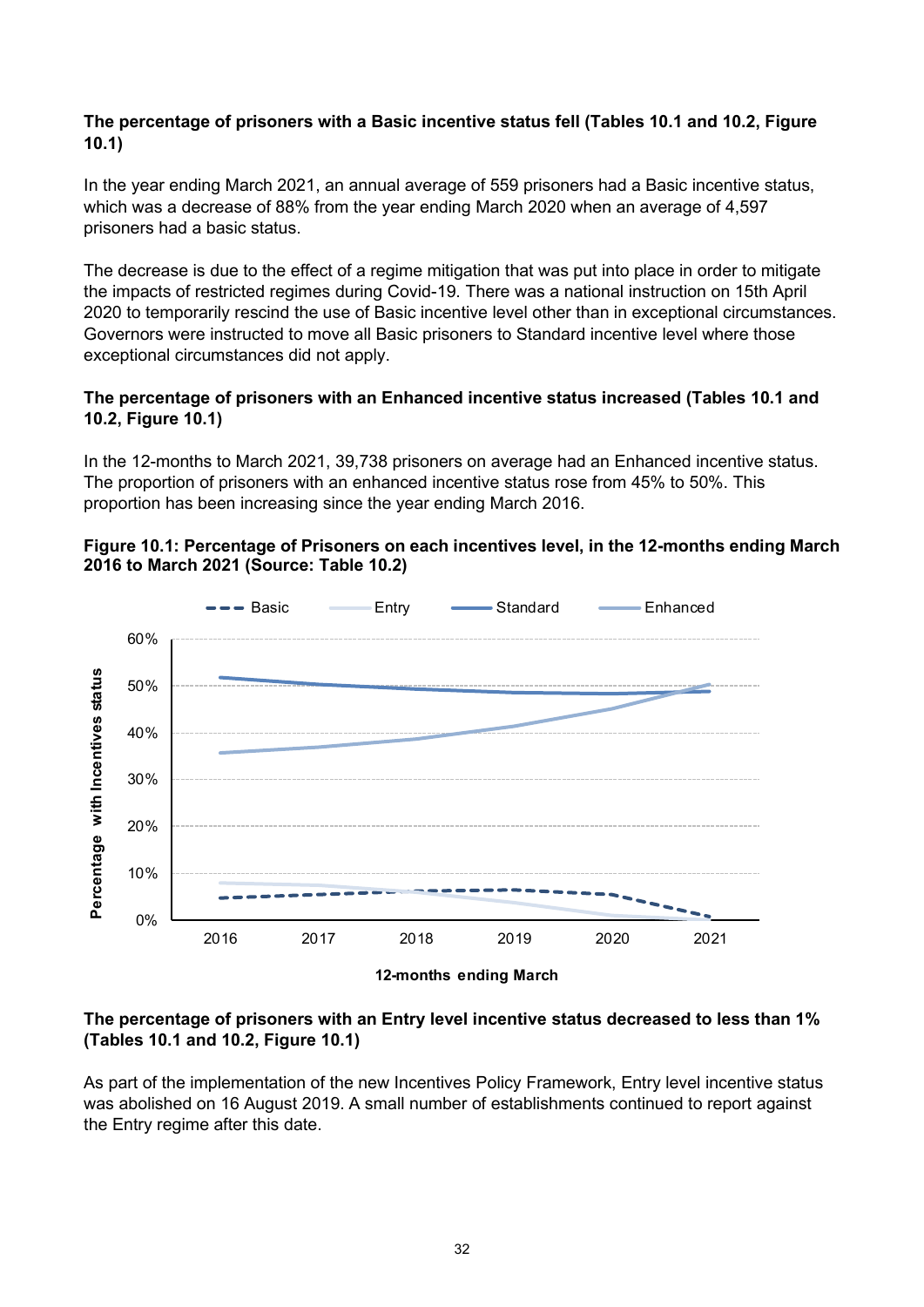**The percentage of prisoners with a Basic incentive status fell (Tables 10.1 and 10.2, Figure 10.1)**

In the year ending March 2021, an annual average of 559 prisoners had a Basic incentive status, which was a decrease of 88% from the year ending March 2020 when an average of 4,597 prisoners had a basic status.

The decrease is due to the effect of a regime mitigation that was put into place in order to mitigate the impacts of restricted regimes during Covid-19. There was a national instruction on 15th April 2020 to temporarily rescind the use of Basic incentive level other than in exceptional circumstances. Governors were instructed to move all Basic prisoners to Standard incentive level where those exceptional circumstances did not apply.

**The percentage of prisoners with an Enhanced incentive status increased (Tables 10.1 and 10.2, Figure 10.1)**

In the 12-months to March 2021, 39,738 prisoners on average had an Enhanced incentive status. The proportion of prisoners with an enhanced incentive status rose from 45% to 50%. This proportion has been increasing since the year ending March 2016.

**Figure 10.1: Percentage of Prisoners on each incentives level, in the 12-months ending March 2016 to March 2021 (Source: Table 10.2)**

**The percentage of prisoners with an Entry level incentive status decreased to less than 1% (Tables 10.1 and 10.2, Figure 10.1)**

As part of the implementation of the new Incentives Policy Framework, Entry level incentive status was abolished on 16 August 2019. A small number of establishments continued to report against the Entry regime after this date.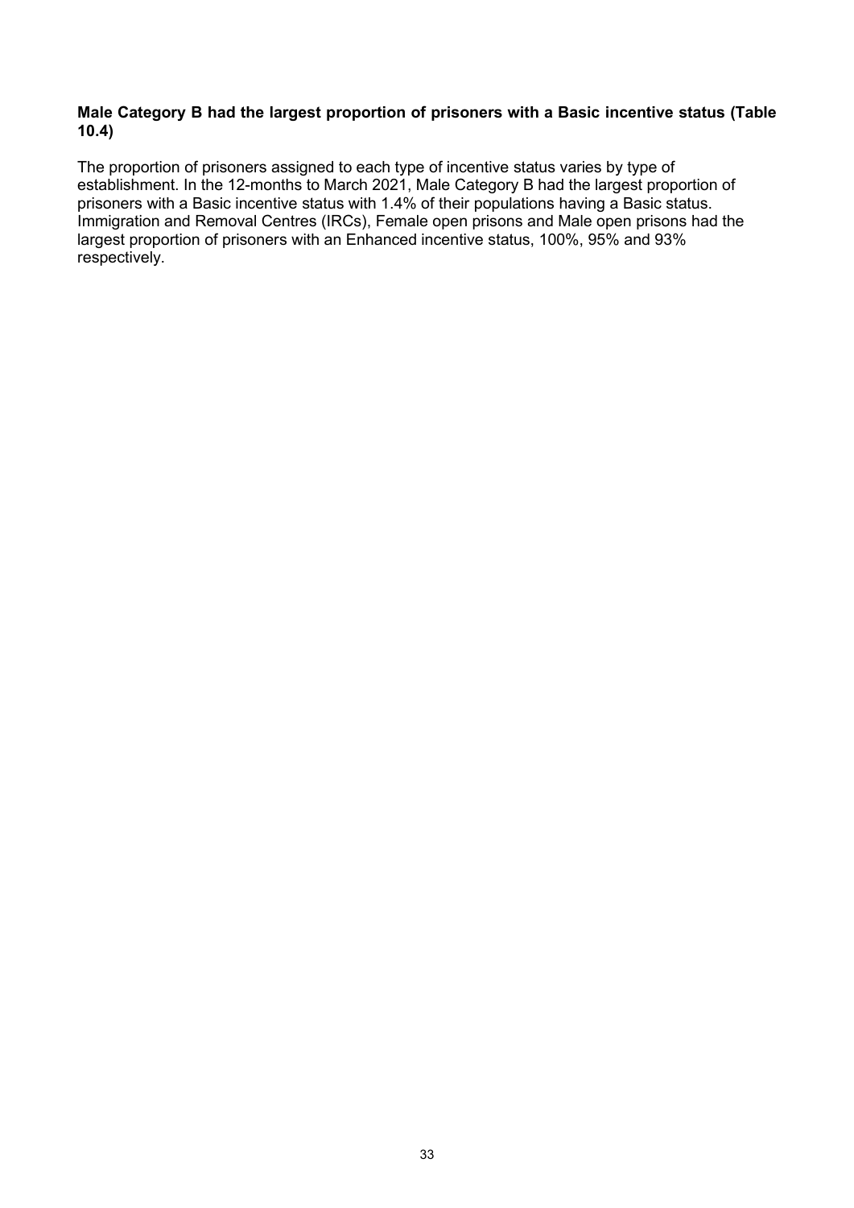**Male Category B had the largest proportion of prisoners with a Basic incentive status (Table 10.4)**

The proportion of prisoners assigned to each type of incentive status varies by type of establishment. In the 12-months to March 2021, Male Category B had the largest proportion of prisoners with a Basic incentive status with 1.4% of their populations having a Basic status. Immigration and Removal Centres (IRCs), Female open prisons and Male open prisons had the largest proportion of prisoners with an Enhanced incentive status, 100%, 95% and 93% respectively.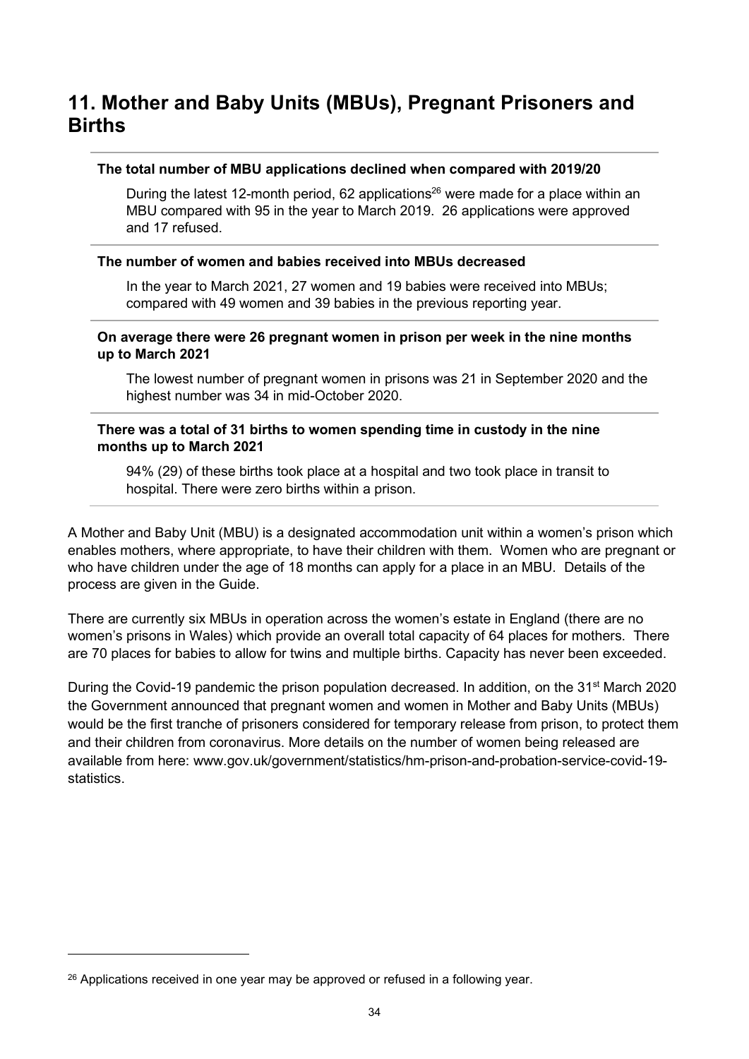## 11. Mother and Baby Units (MBUs), Pregnant Prisoners and Births

**The total number of MBU applications declined when compared with 2019/20**

During the latest 12-month period, 62 applications[26] were made for a place within an MBU compared with 95 in the year to March 2019. 26 applications were approved and 17 refused.

**The number of women and babies received into MBUs decreased**

In the year to March 2021, 27 women and 19 babies were received into MBUs; compared with 49 women and 39 babies in the previous reporting year.

**On average there were 26 pregnant women in prison per week in the nine months up to March 2021**

The lowest number of pregnant women in prisons was 21 in September 2020 and the highest number was 34 in mid-October 2020.

**There was a total of 31 births to women spending time in custody in the nine months up to March 2021**

94% (29) of these births took place at a hospital and two took place in transit to hospital. There were zero births within a prison.

A Mother and Baby Unit (MBU) is a designated accommodation unit within a women's prison which enables mothers, where appropriate, to have their children with them. Women who are pregnant or who have children under the age of 18 months can apply for a place in an MBU. Details of the process are given in the Guide.

There are currently six MBUs in operation across the women's estate in England (there are no women's prisons in Wales) which provide an overall total capacity of 64 places for mothers. There are 70 places for babies to allow for twins and multiple births. Capacity has never been exceeded.

During the Covid-19 pandemic the prison population decreased. In addition, on the 31st March 2020 the Government announced that pregnant women and women in Mother and Baby Units (MBUs) would be the first tranche of prisoners considered for temporary release from prison, to protect them and their children from coronavirus. More details on the number of women being released are available from here: www.gov.uk/government/statistics/hm-prison-and-probation-service-covid-19-statistics.

[26] Applications received in one year may be approved or refused in a following year.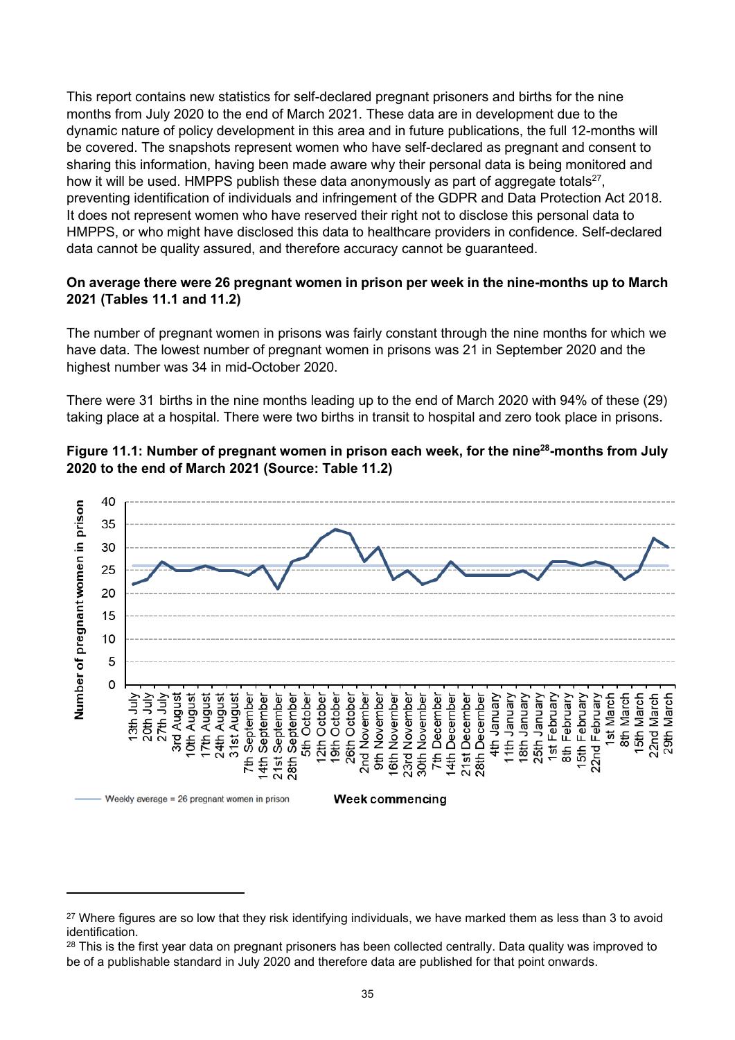This report contains new statistics for self-declared pregnant prisoners and births for the nine months from July 2020 to the end of March 2021. These data are in development due to the dynamic nature of policy development in this area and in future publications, the full 12-months will be covered. The snapshots represent women who have self-declared as pregnant and consent to sharing this information, having been made aware why their personal data is being monitored and how it will be used. HMPPS publish these data anonymously as part of aggregate totals[27], preventing identification of individuals and infringement of the GDPR and Data Protection Act 2018. It does not represent women who have reserved their right not to disclose this personal data to HMPPS, or who might have disclosed this data to healthcare providers in confidence. Self-declared data cannot be quality assured, and therefore accuracy cannot be guaranteed.

**On average there were 26 pregnant women in prison per week in the nine-months up to March 2021 (Tables 11.1 and 11.2)**

The number of pregnant women in prisons was fairly constant through the nine months for which we have data. The lowest number of pregnant women in prisons was 21 in September 2020 and the highest number was 34 in mid-October 2020.

There were 31 births in the nine months leading up to the end of March 2020 with 94% of these (29) taking place at a hospital. There were two births in transit to hospital and zero took place in prisons.

**Figure 11.1: Number of pregnant women in prison each week, for the nine[28]-months from July 2020 to the end of March 2021 (Source: Table 11.2)**

---

[27] Where figures are so low that they risk identifying individuals, we have marked them as less than 3 to avoid identification.

[28] This is the first year data on pregnant prisoners has been collected centrally. Data quality was improved to be of a publishable standard in July 2020 and therefore data are published for that point onwards.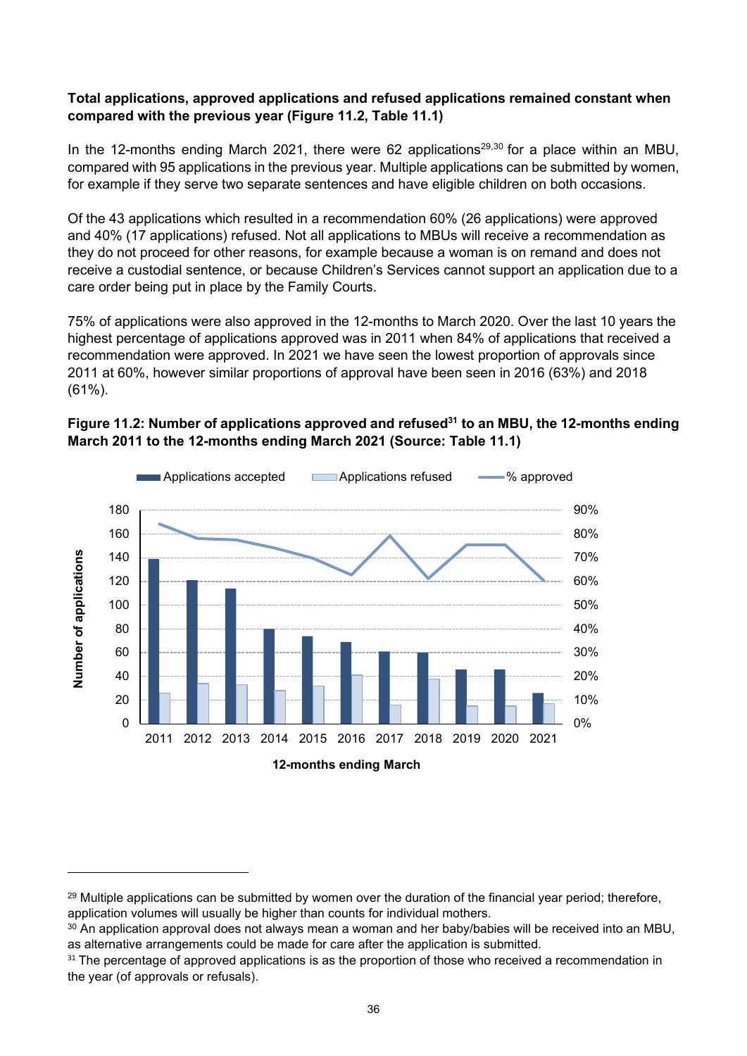**Total applications, approved applications and refused applications remained constant when compared with the previous year (Figure 11.2, Table 11.1)**

In the 12-months ending March 2021, there were 62 applications[29,30] for a place within an MBU, compared with 95 applications in the previous year. Multiple applications can be submitted by women, for example if they serve two separate sentences and have eligible children on both occasions.

Of the 43 applications which resulted in a recommendation 60% (26 applications) were approved and 40% (17 applications) refused. Not all applications to MBUs will receive a recommendation as they do not proceed for other reasons, for example because a woman is on remand and does not receive a custodial sentence, or because Children's Services cannot support an application due to a care order being put in place by the Family Courts.

75% of applications were also approved in the 12-months to March 2020. Over the last 10 years the highest percentage of applications approved was in 2011 when 84% of applications that received a recommendation were approved. In 2021 we have seen the lowest proportion of approvals since 2011 at 60%, however similar proportions of approval have been seen in 2016 (63%) and 2018 (61%).

**Figure 11.2: Number of applications approved and refused[31] to an MBU, the 12-months ending March 2011 to the 12-months ending March 2021 (Source: Table 11.1)**

Applications accepted | Applications refused | % approved

Number of applications

12-months ending March

---

[29] Multiple applications can be submitted by women over the duration of the financial year period; therefore, application volumes will usually be higher than counts for individual mothers.

[30] An application approval does not always mean a woman and her baby/babies will be received into an MBU, as alternative arrangements could be made for care after the application is submitted.

[31] The percentage of approved applications is as the proportion of those who received a recommendation in the year (of approvals or refusals).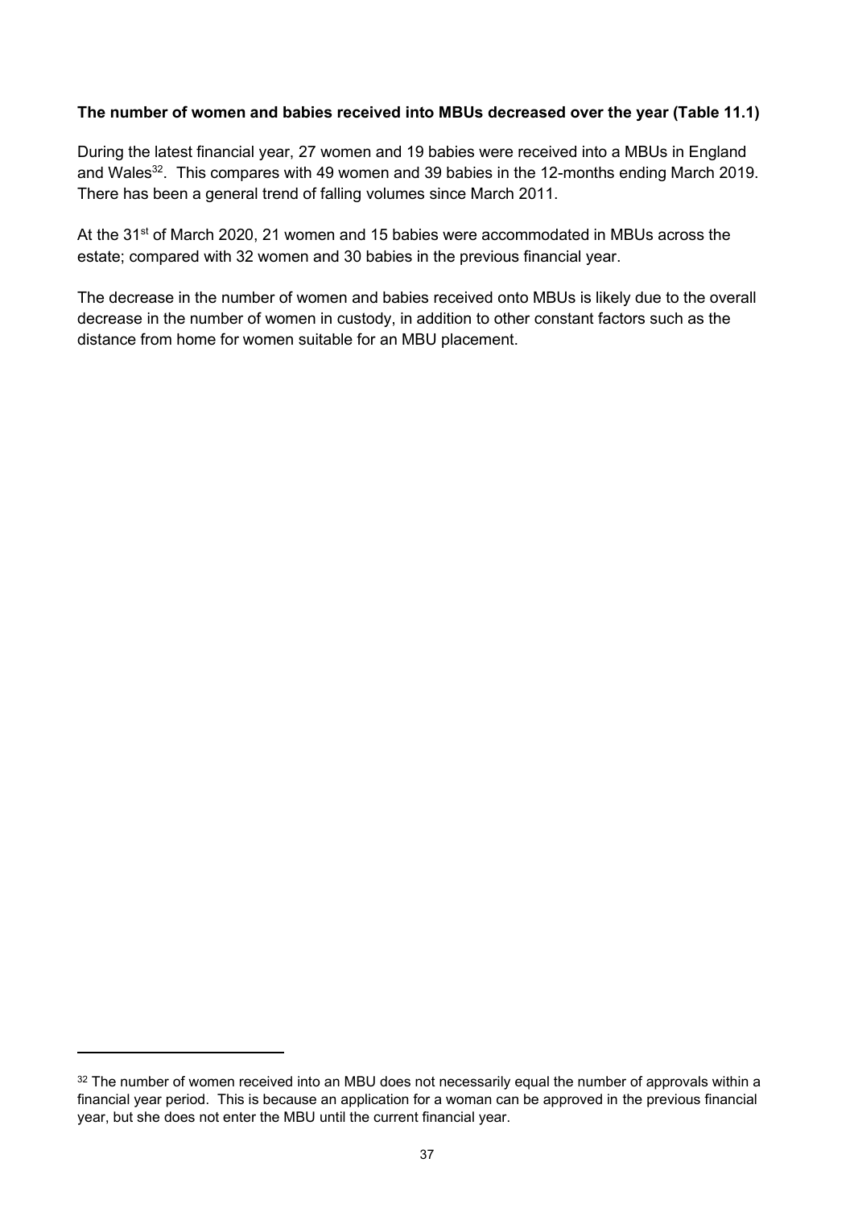**The number of women and babies received into MBUs decreased over the year (Table 11.1)**

During the latest financial year, 27 women and 19 babies were received into a MBUs in England and Wales[32]. This compares with 49 women and 39 babies in the 12-months ending March 2019. There has been a general trend of falling volumes since March 2011.

At the 31st of March 2020, 21 women and 15 babies were accommodated in MBUs across the estate; compared with 32 women and 30 babies in the previous financial year.

The decrease in the number of women and babies received onto MBUs is likely due to the overall decrease in the number of women in custody, in addition to other constant factors such as the distance from home for women suitable for an MBU placement.

[32] The number of women received into an MBU does not necessarily equal the number of approvals within a financial year period. This is because an application for a woman can be approved in the previous financial year, but she does not enter the MBU until the current financial year.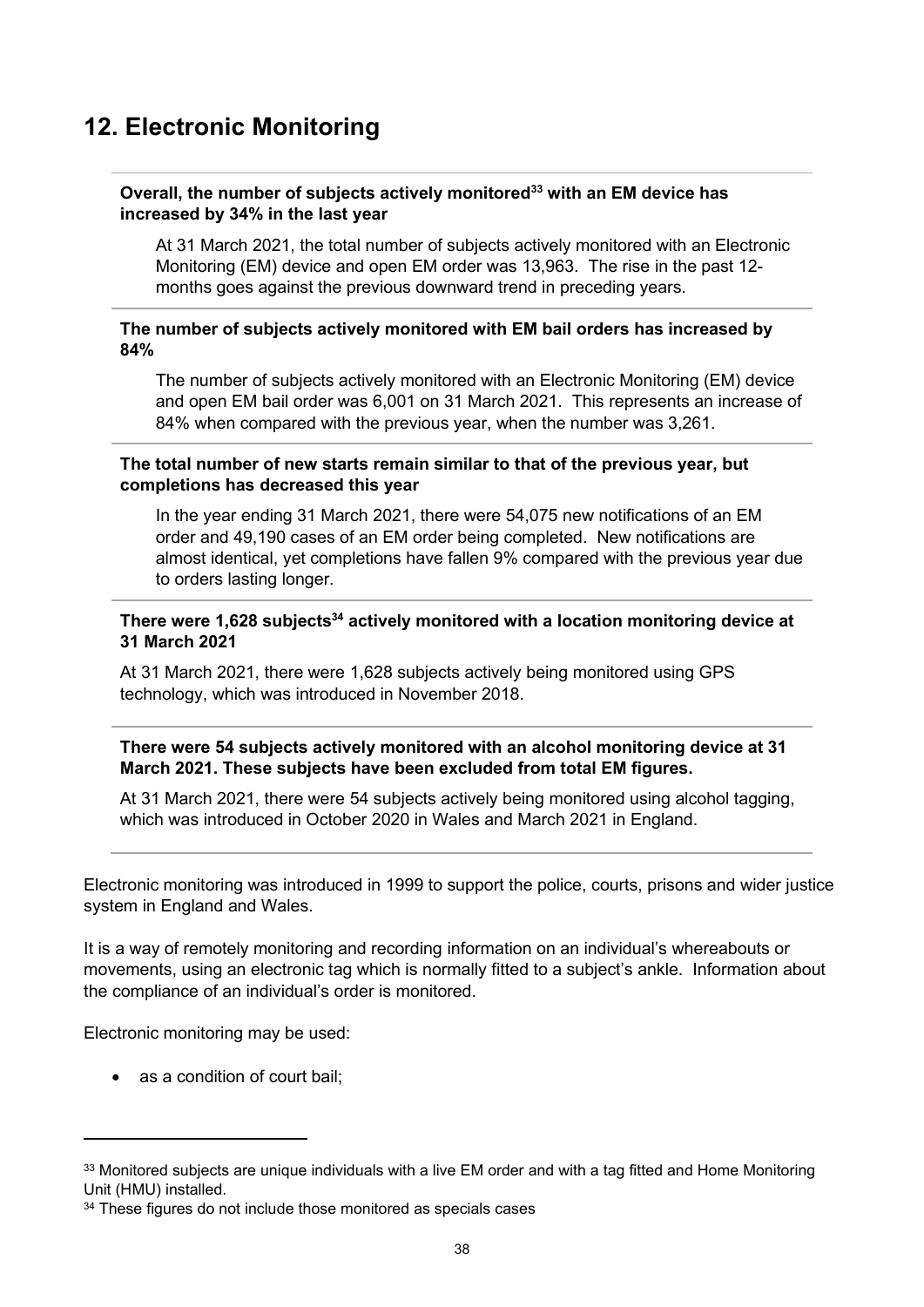## 12. Electronic Monitoring

**Overall, the number of subjects actively monitored[33] with an EM device has increased by 34% in the last year**

At 31 March 2021, the total number of subjects actively monitored with an Electronic Monitoring (EM) device and open EM order was 13,963. The rise in the past 12-months goes against the previous downward trend in preceding years.

**The number of subjects actively monitored with EM bail orders has increased by 84%**

The number of subjects actively monitored with an Electronic Monitoring (EM) device and open EM bail order was 6,001 on 31 March 2021. This represents an increase of 84% when compared with the previous year, when the number was 3,261.

**The total number of new starts remain similar to that of the previous year, but completions has decreased this year**

In the year ending 31 March 2021, there were 54,075 new notifications of an EM order and 49,190 cases of an EM order being completed. New notifications are almost identical, yet completions have fallen 9% compared with the previous year due to orders lasting longer.

**There were 1,628 subjects[34] actively monitored with a location monitoring device at 31 March 2021**

At 31 March 2021, there were 1,628 subjects actively being monitored using GPS technology, which was introduced in November 2018.

**There were 54 subjects actively monitored with an alcohol monitoring device at 31 March 2021. These subjects have been excluded from total EM figures.**

At 31 March 2021, there were 54 subjects actively being monitored using alcohol tagging, which was introduced in October 2020 in Wales and March 2021 in England.

Electronic monitoring was introduced in 1999 to support the police, courts, prisons and wider justice system in England and Wales.

It is a way of remotely monitoring and recording information on an individual's whereabouts or movements, using an electronic tag which is normally fitted to a subject's ankle. Information about the compliance of an individual's order is monitored.

Electronic monitoring may be used:

- as a condition of court bail;

[33] Monitored subjects are unique individuals with a live EM order and with a tag fitted and Home Monitoring Unit (HMU) installed.

[34] These figures do not include those monitored as specials cases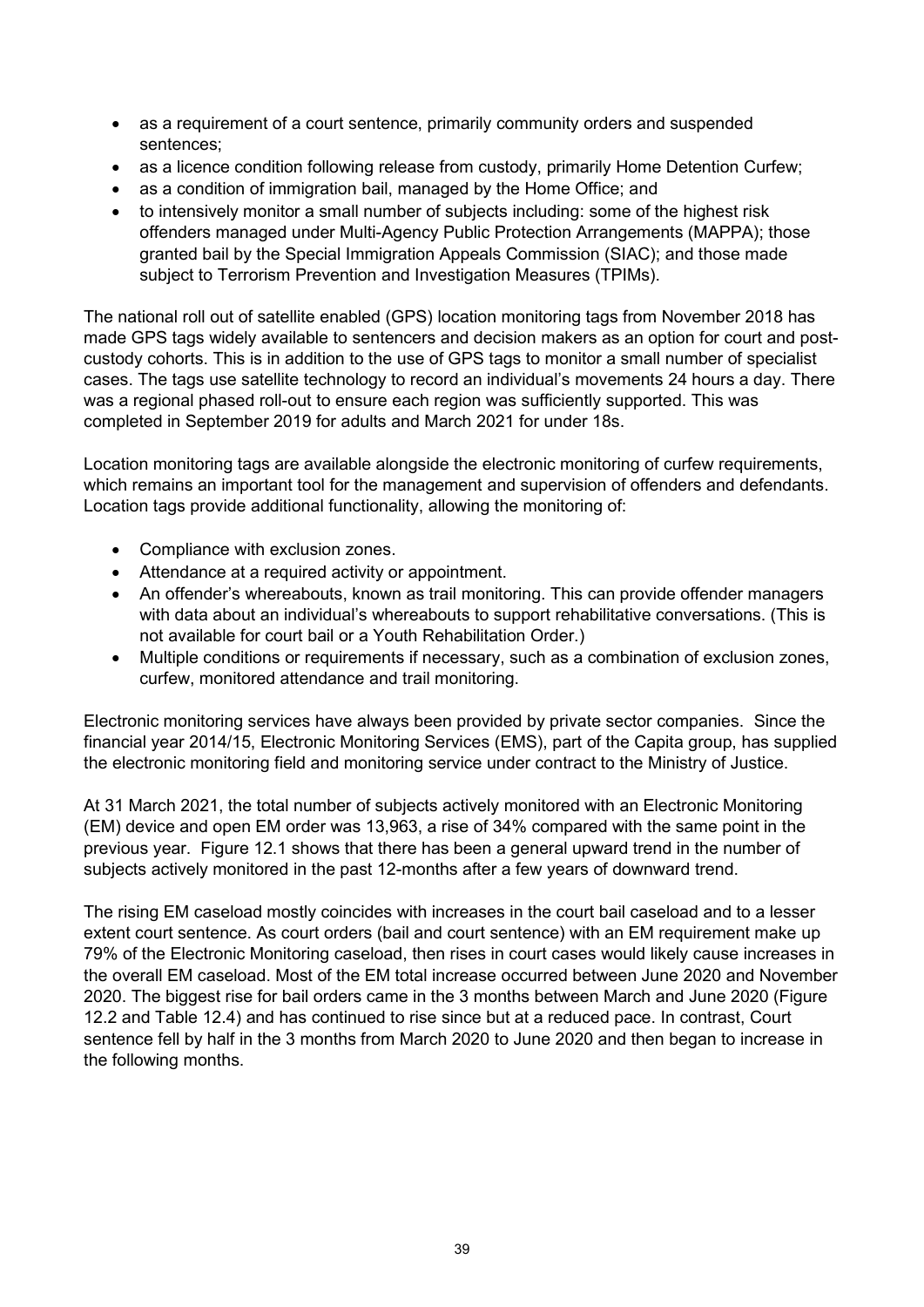- as a requirement of a court sentence, primarily community orders and suspended sentences;
- as a licence condition following release from custody, primarily Home Detention Curfew;
- as a condition of immigration bail, managed by the Home Office; and
- to intensively monitor a small number of subjects including: some of the highest risk offenders managed under Multi-Agency Public Protection Arrangements (MAPPA); those granted bail by the Special Immigration Appeals Commission (SIAC); and those made subject to Terrorism Prevention and Investigation Measures (TPIMs).

The national roll out of satellite enabled (GPS) location monitoring tags from November 2018 has made GPS tags widely available to sentencers and decision makers as an option for court and post-custody cohorts. This is in addition to the use of GPS tags to monitor a small number of specialist cases. The tags use satellite technology to record an individual's movements 24 hours a day. There was a regional phased roll-out to ensure each region was sufficiently supported. This was completed in September 2019 for adults and March 2021 for under 18s.

Location monitoring tags are available alongside the electronic monitoring of curfew requirements, which remains an important tool for the management and supervision of offenders and defendants. Location tags provide additional functionality, allowing the monitoring of:

- Compliance with exclusion zones.
- Attendance at a required activity or appointment.
- An offender's whereabouts, known as trail monitoring. This can provide offender managers with data about an individual's whereabouts to support rehabilitative conversations. (This is not available for court bail or a Youth Rehabilitation Order.)
- Multiple conditions or requirements if necessary, such as a combination of exclusion zones, curfew, monitored attendance and trail monitoring.

Electronic monitoring services have always been provided by private sector companies. Since the financial year 2014/15, Electronic Monitoring Services (EMS), part of the Capita group, has supplied the electronic monitoring field and monitoring service under contract to the Ministry of Justice.

At 31 March 2021, the total number of subjects actively monitored with an Electronic Monitoring (EM) device and open EM order was 13,963, a rise of 34% compared with the same point in the previous year. Figure 12.1 shows that there has been a general upward trend in the number of subjects actively monitored in the past 12-months after a few years of downward trend.

The rising EM caseload mostly coincides with increases in the court bail caseload and to a lesser extent court sentence. As court orders (bail and court sentence) with an EM requirement make up 79% of the Electronic Monitoring caseload, then rises in court cases would likely cause increases in the overall EM caseload. Most of the EM total increase occurred between June 2020 and November 2020. The biggest rise for bail orders came in the 3 months between March and June 2020 (Figure 12.2 and Table 12.4) and has continued to rise since but at a reduced pace. In contrast, Court sentence fell by half in the 3 months from March 2020 to June 2020 and then began to increase in the following months.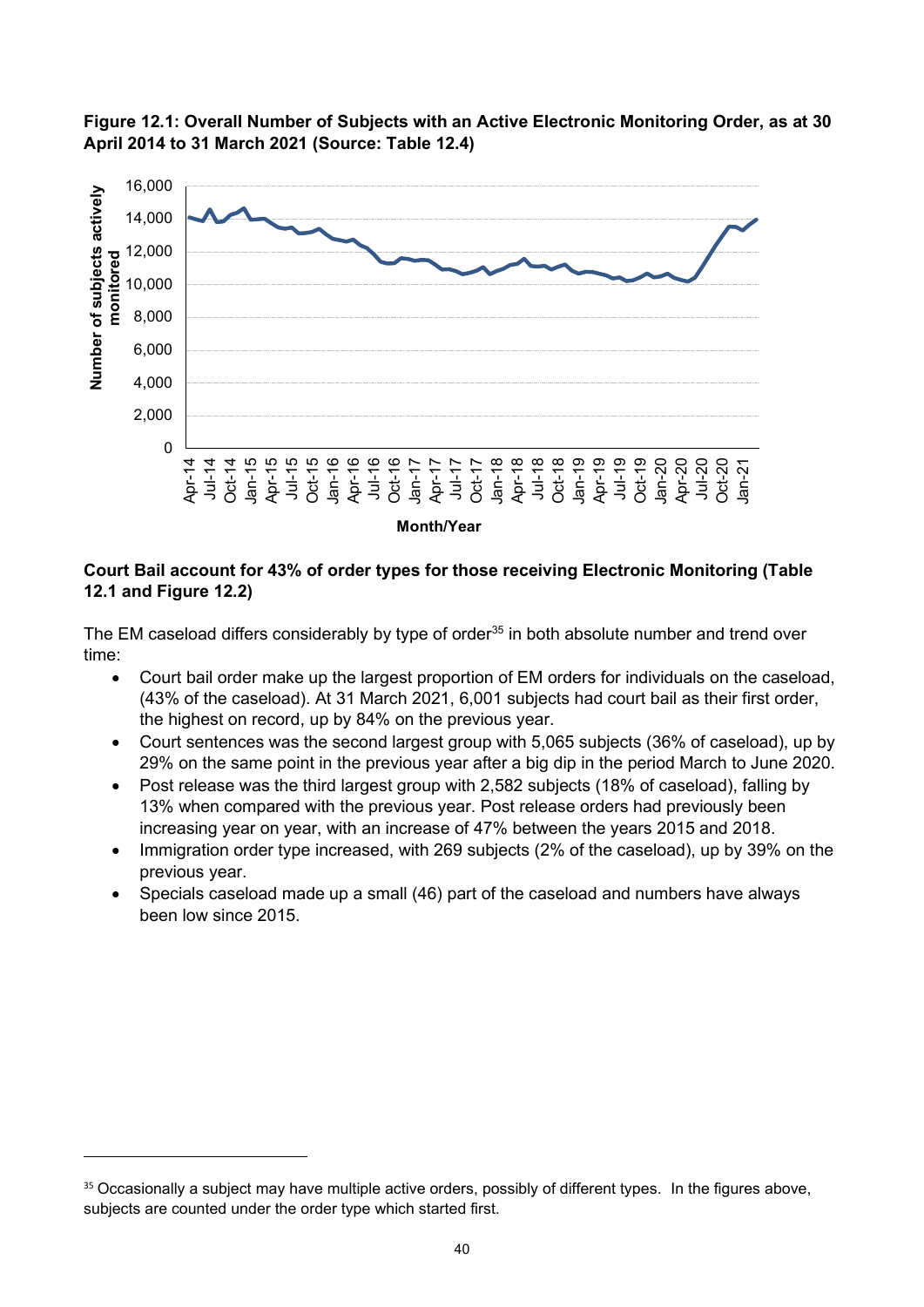**Figure 12.1: Overall Number of Subjects with an Active Electronic Monitoring Order, as at 30 April 2014 to 31 March 2021 (Source: Table 12.4)**

**Court Bail account for 43% of order types for those receiving Electronic Monitoring (Table 12.1 and Figure 12.2)**

The EM caseload differs considerably by type of order[35] in both absolute number and trend over time:

- Court bail order make up the largest proportion of EM orders for individuals on the caseload, (43% of the caseload). At 31 March 2021, 6,001 subjects had court bail as their first order, the highest on record, up by 84% on the previous year.
- Court sentences was the second largest group with 5,065 subjects (36% of caseload), up by 29% on the same point in the previous year after a big dip in the period March to June 2020.
- Post release was the third largest group with 2,582 subjects (18% of caseload), falling by 13% when compared with the previous year. Post release orders had previously been increasing year on year, with an increase of 47% between the years 2015 and 2018.
- Immigration order type increased, with 269 subjects (2% of the caseload), up by 39% on the previous year.
- Specials caseload made up a small (46) part of the caseload and numbers have always been low since 2015.

[35] Occasionally a subject may have multiple active orders, possibly of different types. In the figures above, subjects are counted under the order type which started first.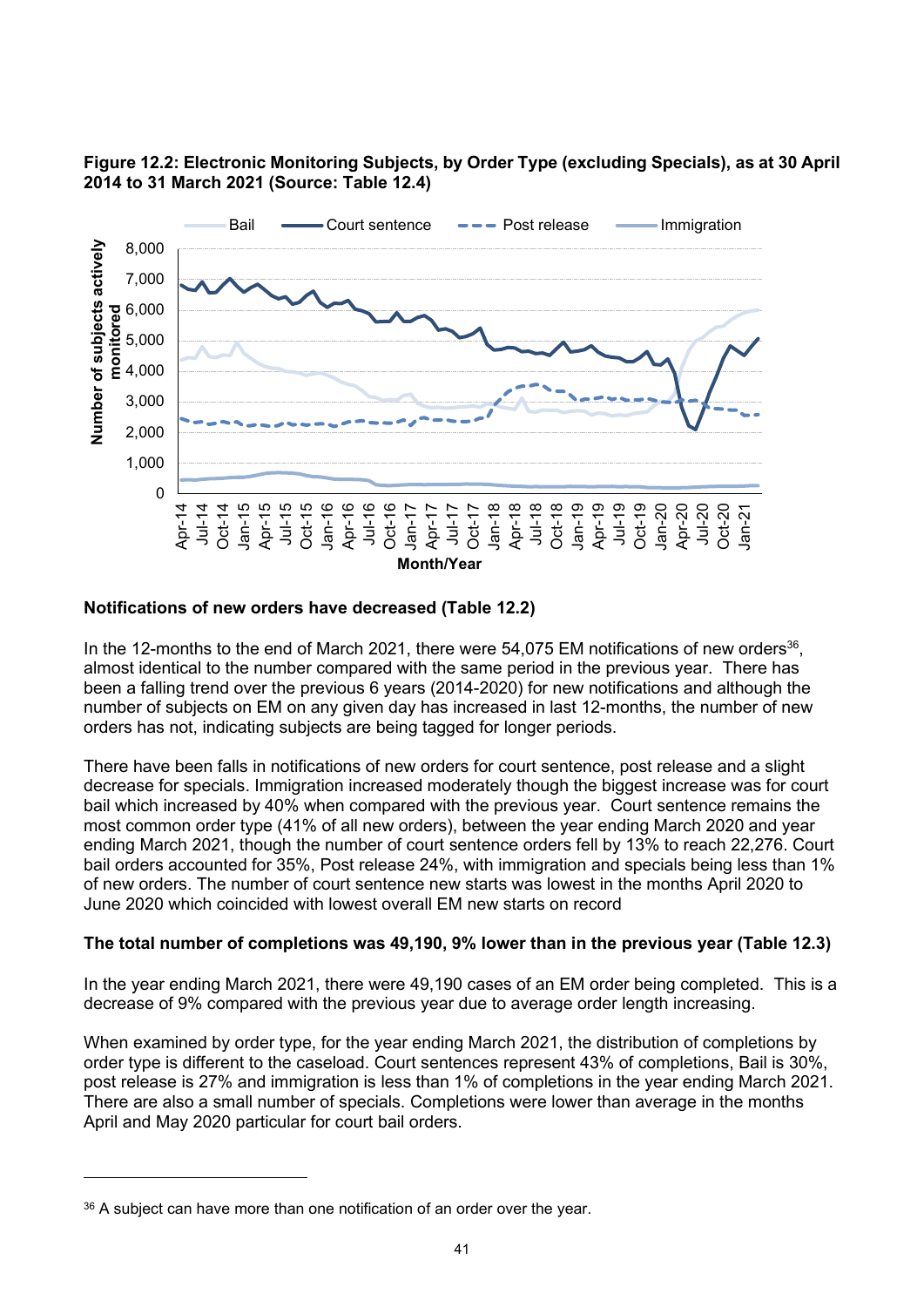**Figure 12.2: Electronic Monitoring Subjects, by Order Type (excluding Specials), as at 30 April 2014 to 31 March 2021 (Source: Table 12.4)**

### Notifications of new orders have decreased (Table 12.2)

In the 12-months to the end of March 2021, there were 54,075 EM notifications of new orders[36], almost identical to the number compared with the same period in the previous year. There has been a falling trend over the previous 6 years (2014-2020) for new notifications and although the number of subjects on EM on any given day has increased in last 12-months, the number of new orders has not, indicating subjects are being tagged for longer periods.

There have been falls in notifications of new orders for court sentence, post release and a slight decrease for specials. Immigration increased moderately though the biggest increase was for court bail which increased by 40% when compared with the previous year. Court sentence remains the most common order type (41% of all new orders), between the year ending March 2020 and year ending March 2021, though the number of court sentence orders fell by 13% to reach 22,276. Court bail orders accounted for 35%, Post release 24%, with immigration and specials being less than 1% of new orders. The number of court sentence new starts was lowest in the months April 2020 to June 2020 which coincided with lowest overall EM new starts on record

### The total number of completions was 49,190, 9% lower than in the previous year (Table 12.3)

In the year ending March 2021, there were 49,190 cases of an EM order being completed. This is a decrease of 9% compared with the previous year due to average order length increasing.

When examined by order type, for the year ending March 2021, the distribution of completions by order type is different to the caseload. Court sentences represent 43% of completions, Bail is 30%, post release is 27% and immigration is less than 1% of completions in the year ending March 2021. There are also a small number of specials. Completions were lower than average in the months April and May 2020 particular for court bail orders.

---

[36] A subject can have more than one notification of an order over the year.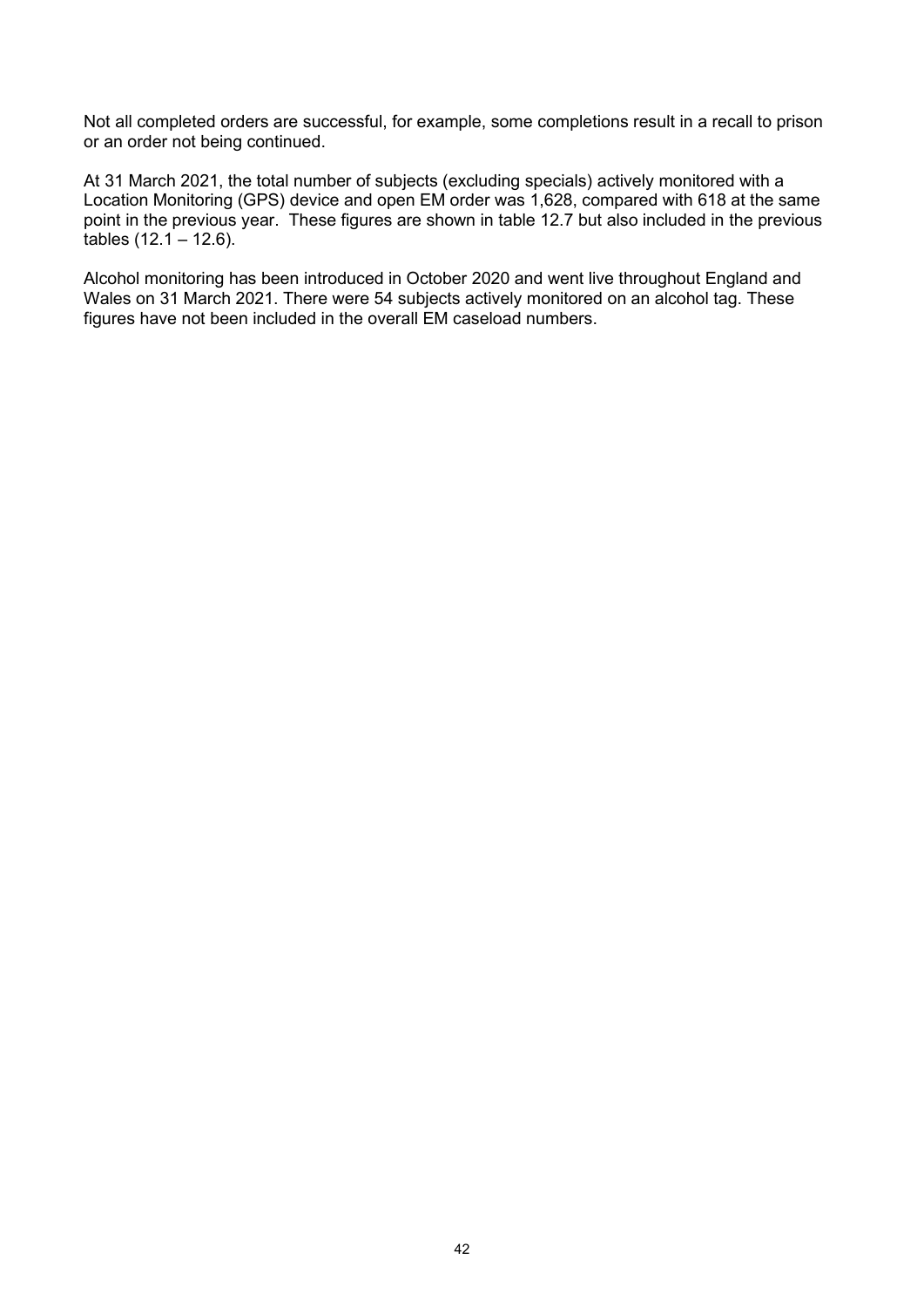Not all completed orders are successful, for example, some completions result in a recall to prison or an order not being continued.

At 31 March 2021, the total number of subjects (excluding specials) actively monitored with a Location Monitoring (GPS) device and open EM order was 1,628, compared with 618 at the same point in the previous year. These figures are shown in table 12.7 but also included in the previous tables (12.1 – 12.6).

Alcohol monitoring has been introduced in October 2020 and went live throughout England and Wales on 31 March 2021. There were 54 subjects actively monitored on an alcohol tag. These figures have not been included in the overall EM caseload numbers.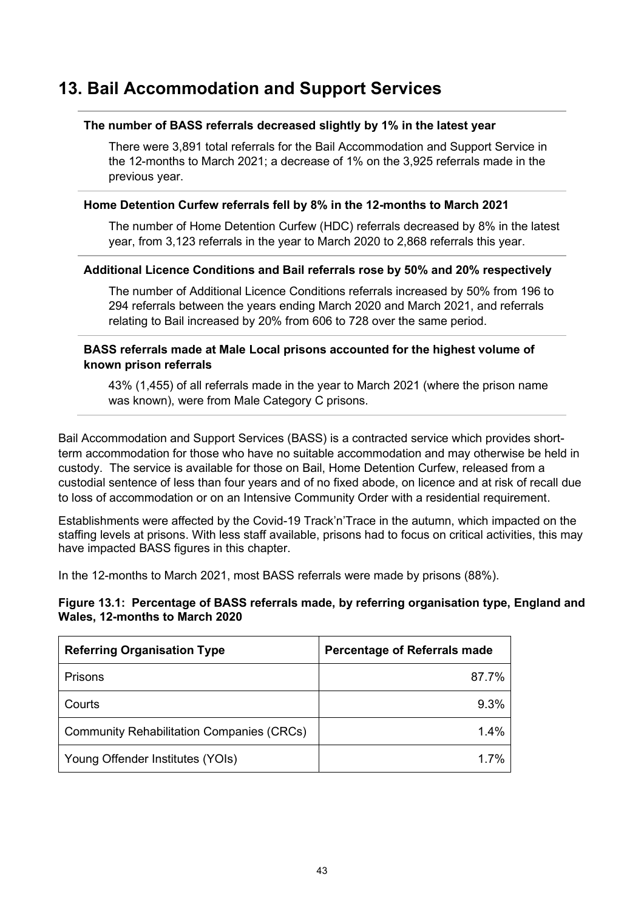# 13. Bail Accommodation and Support Services

**The number of BASS referrals decreased slightly by 1% in the latest year**

There were 3,891 total referrals for the Bail Accommodation and Support Service in the 12-months to March 2021; a decrease of 1% on the 3,925 referrals made in the previous year.

**Home Detention Curfew referrals fell by 8% in the 12-months to March 2021**

The number of Home Detention Curfew (HDC) referrals decreased by 8% in the latest year, from 3,123 referrals in the year to March 2020 to 2,868 referrals this year.

**Additional Licence Conditions and Bail referrals rose by 50% and 20% respectively**

The number of Additional Licence Conditions referrals increased by 50% from 196 to 294 referrals between the years ending March 2020 and March 2021, and referrals relating to Bail increased by 20% from 606 to 728 over the same period.

**BASS referrals made at Male Local prisons accounted for the highest volume of known prison referrals**

43% (1,455) of all referrals made in the year to March 2021 (where the prison name was known), were from Male Category C prisons.

Bail Accommodation and Support Services (BASS) is a contracted service which provides short-term accommodation for those who have no suitable accommodation and may otherwise be held in custody. The service is available for those on Bail, Home Detention Curfew, released from a custodial sentence of less than four years and of no fixed abode, on licence and at risk of recall due to loss of accommodation or on an Intensive Community Order with a residential requirement.

Establishments were affected by the Covid-19 Track'n'Trace in the autumn, which impacted on the staffing levels at prisons. With less staff available, prisons had to focus on critical activities, this may have impacted BASS figures in this chapter.

In the 12-months to March 2021, most BASS referrals were made by prisons (88%).

**Figure 13.1: Percentage of BASS referrals made, by referring organisation type, England and Wales, 12-months to March 2020**

| Referring Organisation Type | Percentage of Referrals made |
| --- | ---: |
| Prisons | 87.7% |
| Courts | 9.3% |
| Community Rehabilitation Companies (CRCs) | 1.4% |
| Young Offender Institutes (YOIs) | 1.7% |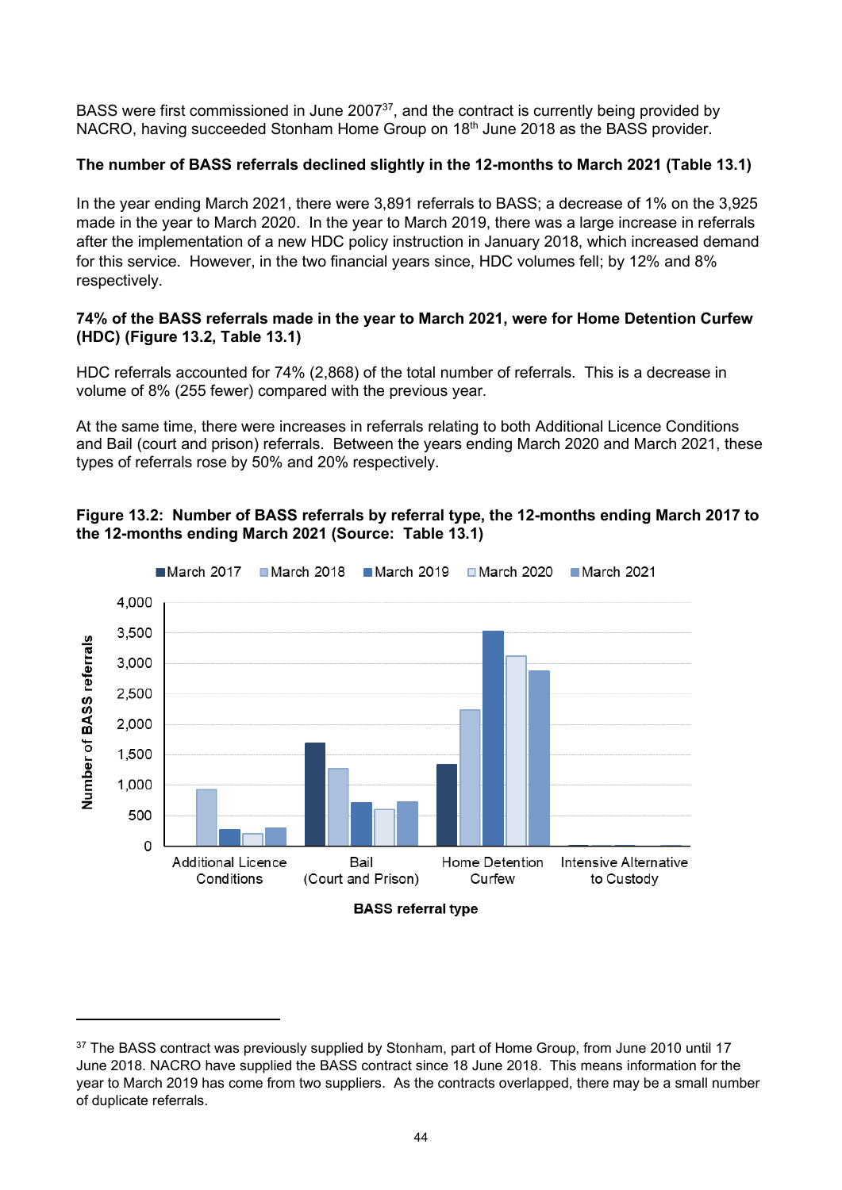BASS were first commissioned in June 2007[37], and the contract is currently being provided by NACRO, having succeeded Stonham Home Group on 18th June 2018 as the BASS provider.

**The number of BASS referrals declined slightly in the 12-months to March 2021 (Table 13.1)**

In the year ending March 2021, there were 3,891 referrals to BASS; a decrease of 1% on the 3,925 made in the year to March 2020. In the year to March 2019, there was a large increase in referrals after the implementation of a new HDC policy instruction in January 2018, which increased demand for this service. However, in the two financial years since, HDC volumes fell; by 12% and 8% respectively.

**74% of the BASS referrals made in the year to March 2021, were for Home Detention Curfew (HDC) (Figure 13.2, Table 13.1)**

HDC referrals accounted for 74% (2,868) of the total number of referrals. This is a decrease in volume of 8% (255 fewer) compared with the previous year.

At the same time, there were increases in referrals relating to both Additional Licence Conditions and Bail (court and prison) referrals. Between the years ending March 2020 and March 2021, these types of referrals rose by 50% and 20% respectively.

**Figure 13.2: Number of BASS referrals by referral type, the 12-months ending March 2017 to the 12-months ending March 2021 (Source: Table 13.1)**

---

[37] The BASS contract was previously supplied by Stonham, part of Home Group, from June 2010 until 17 June 2018. NACRO have supplied the BASS contract since 18 June 2018. This means information for the year to March 2019 has come from two suppliers. As the contracts overlapped, there may be a small number of duplicate referrals.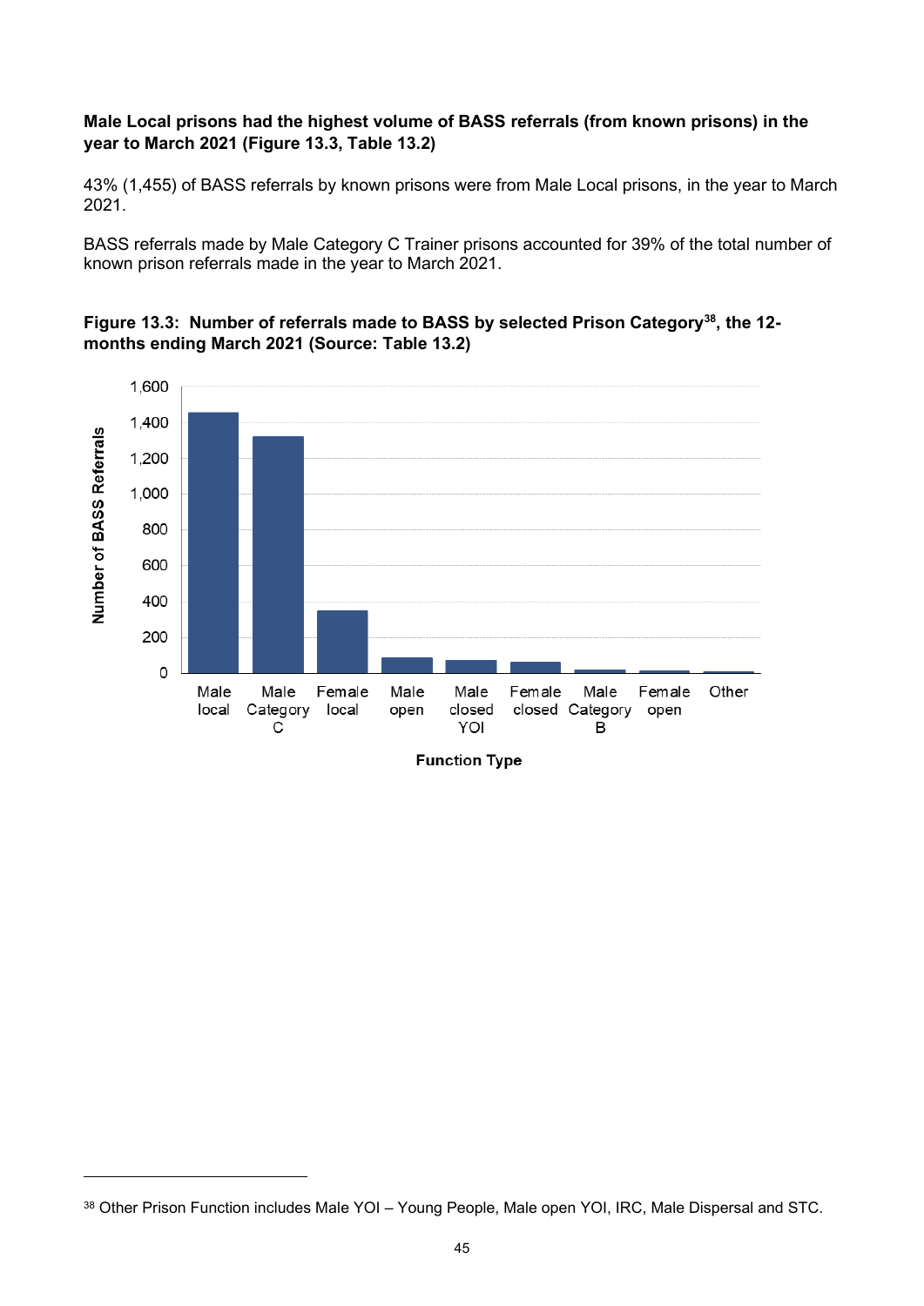**Male Local prisons had the highest volume of BASS referrals (from known prisons) in the year to March 2021 (Figure 13.3, Table 13.2)**

43% (1,455) of BASS referrals by known prisons were from Male Local prisons, in the year to March 2021.

BASS referrals made by Male Category C Trainer prisons accounted for 39% of the total number of known prison referrals made in the year to March 2021.

**Figure 13.3: Number of referrals made to BASS by selected Prison Category[38], the 12-months ending March 2021 (Source: Table 13.2)**

[38] Other Prison Function includes Male YOI – Young People, Male open YOI, IRC, Male Dispersal and STC.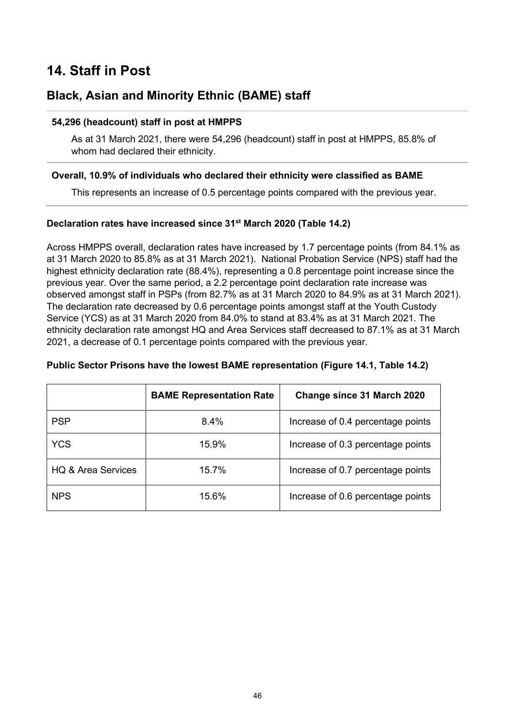# 14. Staff in Post

## Black, Asian and Minority Ethnic (BAME) staff

**54,296 (headcount) staff in post at HMPPS**

As at 31 March 2021, there were 54,296 (headcount) staff in post at HMPPS, 85.8% of whom had declared their ethnicity.

**Overall, 10.9% of individuals who declared their ethnicity were classified as BAME**

This represents an increase of 0.5 percentage points compared with the previous year.

**Declaration rates have increased since 31st March 2020 (Table 14.2)**

Across HMPPS overall, declaration rates have increased by 1.7 percentage points (from 84.1% as at 31 March 2020 to 85.8% as at 31 March 2021). National Probation Service (NPS) staff had the highest ethnicity declaration rate (88.4%), representing a 0.8 percentage point increase since the previous year. Over the same period, a 2.2 percentage point declaration rate increase was observed amongst staff in PSPs (from 82.7% as at 31 March 2020 to 84.9% as at 31 March 2021). The declaration rate decreased by 0.6 percentage points amongst staff at the Youth Custody Service (YCS) as at 31 March 2020 from 84.0% to stand at 83.4% as at 31 March 2021. The ethnicity declaration rate amongst HQ and Area Services staff decreased to 87.1% as at 31 March 2021, a decrease of 0.1 percentage points compared with the previous year.

**Public Sector Prisons have the lowest BAME representation (Figure 14.1, Table 14.2)**

| | BAME Representation Rate | Change since 31 March 2020 |
|---|---|---|
| PSP | 8.4% | Increase of 0.4 percentage points |
| YCS | 15.9% | Increase of 0.3 percentage points |
| HQ & Area Services | 15.7% | Increase of 0.7 percentage points |
| NPS | 15.6% | Increase of 0.6 percentage points |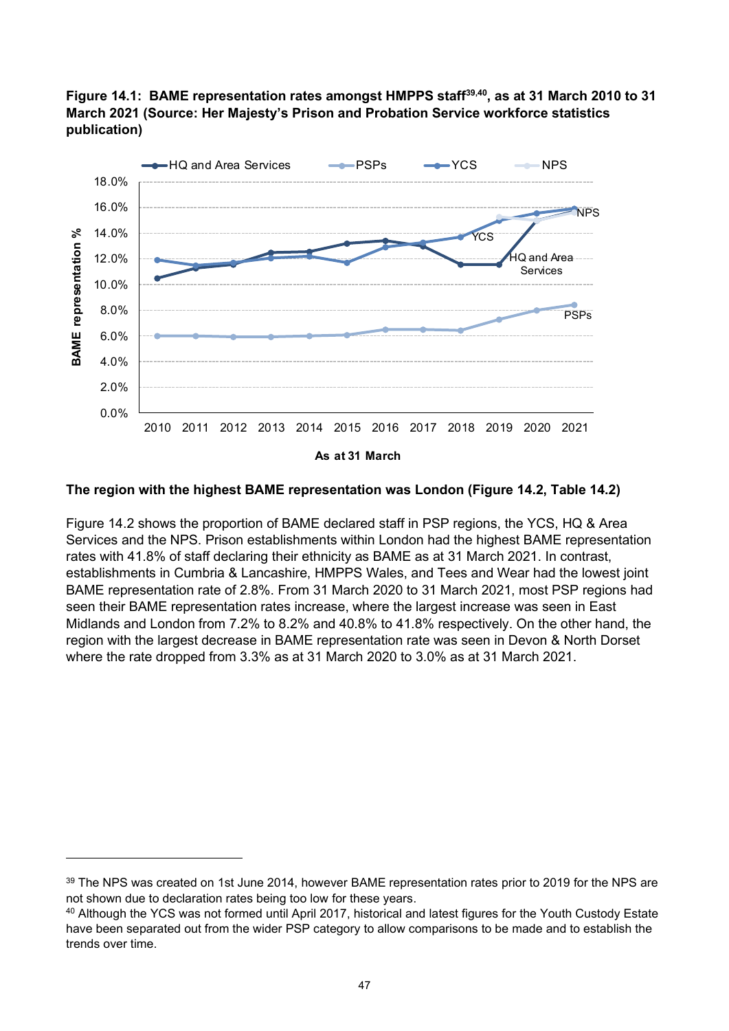**Figure 14.1: BAME representation rates amongst HMPPS staff[39,40], as at 31 March 2010 to 31 March 2021 (Source: Her Majesty's Prison and Probation Service workforce statistics publication)**

**The region with the highest BAME representation was London (Figure 14.2, Table 14.2)**

Figure 14.2 shows the proportion of BAME declared staff in PSP regions, the YCS, HQ & Area Services and the NPS. Prison establishments within London had the highest BAME representation rates with 41.8% of staff declaring their ethnicity as BAME as at 31 March 2021. In contrast, establishments in Cumbria & Lancashire, HMPPS Wales, and Tees and Wear had the lowest joint BAME representation rate of 2.8%. From 31 March 2020 to 31 March 2021, most PSP regions had seen their BAME representation rates increase, where the largest increase was seen in East Midlands and London from 7.2% to 8.2% and 40.8% to 41.8% respectively. On the other hand, the region with the largest decrease in BAME representation rate was seen in Devon & North Dorset where the rate dropped from 3.3% as at 31 March 2020 to 3.0% as at 31 March 2021.

---

[39] The NPS was created on 1st June 2014, however BAME representation rates prior to 2019 for the NPS are not shown due to declaration rates being too low for these years.

[40] Although the YCS was not formed until April 2017, historical and latest figures for the Youth Custody Estate have been separated out from the wider PSP category to allow comparisons to be made and to establish the trends over time.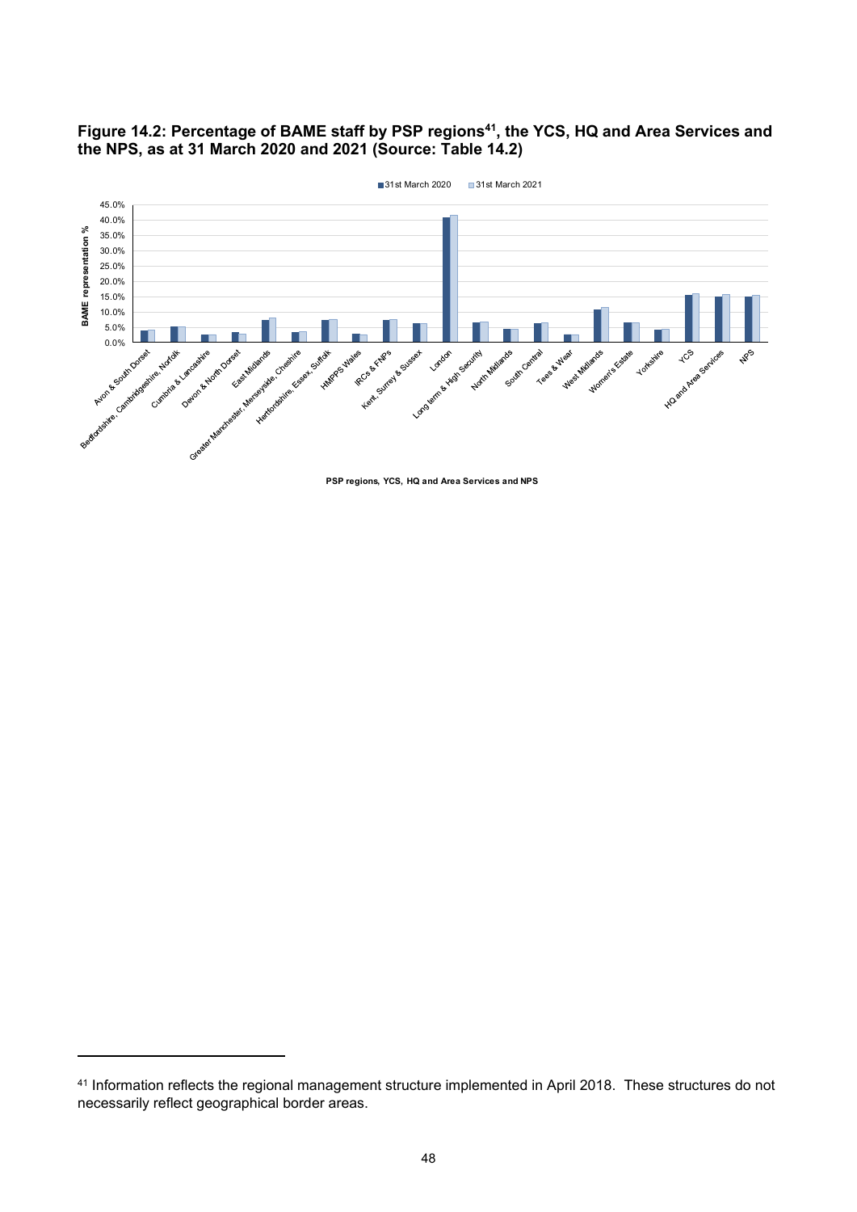**Figure 14.2: Percentage of BAME staff by PSP regions[41], the YCS, HQ and Area Services and the NPS, as at 31 March 2020 and 2021 (Source: Table 14.2)**

---

[41] Information reflects the regional management structure implemented in April 2018. These structures do not necessarily reflect geographical border areas.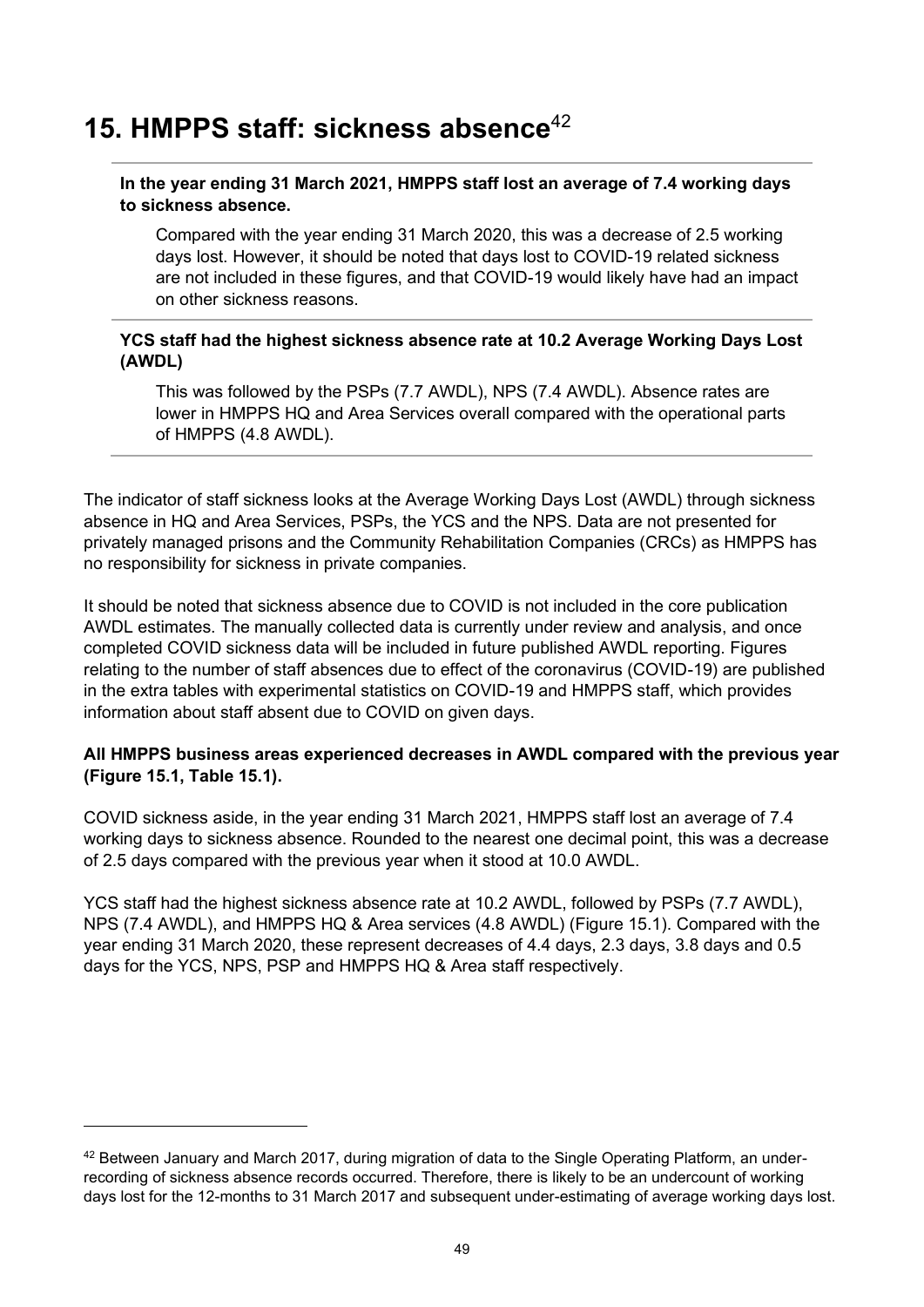# 15. HMPPS staff: sickness absence[42]

**In the year ending 31 March 2021, HMPPS staff lost an average of 7.4 working days to sickness absence.**

Compared with the year ending 31 March 2020, this was a decrease of 2.5 working days lost. However, it should be noted that days lost to COVID-19 related sickness are not included in these figures, and that COVID-19 would likely have had an impact on other sickness reasons.

**YCS staff had the highest sickness absence rate at 10.2 Average Working Days Lost (AWDL)**

This was followed by the PSPs (7.7 AWDL), NPS (7.4 AWDL). Absence rates are lower in HMPPS HQ and Area Services overall compared with the operational parts of HMPPS (4.8 AWDL).

The indicator of staff sickness looks at the Average Working Days Lost (AWDL) through sickness absence in HQ and Area Services, PSPs, the YCS and the NPS. Data are not presented for privately managed prisons and the Community Rehabilitation Companies (CRCs) as HMPPS has no responsibility for sickness in private companies.

It should be noted that sickness absence due to COVID is not included in the core publication AWDL estimates. The manually collected data is currently under review and analysis, and once completed COVID sickness data will be included in future published AWDL reporting. Figures relating to the number of staff absences due to effect of the coronavirus (COVID-19) are published in the extra tables with experimental statistics on COVID-19 and HMPPS staff, which provides information about staff absent due to COVID on given days.

**All HMPPS business areas experienced decreases in AWDL compared with the previous year (Figure 15.1, Table 15.1).**

COVID sickness aside, in the year ending 31 March 2021, HMPPS staff lost an average of 7.4 working days to sickness absence. Rounded to the nearest one decimal point, this was a decrease of 2.5 days compared with the previous year when it stood at 10.0 AWDL.

YCS staff had the highest sickness absence rate at 10.2 AWDL, followed by PSPs (7.7 AWDL), NPS (7.4 AWDL), and HMPPS HQ & Area services (4.8 AWDL) (Figure 15.1). Compared with the year ending 31 March 2020, these represent decreases of 4.4 days, 2.3 days, 3.8 days and 0.5 days for the YCS, NPS, PSP and HMPPS HQ & Area staff respectively.

---

[42] Between January and March 2017, during migration of data to the Single Operating Platform, an under-recording of sickness absence records occurred. Therefore, there is likely to be an undercount of working days lost for the 12-months to 31 March 2017 and subsequent under-estimating of average working days lost.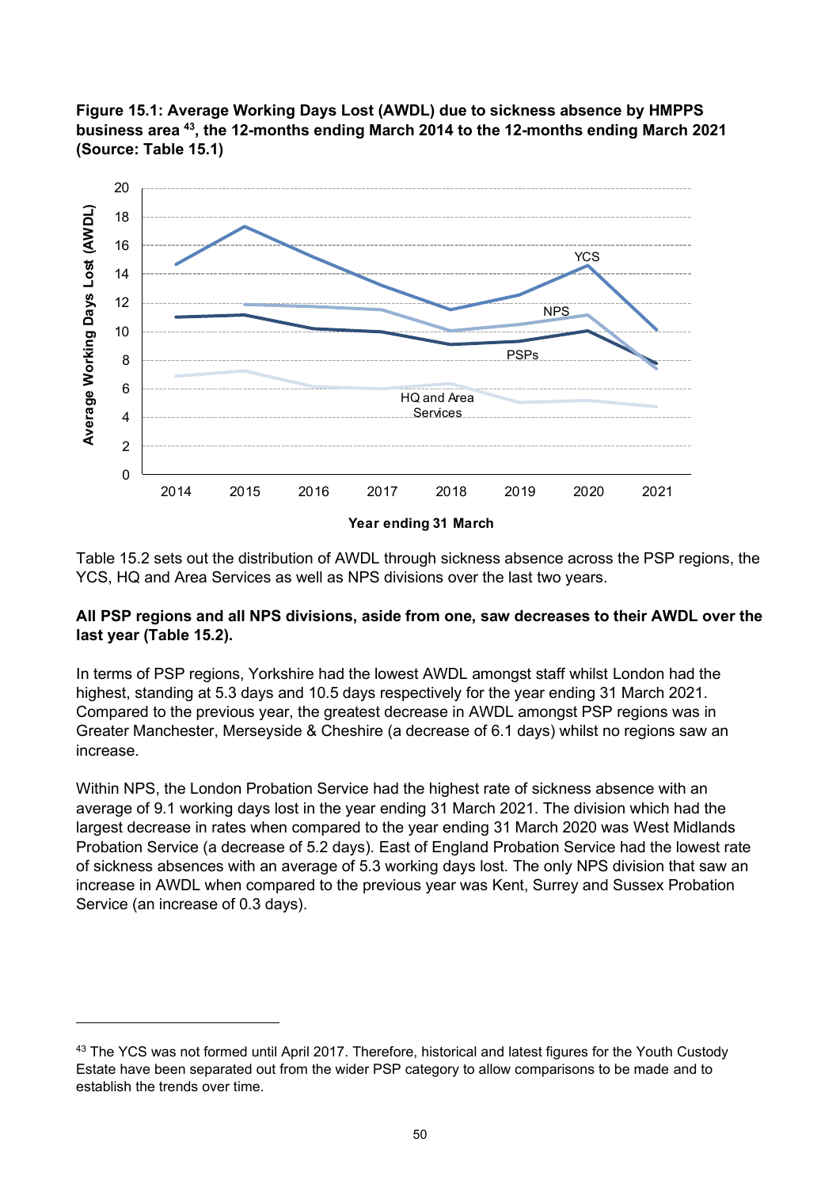**Figure 15.1: Average Working Days Lost (AWDL) due to sickness absence by HMPPS business area [43], the 12-months ending March 2014 to the 12-months ending March 2021 (Source: Table 15.1)**

Table 15.2 sets out the distribution of AWDL through sickness absence across the PSP regions, the YCS, HQ and Area Services as well as NPS divisions over the last two years.

**All PSP regions and all NPS divisions, aside from one, saw decreases to their AWDL over the last year (Table 15.2).**

In terms of PSP regions, Yorkshire had the lowest AWDL amongst staff whilst London had the highest, standing at 5.3 days and 10.5 days respectively for the year ending 31 March 2021. Compared to the previous year, the greatest decrease in AWDL amongst PSP regions was in Greater Manchester, Merseyside & Cheshire (a decrease of 6.1 days) whilst no regions saw an increase.

Within NPS, the London Probation Service had the highest rate of sickness absence with an average of 9.1 working days lost in the year ending 31 March 2021. The division which had the largest decrease in rates when compared to the year ending 31 March 2020 was West Midlands Probation Service (a decrease of 5.2 days). East of England Probation Service had the lowest rate of sickness absences with an average of 5.3 working days lost. The only NPS division that saw an increase in AWDL when compared to the previous year was Kent, Surrey and Sussex Probation Service (an increase of 0.3 days).

[43] The YCS was not formed until April 2017. Therefore, historical and latest figures for the Youth Custody Estate have been separated out from the wider PSP category to allow comparisons to be made and to establish the trends over time.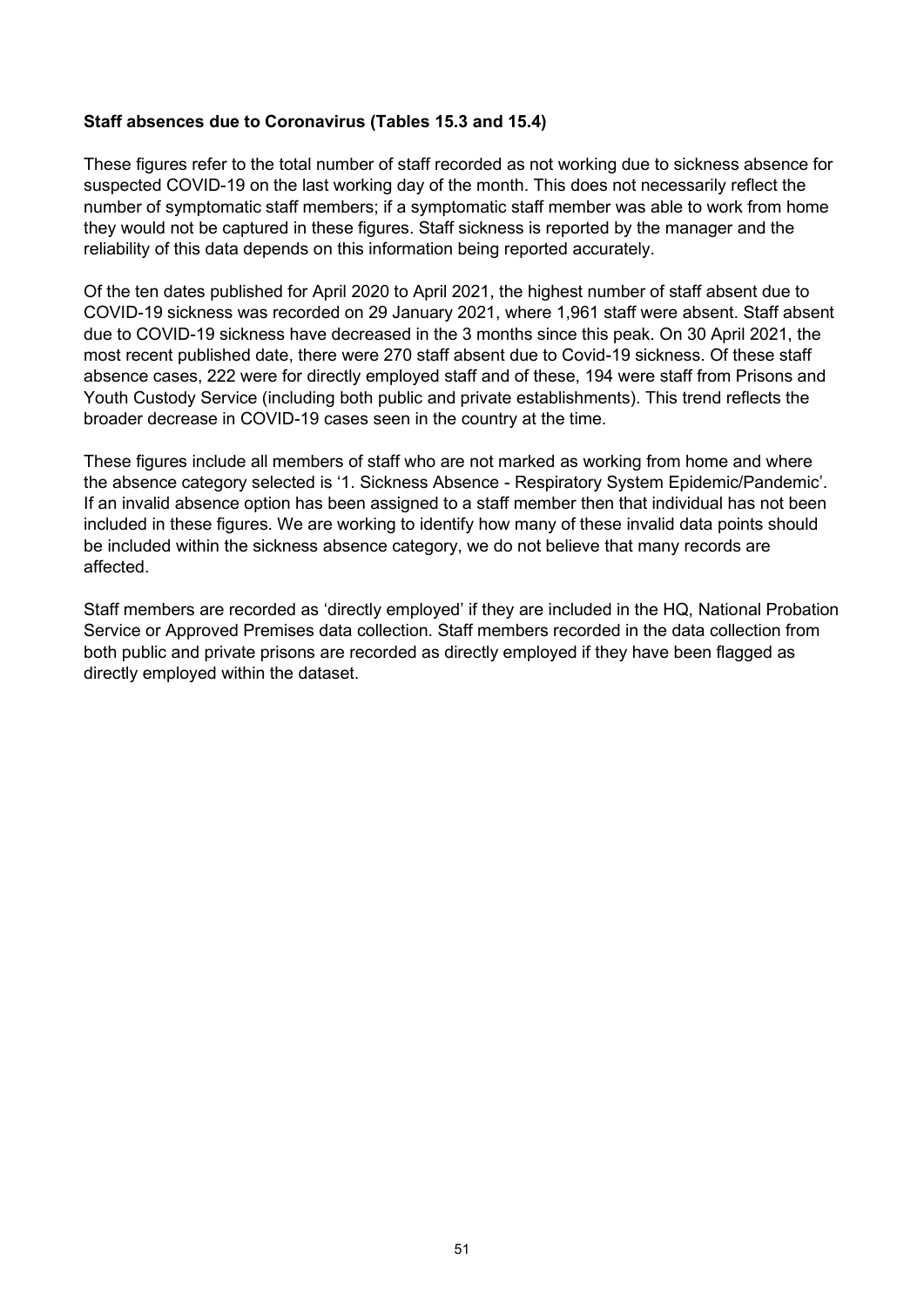**Staff absences due to Coronavirus (Tables 15.3 and 15.4)**

These figures refer to the total number of staff recorded as not working due to sickness absence for suspected COVID-19 on the last working day of the month. This does not necessarily reflect the number of symptomatic staff members; if a symptomatic staff member was able to work from home they would not be captured in these figures. Staff sickness is reported by the manager and the reliability of this data depends on this information being reported accurately.

Of the ten dates published for April 2020 to April 2021, the highest number of staff absent due to COVID-19 sickness was recorded on 29 January 2021, where 1,961 staff were absent. Staff absent due to COVID-19 sickness have decreased in the 3 months since this peak. On 30 April 2021, the most recent published date, there were 270 staff absent due to Covid-19 sickness. Of these staff absence cases, 222 were for directly employed staff and of these, 194 were staff from Prisons and Youth Custody Service (including both public and private establishments). This trend reflects the broader decrease in COVID-19 cases seen in the country at the time.

These figures include all members of staff who are not marked as working from home and where the absence category selected is '1. Sickness Absence - Respiratory System Epidemic/Pandemic'. If an invalid absence option has been assigned to a staff member then that individual has not been included in these figures. We are working to identify how many of these invalid data points should be included within the sickness absence category, we do not believe that many records are affected.

Staff members are recorded as 'directly employed' if they are included in the HQ, National Probation Service or Approved Premises data collection. Staff members recorded in the data collection from both public and private prisons are recorded as directly employed if they have been flagged as directly employed within the dataset.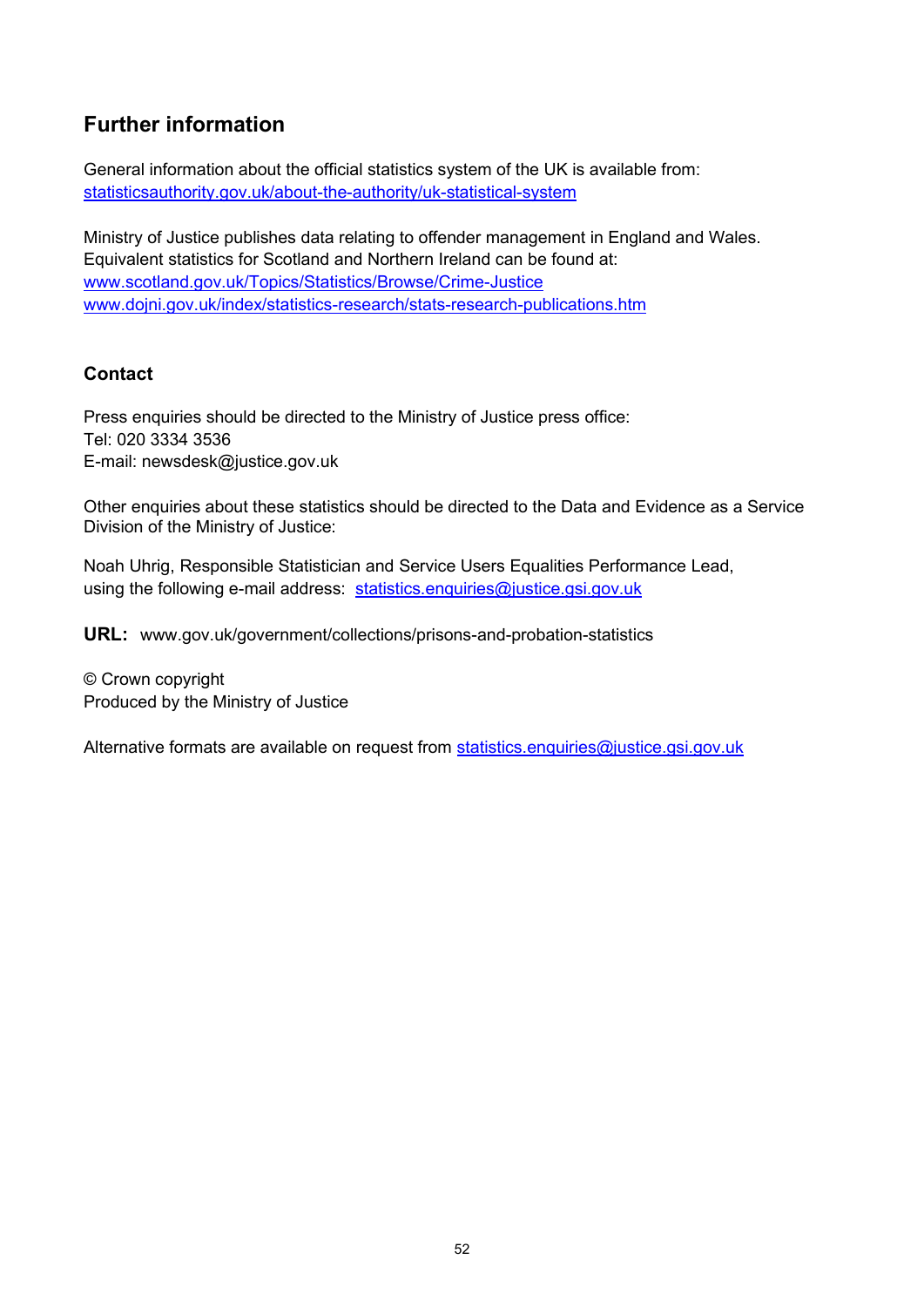## Further information

General information about the official statistics system of the UK is available from:
statisticsauthority.gov.uk/about-the-authority/uk-statistical-system

Ministry of Justice publishes data relating to offender management in England and Wales. Equivalent statistics for Scotland and Northern Ireland can be found at:
www.scotland.gov.uk/Topics/Statistics/Browse/Crime-Justice
www.dojni.gov.uk/index/statistics-research/stats-research-publications.htm

### Contact

Press enquiries should be directed to the Ministry of Justice press office:
Tel: 020 3334 3536
E-mail: newsdesk@justice.gov.uk

Other enquiries about these statistics should be directed to the Data and Evidence as a Service Division of the Ministry of Justice:

Noah Uhrig, Responsible Statistician and Service Users Equalities Performance Lead, using the following e-mail address: statistics.enquiries@justice.gsi.gov.uk

**URL:** www.gov.uk/government/collections/prisons-and-probation-statistics

© Crown copyright
Produced by the Ministry of Justice

Alternative formats are available on request from statistics.enquiries@justice.gsi.gov.uk